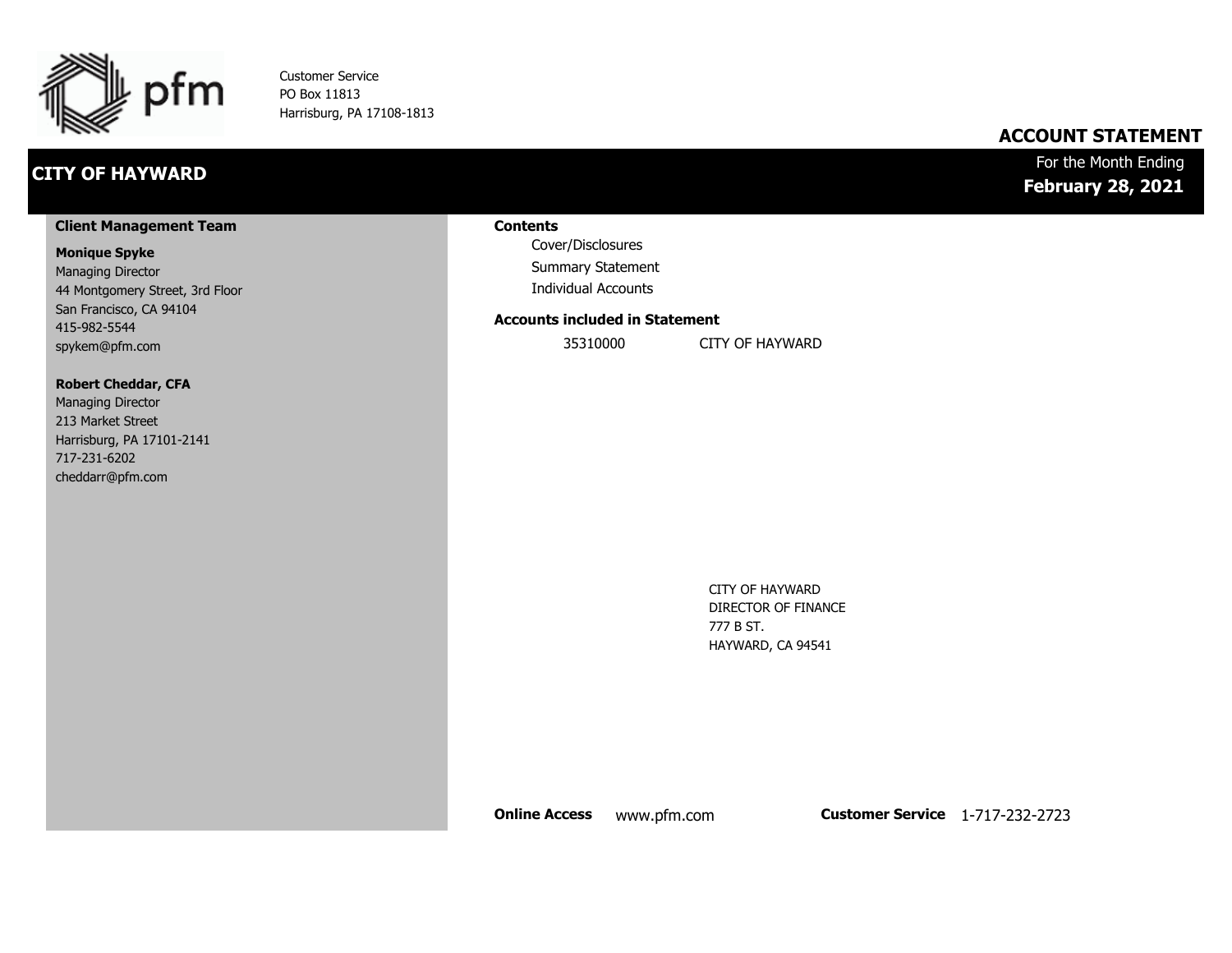pfm

Customer Service
PO Box 11813
Harrisburg, PA 17108-1813

# ACCOUNT STATEMENT

## CITY OF HAYWARD

For the Month Ending
**February 28, 2021**

### Client Management Team

**Monique Spyke**
Managing Director
44 Montgomery Street, 3rd Floor
San Francisco, CA 94104
415-982-5544
spykem@pfm.com

**Robert Cheddar, CFA**
Managing Director
213 Market Street
Harrisburg, PA 17101-2141
717-231-6202
cheddarr@pfm.com

### Contents

- Cover/Disclosures
- Summary Statement
- Individual Accounts

### Accounts included in Statement

| | |
|---|---|
| 35310000 | CITY OF HAYWARD |

CITY OF HAYWARD
DIRECTOR OF FINANCE
777 B ST.
HAYWARD, CA 94541

**Online Access** www.pfm.com **Customer Service** 1-717-232-2723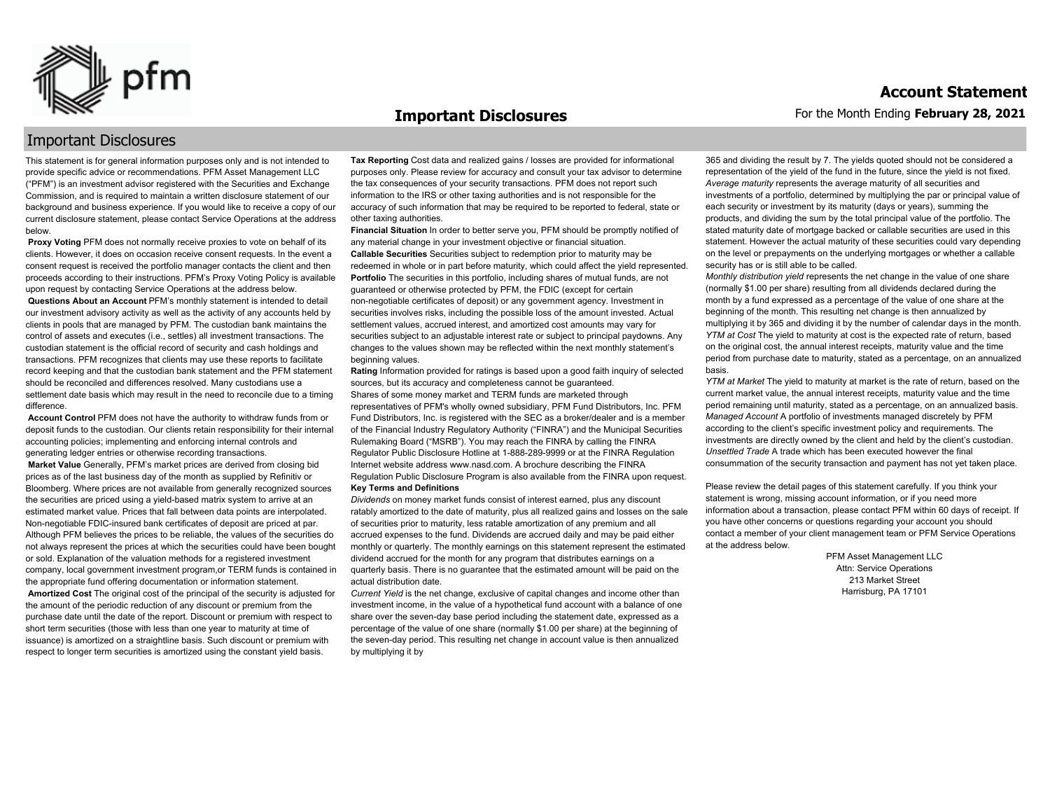# Important Disclosures

## Important Disclosures

This statement is for general information purposes only and is not intended to provide specific advice or recommendations. PFM Asset Management LLC ("PFM") is an investment advisor registered with the Securities and Exchange Commission, and is required to maintain a written disclosure statement of our background and business experience. If you would like to receive a copy of our current disclosure statement, please contact Service Operations at the address below.

**Proxy Voting** PFM does not normally receive proxies to vote on behalf of its clients. However, it does on occasion receive consent requests. In the event a consent request is received the portfolio manager contacts the client and then proceeds according to their instructions. PFM's Proxy Voting Policy is available upon request by contacting Service Operations at the address below.

**Questions About an Account** PFM's monthly statement is intended to detail our investment advisory activity as well as the activity of any accounts held by clients in pools that are managed by PFM. The custodian bank maintains the control of assets and executes (i.e., settles) all investment transactions. The custodian statement is the official record of security and cash holdings and transactions. PFM recognizes that clients may use these reports to facilitate record keeping and that the custodian bank statement and the PFM statement should be reconciled and differences resolved. Many custodians use a settlement date basis which may result in the need to reconcile due to a timing difference.

**Account Control** PFM does not have the authority to withdraw funds from or deposit funds to the custodian. Our clients retain responsibility for their internal accounting policies; implementing and enforcing internal controls and generating ledger entries or otherwise recording transactions.

**Market Value** Generally, PFM's market prices are derived from closing bid prices as of the last business day of the month as supplied by Refinitiv or Bloomberg. Where prices are not available from generally recognized sources the securities are priced using a yield-based matrix system to arrive at an estimated market value. Prices that fall between data points are interpolated. Non-negotiable FDIC-insured bank certificates of deposit are priced at par. Although PFM believes the prices to be reliable, the values of the securities do not always represent the prices at which the securities could have been bought or sold. Explanation of the valuation methods for a registered investment company, local government investment program,or TERM funds is contained in the appropriate fund offering documentation or information statement.

**Amortized Cost** The original cost of the principal of the security is adjusted for the amount of the periodic reduction of any discount or premium from the purchase date until the date of the report. Discount or premium with respect to short term securities (those with less than one year to maturity at time of issuance) is amortized on a straightline basis. Such discount or premium with respect to longer term securities is amortized using the constant yield basis.

**Tax Reporting** Cost data and realized gains / losses are provided for informational purposes only. Please review for accuracy and consult your tax advisor to determine the tax consequences of your security transactions. PFM does not report such information to the IRS or other taxing authorities and is not responsible for the accuracy of such information that may be required to be reported to federal, state or other taxing authorities.

**Financial Situation** In order to better serve you, PFM should be promptly notified of any material change in your investment objective or financial situation.

**Callable Securities** Securities subject to redemption prior to maturity may be redeemed in whole or in part before maturity, which could affect the yield represented.

**Portfolio** The securities in this portfolio, including shares of mutual funds, are not guaranteed or otherwise protected by PFM, the FDIC (except for certain non-negotiable certificates of deposit) or any government agency. Investment in securities involves risks, including the possible loss of the amount invested. Actual settlement values, accrued interest, and amortized cost amounts may vary for securities subject to an adjustable interest rate or subject to principal paydowns. Any changes to the values shown may be reflected within the next monthly statement's beginning values.

**Rating** Information provided for ratings is based upon a good faith inquiry of selected sources, but its accuracy and completeness cannot be guaranteed.

Shares of some money market and TERM funds are marketed through representatives of PFM's wholly owned subsidiary, PFM Fund Distributors, Inc. PFM Fund Distributors, Inc. is registered with the SEC as a broker/dealer and is a member of the Financial Industry Regulatory Authority ("FINRA") and the Municipal Securities Rulemaking Board ("MSRB"). You may reach the FINRA by calling the FINRA Regulator Public Disclosure Hotline at 1-888-289-9999 or at the FINRA Regulation Internet website address www.nasd.com. A brochure describing the FINRA Regulation Public Disclosure Program is also available from the FINRA upon request.

**Key Terms and Definitions**

*Dividends* on money market funds consist of interest earned, plus any discount ratably amortized to the date of maturity, plus all realized gains and losses on the sale of securities prior to maturity, less ratable amortization of any premium and all accrued expenses to the fund. Dividends are accrued daily and may be paid either monthly or quarterly. The monthly earnings on this statement represent the estimated dividend accrued for the month for any program that distributes earnings on a quarterly basis. There is no guarantee that the estimated amount will be paid on the actual distribution date.

*Current Yield* is the net change, exclusive of capital changes and income other than investment income, in the value of a hypothetical fund account with a balance of one share over the seven-day base period including the statement date, expressed as a percentage of the value of one share (normally $1.00 per share) at the beginning of the seven-day period. This resulting net change in account value is then annualized by multiplying it by 365 and dividing the result by 7. The yields quoted should not be considered a representation of the yield of the fund in the future, since the yield is not fixed.

*Average maturity* represents the average maturity of all securities and investments of a portfolio, determined by multiplying the par or principal value of each security or investment by its maturity (days or years), summing the products, and dividing the sum by the total principal value of the portfolio. The stated maturity date of mortgage backed or callable securities are used in this statement. However the actual maturity of these securities could vary depending on the level or prepayments on the underlying mortgages or whether a callable security has or is still able to be called.

*Monthly distribution yield* represents the net change in the value of one share (normally $1.00 per share) resulting from all dividends declared during the month by a fund expressed as a percentage of the value of one share at the beginning of the month. This resulting net change is then annualized by multiplying it by 365 and dividing it by the number of calendar days in the month.

*YTM at Cost* The yield to maturity at cost is the expected rate of return, based on the original cost, the annual interest receipts, maturity value and the time period from purchase date to maturity, stated as a percentage, on an annualized basis.

*YTM at Market* The yield to maturity at market is the rate of return, based on the current market value, the annual interest receipts, maturity value and the time period remaining until maturity, stated as a percentage, on an annualized basis.

*Managed Account* A portfolio of investments managed discretely by PFM according to the client's specific investment policy and requirements. The investments are directly owned by the client and held by the client's custodian.

*Unsettled Trade* A trade which has been executed however the final consummation of the security transaction and payment has not yet taken place.

Please review the detail pages of this statement carefully. If you think your statement is wrong, missing account information, or if you need more information about a transaction, please contact PFM within 60 days of receipt. If you have other concerns or questions regarding your account you should contact a member of your client management team or PFM Service Operations at the address below.

PFM Asset Management LLC
Attn: Service Operations
213 Market Street
Harrisburg, PA 17101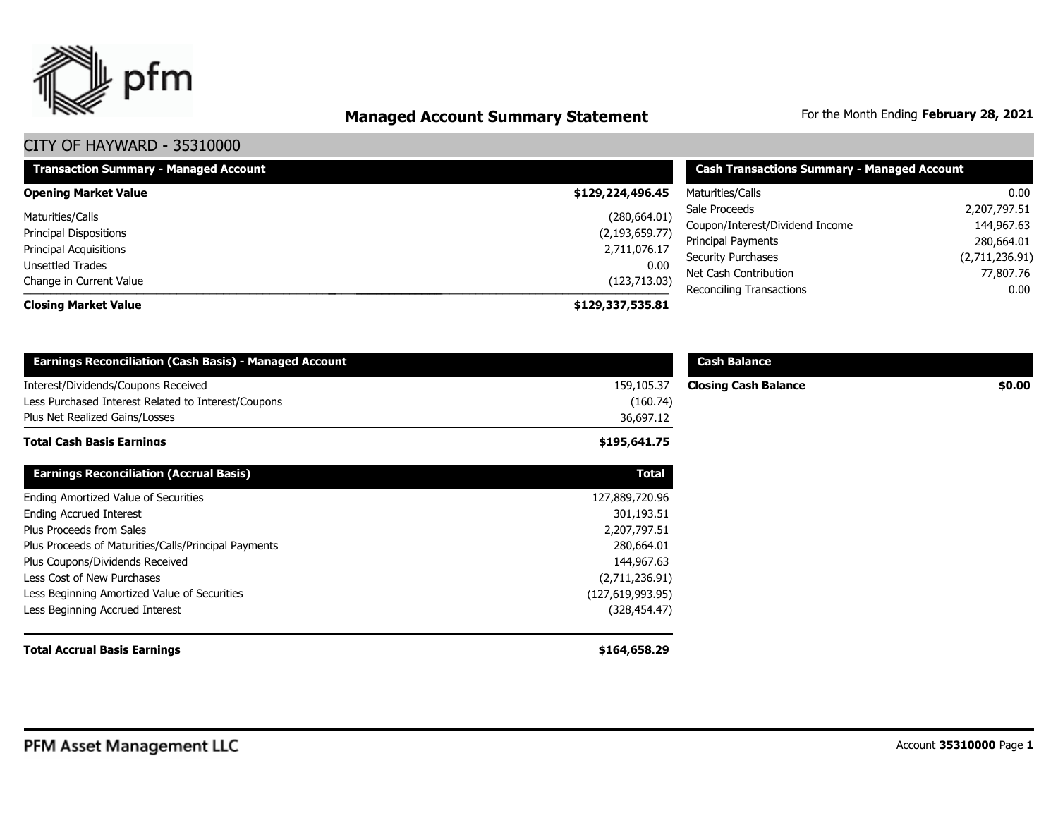# Managed Account Summary Statement

For the Month Ending **February 28, 2021**

## CITY OF HAYWARD - 35310000

| Transaction Summary - Managed Account | |
|---|---|
| **Opening Market Value** | **$129,224,496.45** |
| Maturities/Calls | (280,664.01) |
| Principal Dispositions | (2,193,659.77) |
| Principal Acquisitions | 2,711,076.17 |
| Unsettled Trades | 0.00 |
| Change in Current Value | (123,713.03) |
| **Closing Market Value** | **$129,337,535.81** |

| Cash Transactions Summary - Managed Account | |
|---|---|
| Maturities/Calls | 0.00 |
| Sale Proceeds | 2,207,797.51 |
| Coupon/Interest/Dividend Income | 144,967.63 |
| Principal Payments | 280,664.01 |
| Security Purchases | (2,711,236.91) |
| Net Cash Contribution | 77,807.76 |
| Reconciling Transactions | 0.00 |

| Earnings Reconciliation (Cash Basis) - Managed Account | |
|---|---|
| Interest/Dividends/Coupons Received | 159,105.37 |
| Less Purchased Interest Related to Interest/Coupons | (160.74) |
| Plus Net Realized Gains/Losses | 36,697.12 |
| **Total Cash Basis Earnings** | **$195,641.75** |

| Cash Balance | |
|---|---|
| **Closing Cash Balance** | **$0.00** |

| Earnings Reconciliation (Accrual Basis) | Total |
|---|---|
| Ending Amortized Value of Securities | 127,889,720.96 |
| Ending Accrued Interest | 301,193.51 |
| Plus Proceeds from Sales | 2,207,797.51 |
| Plus Proceeds of Maturities/Calls/Principal Payments | 280,664.01 |
| Plus Coupons/Dividends Received | 144,967.63 |
| Less Cost of New Purchases | (2,711,236.91) |
| Less Beginning Amortized Value of Securities | (127,619,993.95) |
| Less Beginning Accrued Interest | (328,454.47) |
| **Total Accrual Basis Earnings** | **$164,658.29** |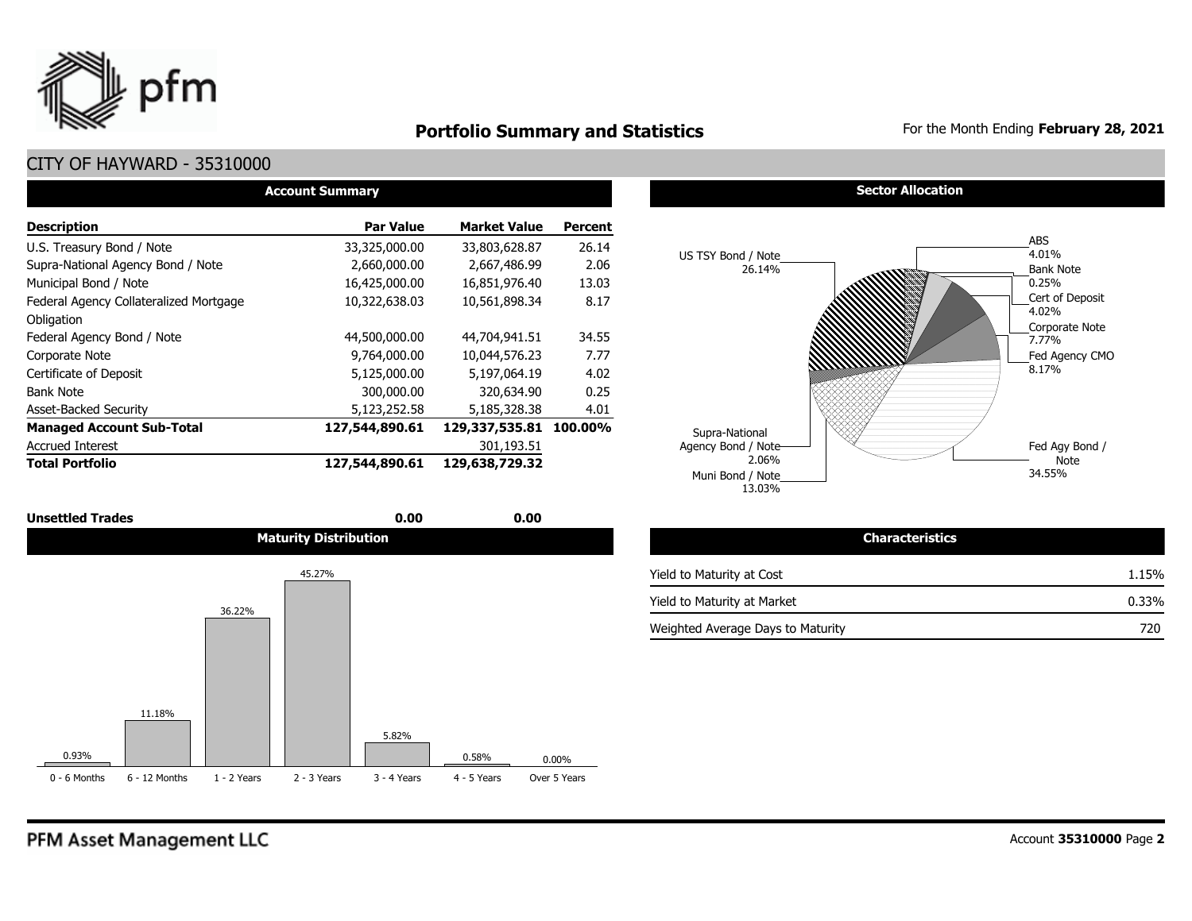# Portfolio Summary and Statistics

For the Month Ending **February 28, 2021**

## CITY OF HAYWARD - 35310000

### Account Summary

| Description | Par Value | Market Value | Percent |
|---|---|---|---|
| U.S. Treasury Bond / Note | 33,325,000.00 | 33,803,628.87 | 26.14 |
| Supra-National Agency Bond / Note | 2,660,000.00 | 2,667,486.99 | 2.06 |
| Municipal Bond / Note | 16,425,000.00 | 16,851,976.40 | 13.03 |
| Federal Agency Collateralized Mortgage Obligation | 10,322,638.03 | 10,561,898.34 | 8.17 |
| Federal Agency Bond / Note | 44,500,000.00 | 44,704,941.51 | 34.55 |
| Corporate Note | 9,764,000.00 | 10,044,576.23 | 7.77 |
| Certificate of Deposit | 5,125,000.00 | 5,197,064.19 | 4.02 |
| Bank Note | 300,000.00 | 320,634.90 | 0.25 |
| Asset-Backed Security | 5,123,252.58 | 5,185,328.38 | 4.01 |
| **Managed Account Sub-Total** | **127,544,890.61** | **129,337,535.81** | **100.00%** |
| Accrued Interest | | 301,193.51 | |
| **Total Portfolio** | **127,544,890.61** | **129,638,729.32** | |
| **Unsettled Trades** | **0.00** | **0.00** | |

### Sector Allocation

| Sector | Percent |
|---|---|
| US TSY Bond / Note | 26.14% |
| Supra-National Agency Bond / Note | 2.06% |
| Muni Bond / Note | 13.03% |
| Fed Agy Bond / Note | 34.55% |
| Fed Agency CMO | 8.17% |
| Corporate Note | 7.77% |
| Cert of Deposit | 4.02% |
| Bank Note | 0.25% |
| ABS | 4.01% |

### Maturity Distribution

| 0 - 6 Months | 6 - 12 Months | 1 - 2 Years | 2 - 3 Years | 3 - 4 Years | 4 - 5 Years | Over 5 Years |
|---|---|---|---|---|---|---|
| 0.93% | 11.18% | 36.22% | 45.27% | 5.82% | 0.58% | 0.00% |

### Characteristics

| | |
|---|---|
| Yield to Maturity at Cost | 1.15% |
| Yield to Maturity at Market | 0.33% |
| Weighted Average Days to Maturity | 720 |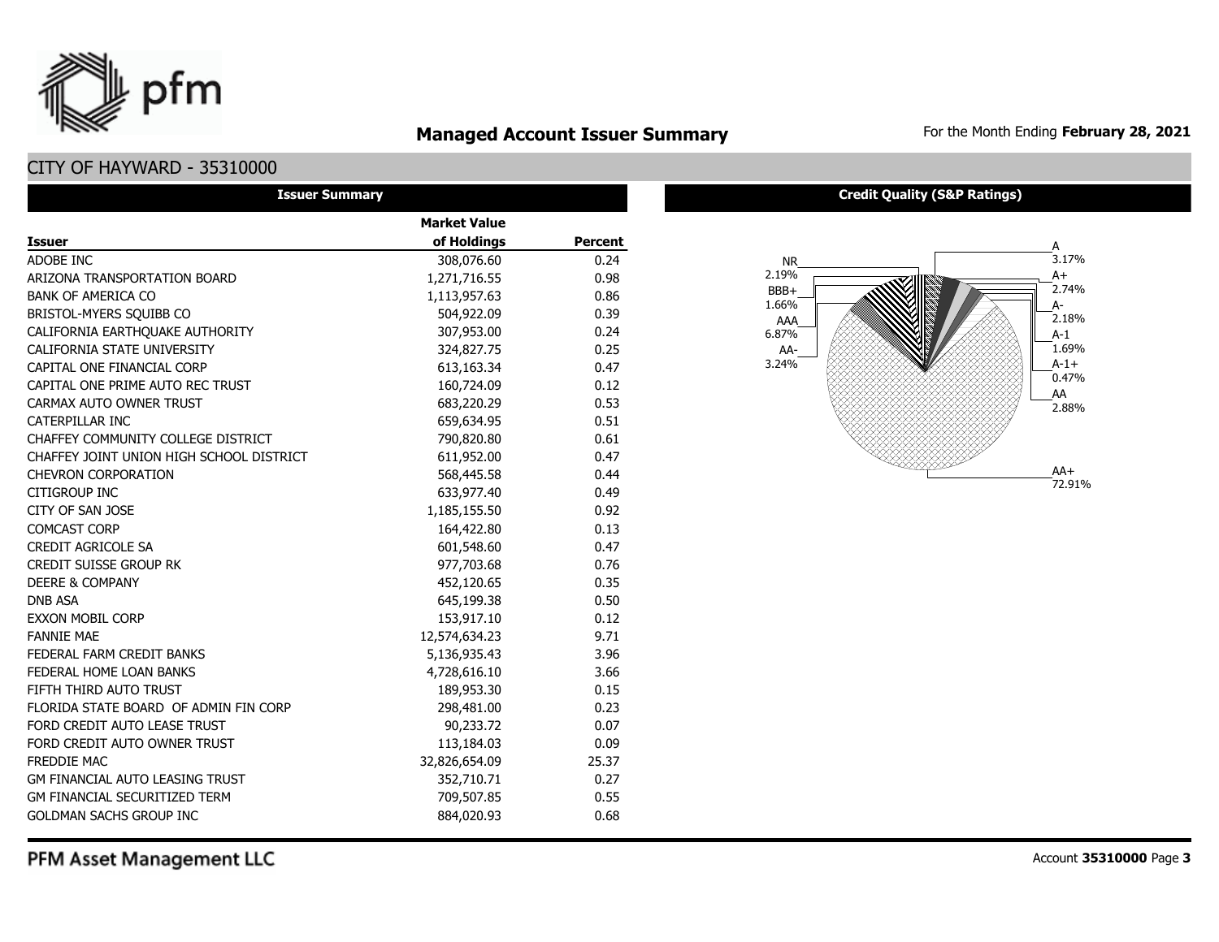# Managed Account Issuer Summary

For the Month Ending **February 28, 2021**

## CITY OF HAYWARD - 35310000

### Issuer Summary

| Issuer | Market Value of Holdings | Percent |
|---|---|---|
| ADOBE INC | 308,076.60 | 0.24 |
| ARIZONA TRANSPORTATION BOARD | 1,271,716.55 | 0.98 |
| BANK OF AMERICA CO | 1,113,957.63 | 0.86 |
| BRISTOL-MYERS SQUIBB CO | 504,922.09 | 0.39 |
| CALIFORNIA EARTHQUAKE AUTHORITY | 307,953.00 | 0.24 |
| CALIFORNIA STATE UNIVERSITY | 324,827.75 | 0.25 |
| CAPITAL ONE FINANCIAL CORP | 613,163.34 | 0.47 |
| CAPITAL ONE PRIME AUTO REC TRUST | 160,724.09 | 0.12 |
| CARMAX AUTO OWNER TRUST | 683,220.29 | 0.53 |
| CATERPILLAR INC | 659,634.95 | 0.51 |
| CHAFFEY COMMUNITY COLLEGE DISTRICT | 790,820.80 | 0.61 |
| CHAFFEY JOINT UNION HIGH SCHOOL DISTRICT | 611,952.00 | 0.47 |
| CHEVRON CORPORATION | 568,445.58 | 0.44 |
| CITIGROUP INC | 633,977.40 | 0.49 |
| CITY OF SAN JOSE | 1,185,155.50 | 0.92 |
| COMCAST CORP | 164,422.80 | 0.13 |
| CREDIT AGRICOLE SA | 601,548.60 | 0.47 |
| CREDIT SUISSE GROUP RK | 977,703.68 | 0.76 |
| DEERE & COMPANY | 452,120.65 | 0.35 |
| DNB ASA | 645,199.38 | 0.50 |
| EXXON MOBIL CORP | 153,917.10 | 0.12 |
| FANNIE MAE | 12,574,634.23 | 9.71 |
| FEDERAL FARM CREDIT BANKS | 5,136,935.43 | 3.96 |
| FEDERAL HOME LOAN BANKS | 4,728,616.10 | 3.66 |
| FIFTH THIRD AUTO TRUST | 189,953.30 | 0.15 |
| FLORIDA STATE BOARD OF ADMIN FIN CORP | 298,481.00 | 0.23 |
| FORD CREDIT AUTO LEASE TRUST | 90,233.72 | 0.07 |
| FORD CREDIT AUTO OWNER TRUST | 113,184.03 | 0.09 |
| FREDDIE MAC | 32,826,654.09 | 25.37 |
| GM FINANCIAL AUTO LEASING TRUST | 352,710.71 | 0.27 |
| GM FINANCIAL SECURITIZED TERM | 709,507.85 | 0.55 |
| GOLDMAN SACHS GROUP INC | 884,020.93 | 0.68 |

### Credit Quality (S&P Ratings)

| Rating | Percent |
|---|---|
| A | 3.17% |
| A+ | 2.74% |
| A- | 2.18% |
| A-1 | 1.69% |
| A-1+ | 0.47% |
| AA | 2.88% |
| AA+ | 72.91% |
| AA- | 3.24% |
| AAA | 6.87% |
| BBB+ | 1.66% |
| NR | 2.19% |

PFM Asset Management LLC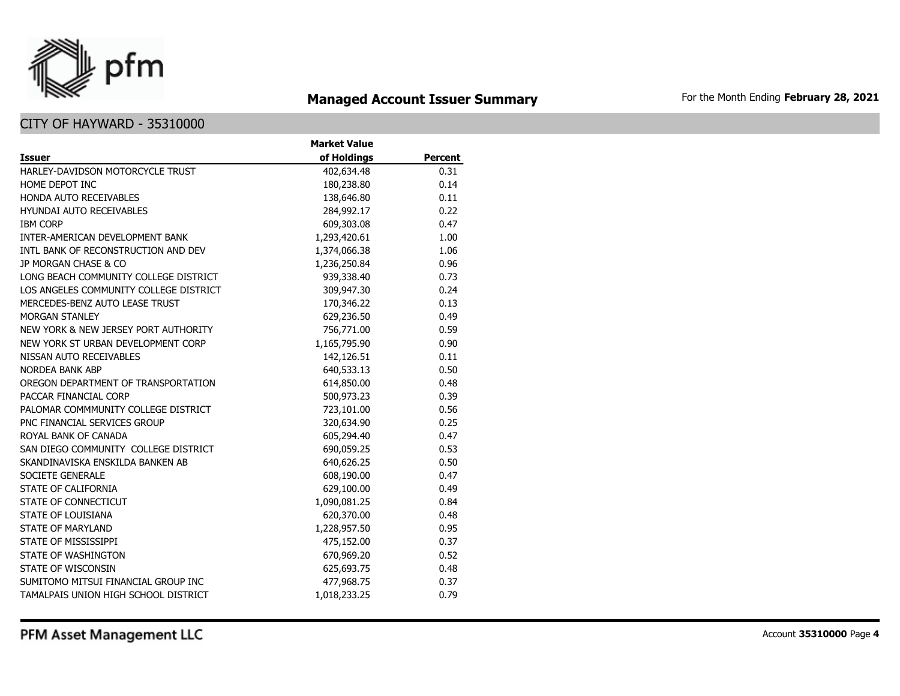# Managed Account Issuer Summary

For the Month Ending **February 28, 2021**

## CITY OF HAYWARD - 35310000

| Issuer | Market Value of Holdings | Percent |
|---|---|---|
| HARLEY-DAVIDSON MOTORCYCLE TRUST | 402,634.48 | 0.31 |
| HOME DEPOT INC | 180,238.80 | 0.14 |
| HONDA AUTO RECEIVABLES | 138,646.80 | 0.11 |
| HYUNDAI AUTO RECEIVABLES | 284,992.17 | 0.22 |
| IBM CORP | 609,303.08 | 0.47 |
| INTER-AMERICAN DEVELOPMENT BANK | 1,293,420.61 | 1.00 |
| INTL BANK OF RECONSTRUCTION AND DEV | 1,374,066.38 | 1.06 |
| JP MORGAN CHASE & CO | 1,236,250.84 | 0.96 |
| LONG BEACH COMMUNITY COLLEGE DISTRICT | 939,338.40 | 0.73 |
| LOS ANGELES COMMUNITY COLLEGE DISTRICT | 309,947.30 | 0.24 |
| MERCEDES-BENZ AUTO LEASE TRUST | 170,346.22 | 0.13 |
| MORGAN STANLEY | 629,236.50 | 0.49 |
| NEW YORK & NEW JERSEY PORT AUTHORITY | 756,771.00 | 0.59 |
| NEW YORK ST URBAN DEVELOPMENT CORP | 1,165,795.90 | 0.90 |
| NISSAN AUTO RECEIVABLES | 142,126.51 | 0.11 |
| NORDEA BANK ABP | 640,533.13 | 0.50 |
| OREGON DEPARTMENT OF TRANSPORTATION | 614,850.00 | 0.48 |
| PACCAR FINANCIAL CORP | 500,973.23 | 0.39 |
| PALOMAR COMMMUNITY COLLEGE DISTRICT | 723,101.00 | 0.56 |
| PNC FINANCIAL SERVICES GROUP | 320,634.90 | 0.25 |
| ROYAL BANK OF CANADA | 605,294.40 | 0.47 |
| SAN DIEGO COMMUNITY COLLEGE DISTRICT | 690,059.25 | 0.53 |
| SKANDINAVISKA ENSKILDA BANKEN AB | 640,626.25 | 0.50 |
| SOCIETE GENERALE | 608,190.00 | 0.47 |
| STATE OF CALIFORNIA | 629,100.00 | 0.49 |
| STATE OF CONNECTICUT | 1,090,081.25 | 0.84 |
| STATE OF LOUISIANA | 620,370.00 | 0.48 |
| STATE OF MARYLAND | 1,228,957.50 | 0.95 |
| STATE OF MISSISSIPPI | 475,152.00 | 0.37 |
| STATE OF WASHINGTON | 670,969.20 | 0.52 |
| STATE OF WISCONSIN | 625,693.75 | 0.48 |
| SUMITOMO MITSUI FINANCIAL GROUP INC | 477,968.75 | 0.37 |
| TAMALPAIS UNION HIGH SCHOOL DISTRICT | 1,018,233.25 | 0.79 |

PFM Asset Management LLC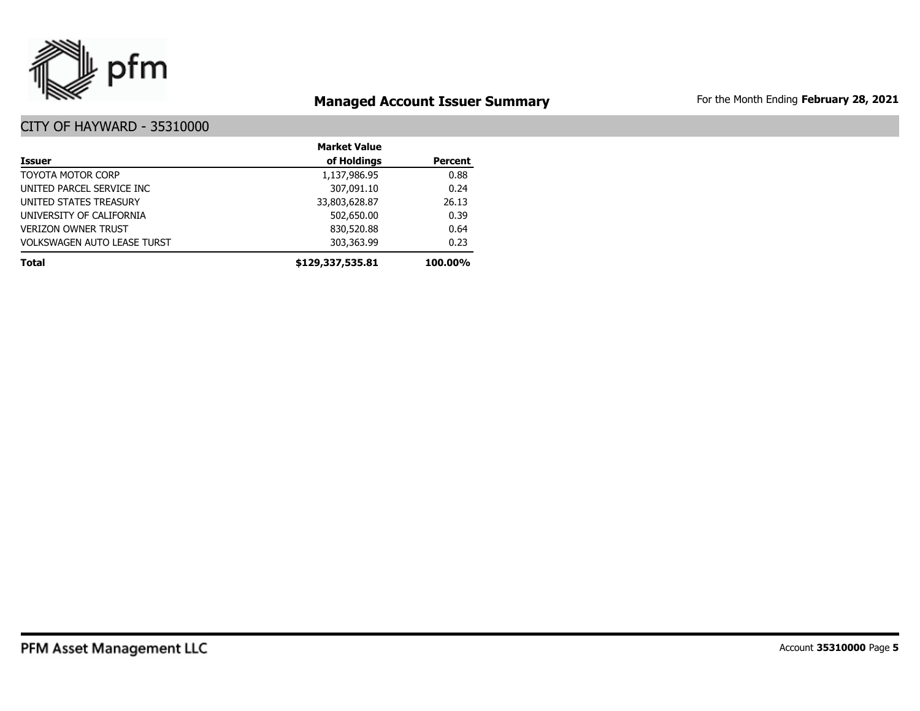## Managed Account Issuer Summary

For the Month Ending **February 28, 2021**

### CITY OF HAYWARD - 35310000

| Issuer | Market Value of Holdings | Percent |
|---|---|---|
| TOYOTA MOTOR CORP | 1,137,986.95 | 0.88 |
| UNITED PARCEL SERVICE INC | 307,091.10 | 0.24 |
| UNITED STATES TREASURY | 33,803,628.87 | 26.13 |
| UNIVERSITY OF CALIFORNIA | 502,650.00 | 0.39 |
| VERIZON OWNER TRUST | 830,520.88 | 0.64 |
| VOLKSWAGEN AUTO LEASE TURST | 303,363.99 | 0.23 |
| **Total** | **$129,337,535.81** | **100.00%** |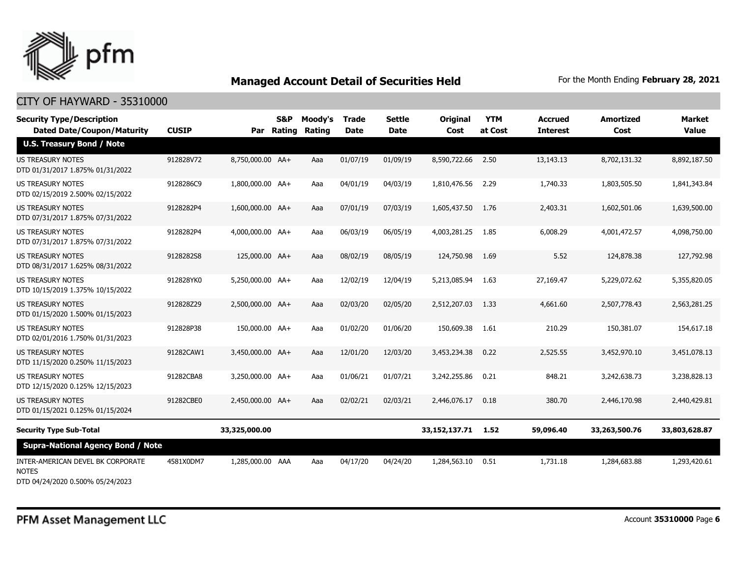## Managed Account Detail of Securities Held

For the Month Ending **February 28, 2021**

CITY OF HAYWARD - 35310000

| Security Type/Description Dated Date/Coupon/Maturity | CUSIP | Par | S&P Rating | Moody's Rating | Trade Date | Settle Date | Original Cost | YTM at Cost | Accrued Interest | Amortized Cost | Market Value |
|---|---|---|---|---|---|---|---|---|---|---|---|
| **U.S. Treasury Bond / Note** | | | | | | | | | | | |
| US TREASURY NOTES DTD 01/31/2017 1.875% 01/31/2022 | 912828V72 | 8,750,000.00 | AA+ | Aaa | 01/07/19 | 01/09/19 | 8,590,722.66 | 2.50 | 13,143.13 | 8,702,131.32 | 8,892,187.50 |
| US TREASURY NOTES DTD 02/15/2019 2.500% 02/15/2022 | 9128286C9 | 1,800,000.00 | AA+ | Aaa | 04/01/19 | 04/03/19 | 1,810,476.56 | 2.29 | 1,740.33 | 1,803,505.50 | 1,841,343.84 |
| US TREASURY NOTES DTD 07/31/2017 1.875% 07/31/2022 | 9128282P4 | 1,600,000.00 | AA+ | Aaa | 07/01/19 | 07/03/19 | 1,605,437.50 | 1.76 | 2,403.31 | 1,602,501.06 | 1,639,500.00 |
| US TREASURY NOTES DTD 07/31/2017 1.875% 07/31/2022 | 9128282P4 | 4,000,000.00 | AA+ | Aaa | 06/03/19 | 06/05/19 | 4,003,281.25 | 1.85 | 6,008.29 | 4,001,472.57 | 4,098,750.00 |
| US TREASURY NOTES DTD 08/31/2017 1.625% 08/31/2022 | 9128282S8 | 125,000.00 | AA+ | Aaa | 08/02/19 | 08/05/19 | 124,750.98 | 1.69 | 5.52 | 124,878.38 | 127,792.98 |
| US TREASURY NOTES DTD 10/15/2019 1.375% 10/15/2022 | 912828YK0 | 5,250,000.00 | AA+ | Aaa | 12/02/19 | 12/04/19 | 5,213,085.94 | 1.63 | 27,169.47 | 5,229,072.62 | 5,355,820.05 |
| US TREASURY NOTES DTD 01/15/2020 1.500% 01/15/2023 | 912828Z29 | 2,500,000.00 | AA+ | Aaa | 02/03/20 | 02/05/20 | 2,512,207.03 | 1.33 | 4,661.60 | 2,507,778.43 | 2,563,281.25 |
| US TREASURY NOTES DTD 02/01/2016 1.750% 01/31/2023 | 912828P38 | 150,000.00 | AA+ | Aaa | 01/02/20 | 01/06/20 | 150,609.38 | 1.61 | 210.29 | 150,381.07 | 154,617.18 |
| US TREASURY NOTES DTD 11/15/2020 0.250% 11/15/2023 | 91282CAW1 | 3,450,000.00 | AA+ | Aaa | 12/01/20 | 12/03/20 | 3,453,234.38 | 0.22 | 2,525.55 | 3,452,970.10 | 3,451,078.13 |
| US TREASURY NOTES DTD 12/15/2020 0.125% 12/15/2023 | 91282CBA8 | 3,250,000.00 | AA+ | Aaa | 01/06/21 | 01/07/21 | 3,242,255.86 | 0.21 | 848.21 | 3,242,638.73 | 3,238,828.13 |
| US TREASURY NOTES DTD 01/15/2021 0.125% 01/15/2024 | 91282CBE0 | 2,450,000.00 | AA+ | Aaa | 02/02/21 | 02/03/21 | 2,446,076.17 | 0.18 | 380.70 | 2,446,170.98 | 2,440,429.81 |
| **Security Type Sub-Total** | | **33,325,000.00** | | | | | **33,152,137.71** | **1.52** | **59,096.40** | **33,263,500.76** | **33,803,628.87** |
| **Supra-National Agency Bond / Note** | | | | | | | | | | | |
| INTER-AMERICAN DEVEL BK CORPORATE NOTES DTD 04/24/2020 0.500% 05/24/2023 | 4581X0DM7 | 1,285,000.00 | AAA | Aaa | 04/17/20 | 04/24/20 | 1,284,563.10 | 0.51 | 1,731.18 | 1,284,683.88 | 1,293,420.61 |

PFM Asset Management LLC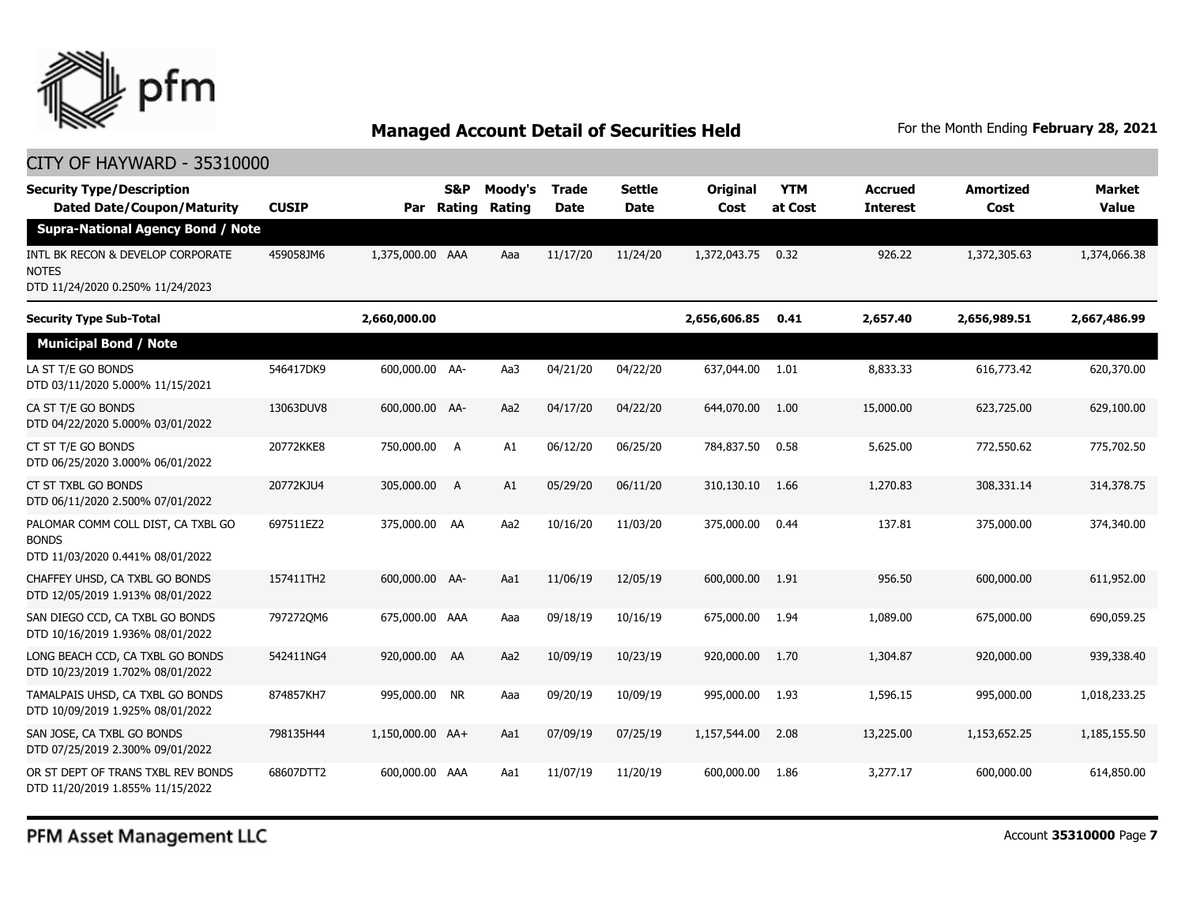# Managed Account Detail of Securities Held

For the Month Ending **February 28, 2021**

CITY OF HAYWARD - 35310000

| Security Type/Description Dated Date/Coupon/Maturity | CUSIP | Par | S&P Rating | Moody's Rating | Trade Date | Settle Date | Original Cost | YTM at Cost | Accrued Interest | Amortized Cost | Market Value |
|---|---|---|---|---|---|---|---|---|---|---|---|
| **Supra-National Agency Bond / Note** | | | | | | | | | | | |
| INTL BK RECON & DEVELOP CORPORATE NOTES DTD 11/24/2020 0.250% 11/24/2023 | 459058JM6 | 1,375,000.00 | AAA | Aaa | 11/17/20 | 11/24/20 | 1,372,043.75 | 0.32 | 926.22 | 1,372,305.63 | 1,374,066.38 |
| **Security Type Sub-Total** | | **2,660,000.00** | | | | | **2,656,606.85** | **0.41** | **2,657.40** | **2,656,989.51** | **2,667,486.99** |
| **Municipal Bond / Note** | | | | | | | | | | | |
| LA ST T/E GO BONDS DTD 03/11/2020 5.000% 11/15/2021 | 546417DK9 | 600,000.00 | AA- | Aa3 | 04/21/20 | 04/22/20 | 637,044.00 | 1.01 | 8,833.33 | 616,773.42 | 620,370.00 |
| CA ST T/E GO BONDS DTD 04/22/2020 5.000% 03/01/2022 | 13063DUV8 | 600,000.00 | AA- | Aa2 | 04/17/20 | 04/22/20 | 644,070.00 | 1.00 | 15,000.00 | 623,725.00 | 629,100.00 |
| CT ST T/E GO BONDS DTD 06/25/2020 3.000% 06/01/2022 | 20772KKE8 | 750,000.00 | A | A1 | 06/12/20 | 06/25/20 | 784,837.50 | 0.58 | 5,625.00 | 772,550.62 | 775,702.50 |
| CT ST TXBL GO BONDS DTD 06/11/2020 2.500% 07/01/2022 | 20772KJU4 | 305,000.00 | A | A1 | 05/29/20 | 06/11/20 | 310,130.10 | 1.66 | 1,270.83 | 308,331.14 | 314,378.75 |
| PALOMAR COMM COLL DIST, CA TXBL GO BONDS DTD 11/03/2020 0.441% 08/01/2022 | 697511EZ2 | 375,000.00 | AA | Aa2 | 10/16/20 | 11/03/20 | 375,000.00 | 0.44 | 137.81 | 375,000.00 | 374,340.00 |
| CHAFFEY UHSD, CA TXBL GO BONDS DTD 12/05/2019 1.913% 08/01/2022 | 157411TH2 | 600,000.00 | AA- | Aa1 | 11/06/19 | 12/05/19 | 600,000.00 | 1.91 | 956.50 | 600,000.00 | 611,952.00 |
| SAN DIEGO CCD, CA TXBL GO BONDS DTD 10/16/2019 1.936% 08/01/2022 | 797272QM6 | 675,000.00 | AAA | Aaa | 09/18/19 | 10/16/19 | 675,000.00 | 1.94 | 1,089.00 | 675,000.00 | 690,059.25 |
| LONG BEACH CCD, CA TXBL GO BONDS DTD 10/23/2019 1.702% 08/01/2022 | 542411NG4 | 920,000.00 | AA | Aa2 | 10/09/19 | 10/23/19 | 920,000.00 | 1.70 | 1,304.87 | 920,000.00 | 939,338.40 |
| TAMALPAIS UHSD, CA TXBL GO BONDS DTD 10/09/2019 1.925% 08/01/2022 | 874857KH7 | 995,000.00 | NR | Aaa | 09/20/19 | 10/09/19 | 995,000.00 | 1.93 | 1,596.15 | 995,000.00 | 1,018,233.25 |
| SAN JOSE, CA TXBL GO BONDS DTD 07/25/2019 2.300% 09/01/2022 | 798135H44 | 1,150,000.00 | AA+ | Aa1 | 07/09/19 | 07/25/19 | 1,157,544.00 | 2.08 | 13,225.00 | 1,153,652.25 | 1,185,155.50 |
| OR ST DEPT OF TRANS TXBL REV BONDS DTD 11/20/2019 1.855% 11/15/2022 | 68607DTT2 | 600,000.00 | AAA | Aa1 | 11/07/19 | 11/20/19 | 600,000.00 | 1.86 | 3,277.17 | 600,000.00 | 614,850.00 |

PFM Asset Management LLC

Account **35310000**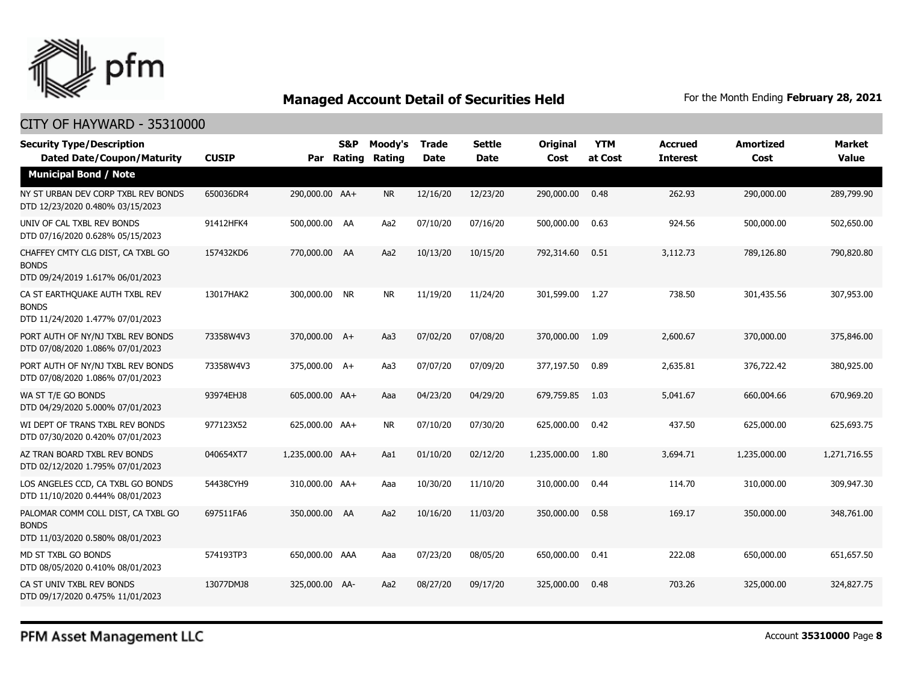## Managed Account Detail of Securities Held

For the Month Ending **February 28, 2021**

CITY OF HAYWARD - 35310000

| Security Type/Description Dated Date/Coupon/Maturity | CUSIP | Par | S&P Rating | Moody's Rating | Trade Date | Settle Date | Original Cost | YTM at Cost | Accrued Interest | Amortized Cost | Market Value |
|---|---|---|---|---|---|---|---|---|---|---|---|
| **Municipal Bond / Note** | | | | | | | | | | | |
| NY ST URBAN DEV CORP TXBL REV BONDS DTD 12/23/2020 0.480% 03/15/2023 | 650036DR4 | 290,000.00 | AA+ | NR | 12/16/20 | 12/23/20 | 290,000.00 | 0.48 | 262.93 | 290,000.00 | 289,799.90 |
| UNIV OF CAL TXBL REV BONDS DTD 07/16/2020 0.628% 05/15/2023 | 91412HFK4 | 500,000.00 | AA | Aa2 | 07/10/20 | 07/16/20 | 500,000.00 | 0.63 | 924.56 | 500,000.00 | 502,650.00 |
| CHAFFEY CMTY CLG DIST, CA TXBL GO BONDS DTD 09/24/2019 1.617% 06/01/2023 | 157432KD6 | 770,000.00 | AA | Aa2 | 10/13/20 | 10/15/20 | 792,314.60 | 0.51 | 3,112.73 | 789,126.80 | 790,820.80 |
| CA ST EARTHQUAKE AUTH TXBL REV BONDS DTD 11/24/2020 1.477% 07/01/2023 | 13017HAK2 | 300,000.00 | NR | NR | 11/19/20 | 11/24/20 | 301,599.00 | 1.27 | 738.50 | 301,435.56 | 307,953.00 |
| PORT AUTH OF NY/NJ TXBL REV BONDS DTD 07/08/2020 1.086% 07/01/2023 | 73358W4V3 | 370,000.00 | A+ | Aa3 | 07/02/20 | 07/08/20 | 370,000.00 | 1.09 | 2,600.67 | 370,000.00 | 375,846.00 |
| PORT AUTH OF NY/NJ TXBL REV BONDS DTD 07/08/2020 1.086% 07/01/2023 | 73358W4V3 | 375,000.00 | A+ | Aa3 | 07/07/20 | 07/09/20 | 377,197.50 | 0.89 | 2,635.81 | 376,722.42 | 380,925.00 |
| WA ST T/E GO BONDS DTD 04/29/2020 5.000% 07/01/2023 | 93974EHJ8 | 605,000.00 | AA+ | Aaa | 04/23/20 | 04/29/20 | 679,759.85 | 1.03 | 5,041.67 | 660,004.66 | 670,969.20 |
| WI DEPT OF TRANS TXBL REV BONDS DTD 07/30/2020 0.420% 07/01/2023 | 977123X52 | 625,000.00 | AA+ | NR | 07/10/20 | 07/30/20 | 625,000.00 | 0.42 | 437.50 | 625,000.00 | 625,693.75 |
| AZ TRAN BOARD TXBL REV BONDS DTD 02/12/2020 1.795% 07/01/2023 | 040654XT7 | 1,235,000.00 | AA+ | Aa1 | 01/10/20 | 02/12/20 | 1,235,000.00 | 1.80 | 3,694.71 | 1,235,000.00 | 1,271,716.55 |
| LOS ANGELES CCD, CA TXBL GO BONDS DTD 11/10/2020 0.444% 08/01/2023 | 54438CYH9 | 310,000.00 | AA+ | Aaa | 10/30/20 | 11/10/20 | 310,000.00 | 0.44 | 114.70 | 310,000.00 | 309,947.30 |
| PALOMAR COMM COLL DIST, CA TXBL GO BONDS DTD 11/03/2020 0.580% 08/01/2023 | 697511FA6 | 350,000.00 | AA | Aa2 | 10/16/20 | 11/03/20 | 350,000.00 | 0.58 | 169.17 | 350,000.00 | 348,761.00 |
| MD ST TXBL GO BONDS DTD 08/05/2020 0.410% 08/01/2023 | 574193TP3 | 650,000.00 | AAA | Aaa | 07/23/20 | 08/05/20 | 650,000.00 | 0.41 | 222.08 | 650,000.00 | 651,657.50 |
| CA ST UNIV TXBL REV BONDS DTD 09/17/2020 0.475% 11/01/2023 | 13077DMJ8 | 325,000.00 | AA- | Aa2 | 08/27/20 | 09/17/20 | 325,000.00 | 0.48 | 703.26 | 325,000.00 | 324,827.75 |

PFM Asset Management LLC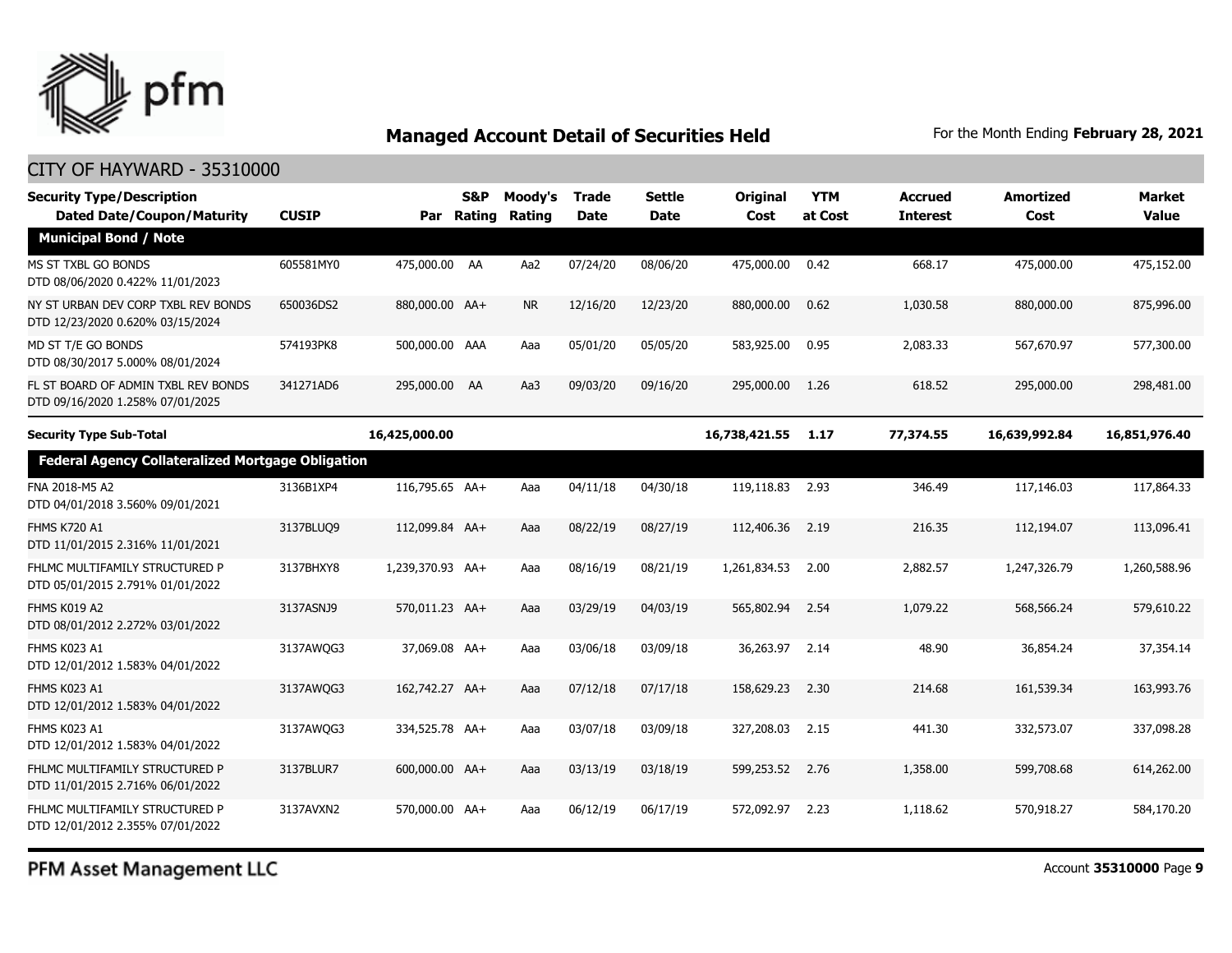## Managed Account Detail of Securities Held

For the Month Ending **February 28, 2021**

CITY OF HAYWARD - 35310000

| Security Type/Description Dated Date/Coupon/Maturity | CUSIP | Par | S&P Rating | Moody's Rating | Trade Date | Settle Date | Original Cost | YTM at Cost | Accrued Interest | Amortized Cost | Market Value |
|---|---|---|---|---|---|---|---|---|---|---|---|
| **Municipal Bond / Note** | | | | | | | | | | | |
| MS ST TXBL GO BONDS DTD 08/06/2020 0.422% 11/01/2023 | 605581MY0 | 475,000.00 | AA | Aa2 | 07/24/20 | 08/06/20 | 475,000.00 | 0.42 | 668.17 | 475,000.00 | 475,152.00 |
| NY ST URBAN DEV CORP TXBL REV BONDS DTD 12/23/2020 0.620% 03/15/2024 | 650036DS2 | 880,000.00 | AA+ | NR | 12/16/20 | 12/23/20 | 880,000.00 | 0.62 | 1,030.58 | 880,000.00 | 875,996.00 |
| MD ST T/E GO BONDS DTD 08/30/2017 5.000% 08/01/2024 | 574193PK8 | 500,000.00 | AAA | Aaa | 05/01/20 | 05/05/20 | 583,925.00 | 0.95 | 2,083.33 | 567,670.97 | 577,300.00 |
| FL ST BOARD OF ADMIN TXBL REV BONDS DTD 09/16/2020 1.258% 07/01/2025 | 341271AD6 | 295,000.00 | AA | Aa3 | 09/03/20 | 09/16/20 | 295,000.00 | 1.26 | 618.52 | 295,000.00 | 298,481.00 |
| **Security Type Sub-Total** | | **16,425,000.00** | | | | | **16,738,421.55** | **1.17** | **77,374.55** | **16,639,992.84** | **16,851,976.40** |
| **Federal Agency Collateralized Mortgage Obligation** | | | | | | | | | | | |
| FNA 2018-M5 A2 DTD 04/01/2018 3.560% 09/01/2021 | 3136B1XP4 | 116,795.65 | AA+ | Aaa | 04/11/18 | 04/30/18 | 119,118.83 | 2.93 | 346.49 | 117,146.03 | 117,864.33 |
| FHMS K720 A1 DTD 11/01/2015 2.316% 11/01/2021 | 3137BLUQ9 | 112,099.84 | AA+ | Aaa | 08/22/19 | 08/27/19 | 112,406.36 | 2.19 | 216.35 | 112,194.07 | 113,096.41 |
| FHLMC MULTIFAMILY STRUCTURED P DTD 05/01/2015 2.791% 01/01/2022 | 3137BHXY8 | 1,239,370.93 | AA+ | Aaa | 08/16/19 | 08/21/19 | 1,261,834.53 | 2.00 | 2,882.57 | 1,247,326.79 | 1,260,588.96 |
| FHMS K019 A2 DTD 08/01/2012 2.272% 03/01/2022 | 3137ASNJ9 | 570,011.23 | AA+ | Aaa | 03/29/19 | 04/03/19 | 565,802.94 | 2.54 | 1,079.22 | 568,566.24 | 579,610.22 |
| FHMS K023 A1 DTD 12/01/2012 1.583% 04/01/2022 | 3137AWQG3 | 37,069.08 | AA+ | Aaa | 03/06/18 | 03/09/18 | 36,263.97 | 2.14 | 48.90 | 36,854.24 | 37,354.14 |
| FHMS K023 A1 DTD 12/01/2012 1.583% 04/01/2022 | 3137AWQG3 | 162,742.27 | AA+ | Aaa | 07/12/18 | 07/17/18 | 158,629.23 | 2.30 | 214.68 | 161,539.34 | 163,993.76 |
| FHMS K023 A1 DTD 12/01/2012 1.583% 04/01/2022 | 3137AWQG3 | 334,525.78 | AA+ | Aaa | 03/07/18 | 03/09/18 | 327,208.03 | 2.15 | 441.30 | 332,573.07 | 337,098.28 |
| FHLMC MULTIFAMILY STRUCTURED P DTD 11/01/2015 2.716% 06/01/2022 | 3137BLUR7 | 600,000.00 | AA+ | Aaa | 03/13/19 | 03/18/19 | 599,253.52 | 2.76 | 1,358.00 | 599,708.68 | 614,262.00 |
| FHLMC MULTIFAMILY STRUCTURED P DTD 12/01/2012 2.355% 07/01/2022 | 3137AVXN2 | 570,000.00 | AA+ | Aaa | 06/12/19 | 06/17/19 | 572,092.97 | 2.23 | 1,118.62 | 570,918.27 | 584,170.20 |

PFM Asset Management LLC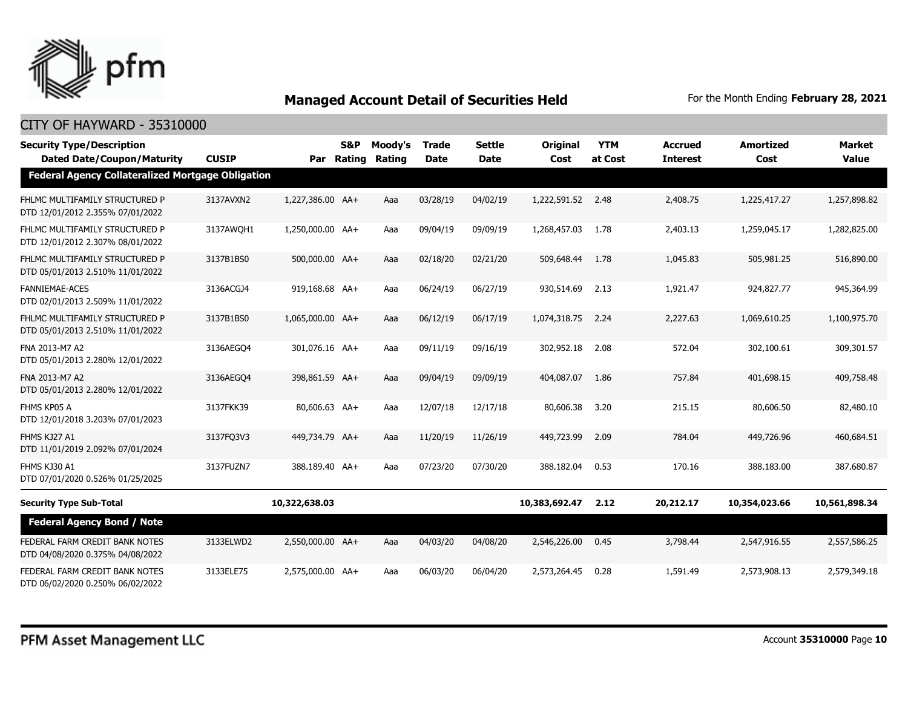## Managed Account Detail of Securities Held

For the Month Ending **February 28, 2021**

CITY OF HAYWARD - 35310000

| Security Type/Description Dated Date/Coupon/Maturity | CUSIP | Par | S&P Rating | Moody's Rating | Trade Date | Settle Date | Original Cost | YTM at Cost | Accrued Interest | Amortized Cost | Market Value |
|---|---|---|---|---|---|---|---|---|---|---|---|
| **Federal Agency Collateralized Mortgage Obligation** | | | | | | | | | | | |
| FHLMC MULTIFAMILY STRUCTURED P DTD 12/01/2012 2.355% 07/01/2022 | 3137AVXN2 | 1,227,386.00 | AA+ | Aaa | 03/28/19 | 04/02/19 | 1,222,591.52 | 2.48 | 2,408.75 | 1,225,417.27 | 1,257,898.82 |
| FHLMC MULTIFAMILY STRUCTURED P DTD 12/01/2012 2.307% 08/01/2022 | 3137AWQH1 | 1,250,000.00 | AA+ | Aaa | 09/04/19 | 09/09/19 | 1,268,457.03 | 1.78 | 2,403.13 | 1,259,045.17 | 1,282,825.00 |
| FHLMC MULTIFAMILY STRUCTURED P DTD 05/01/2013 2.510% 11/01/2022 | 3137B1BS0 | 500,000.00 | AA+ | Aaa | 02/18/20 | 02/21/20 | 509,648.44 | 1.78 | 1,045.83 | 505,981.25 | 516,890.00 |
| FANNIEMAE-ACES DTD 02/01/2013 2.509% 11/01/2022 | 3136ACGJ4 | 919,168.68 | AA+ | Aaa | 06/24/19 | 06/27/19 | 930,514.69 | 2.13 | 1,921.47 | 924,827.77 | 945,364.99 |
| FHLMC MULTIFAMILY STRUCTURED P DTD 05/01/2013 2.510% 11/01/2022 | 3137B1BS0 | 1,065,000.00 | AA+ | Aaa | 06/12/19 | 06/17/19 | 1,074,318.75 | 2.24 | 2,227.63 | 1,069,610.25 | 1,100,975.70 |
| FNA 2013-M7 A2 DTD 05/01/2013 2.280% 12/01/2022 | 3136AEGQ4 | 301,076.16 | AA+ | Aaa | 09/11/19 | 09/16/19 | 302,952.18 | 2.08 | 572.04 | 302,100.61 | 309,301.57 |
| FNA 2013-M7 A2 DTD 05/01/2013 2.280% 12/01/2022 | 3136AEGQ4 | 398,861.59 | AA+ | Aaa | 09/04/19 | 09/09/19 | 404,087.07 | 1.86 | 757.84 | 401,698.15 | 409,758.48 |
| FHMS KP05 A DTD 12/01/2018 3.203% 07/01/2023 | 3137FKK39 | 80,606.63 | AA+ | Aaa | 12/07/18 | 12/17/18 | 80,606.38 | 3.20 | 215.15 | 80,606.50 | 82,480.10 |
| FHMS KJ27 A1 DTD 11/01/2019 2.092% 07/01/2024 | 3137FQ3V3 | 449,734.79 | AA+ | Aaa | 11/20/19 | 11/26/19 | 449,723.99 | 2.09 | 784.04 | 449,726.96 | 460,684.51 |
| FHMS KJ30 A1 DTD 07/01/2020 0.526% 01/25/2025 | 3137FUZN7 | 388,189.40 | AA+ | Aaa | 07/23/20 | 07/30/20 | 388,182.04 | 0.53 | 170.16 | 388,183.00 | 387,680.87 |
| **Security Type Sub-Total** | | **10,322,638.03** | | | | | **10,383,692.47** | **2.12** | **20,212.17** | **10,354,023.66** | **10,561,898.34** |
| **Federal Agency Bond / Note** | | | | | | | | | | | |
| FEDERAL FARM CREDIT BANK NOTES DTD 04/08/2020 0.375% 04/08/2022 | 3133ELWD2 | 2,550,000.00 | AA+ | Aaa | 04/03/20 | 04/08/20 | 2,546,226.00 | 0.45 | 3,798.44 | 2,547,916.55 | 2,557,586.25 |
| FEDERAL FARM CREDIT BANK NOTES DTD 06/02/2020 0.250% 06/02/2022 | 3133ELE75 | 2,575,000.00 | AA+ | Aaa | 06/03/20 | 06/04/20 | 2,573,264.45 | 0.28 | 1,591.49 | 2,573,908.13 | 2,579,349.18 |

PFM Asset Management LLC

Account **35310000**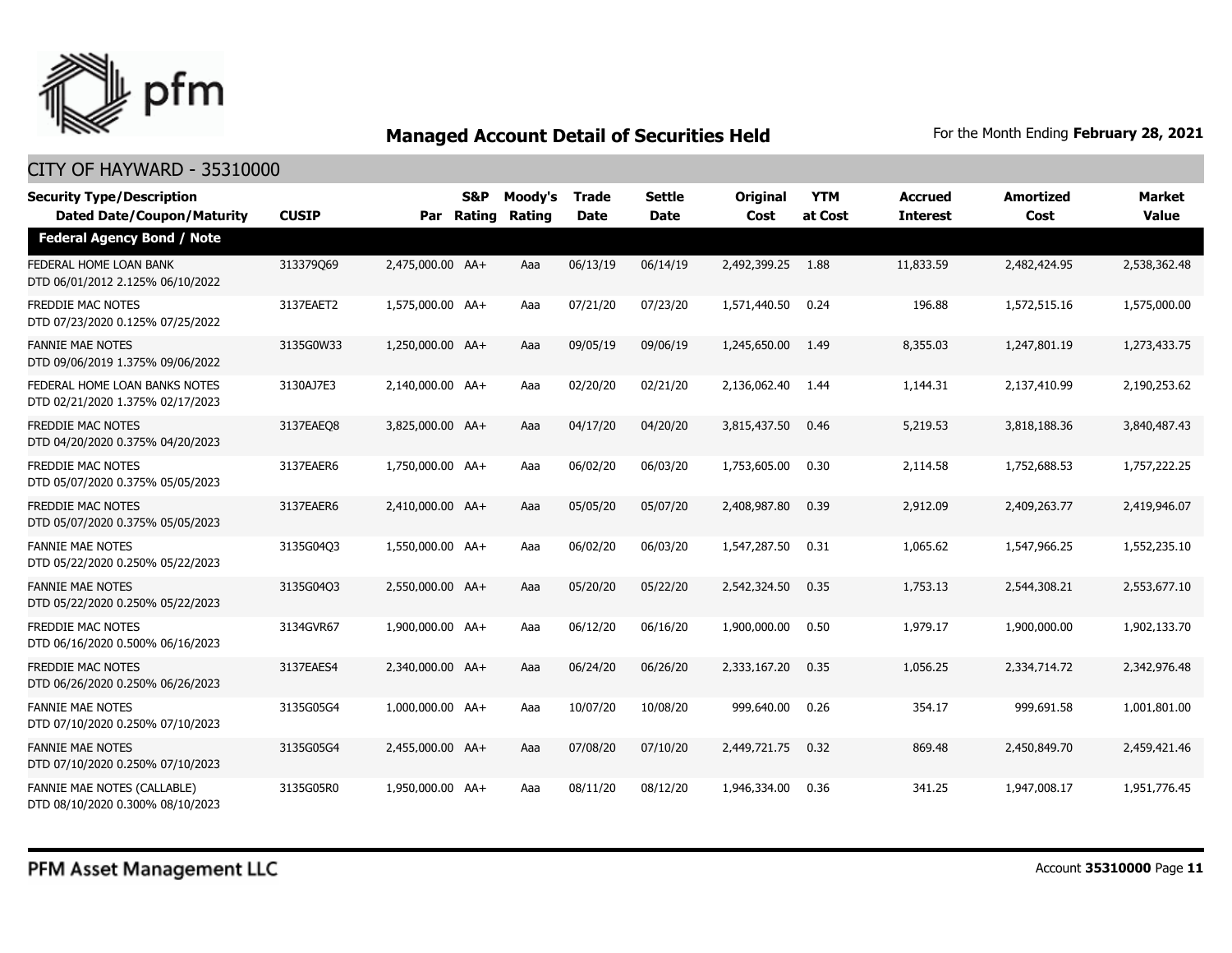## Managed Account Detail of Securities Held

For the Month Ending **February 28, 2021**

### CITY OF HAYWARD - 35310000

| Security Type/Description<br>Dated Date/Coupon/Maturity | CUSIP | Par | S&P Rating | Moody's Rating | Trade Date | Settle Date | Original Cost | YTM at Cost | Accrued Interest | Amortized Cost | Market Value |
|---|---|---|---|---|---|---|---|---|---|---|---|
| **Federal Agency Bond / Note** | | | | | | | | | | | |
| FEDERAL HOME LOAN BANK<br>DTD 06/01/2012 2.125% 06/10/2022 | 313379Q69 | 2,475,000.00 | AA+ | Aaa | 06/13/19 | 06/14/19 | 2,492,399.25 | 1.88 | 11,833.59 | 2,482,424.95 | 2,538,362.48 |
| FREDDIE MAC NOTES<br>DTD 07/23/2020 0.125% 07/25/2022 | 3137EAET2 | 1,575,000.00 | AA+ | Aaa | 07/21/20 | 07/23/20 | 1,571,440.50 | 0.24 | 196.88 | 1,572,515.16 | 1,575,000.00 |
| FANNIE MAE NOTES<br>DTD 09/06/2019 1.375% 09/06/2022 | 3135G0W33 | 1,250,000.00 | AA+ | Aaa | 09/05/19 | 09/06/19 | 1,245,650.00 | 1.49 | 8,355.03 | 1,247,801.19 | 1,273,433.75 |
| FEDERAL HOME LOAN BANKS NOTES<br>DTD 02/21/2020 1.375% 02/17/2023 | 3130AJ7E3 | 2,140,000.00 | AA+ | Aaa | 02/20/20 | 02/21/20 | 2,136,062.40 | 1.44 | 1,144.31 | 2,137,410.99 | 2,190,253.62 |
| FREDDIE MAC NOTES<br>DTD 04/20/2020 0.375% 04/20/2023 | 3137EAEQ8 | 3,825,000.00 | AA+ | Aaa | 04/17/20 | 04/20/20 | 3,815,437.50 | 0.46 | 5,219.53 | 3,818,188.36 | 3,840,487.43 |
| FREDDIE MAC NOTES<br>DTD 05/07/2020 0.375% 05/05/2023 | 3137EAER6 | 1,750,000.00 | AA+ | Aaa | 06/02/20 | 06/03/20 | 1,753,605.00 | 0.30 | 2,114.58 | 1,752,688.53 | 1,757,222.25 |
| FREDDIE MAC NOTES<br>DTD 05/07/2020 0.375% 05/05/2023 | 3137EAER6 | 2,410,000.00 | AA+ | Aaa | 05/05/20 | 05/07/20 | 2,408,987.80 | 0.39 | 2,912.09 | 2,409,263.77 | 2,419,946.07 |
| FANNIE MAE NOTES<br>DTD 05/22/2020 0.250% 05/22/2023 | 3135G04Q3 | 1,550,000.00 | AA+ | Aaa | 06/02/20 | 06/03/20 | 1,547,287.50 | 0.31 | 1,065.62 | 1,547,966.25 | 1,552,235.10 |
| FANNIE MAE NOTES<br>DTD 05/22/2020 0.250% 05/22/2023 | 3135G04Q3 | 2,550,000.00 | AA+ | Aaa | 05/20/20 | 05/22/20 | 2,542,324.50 | 0.35 | 1,753.13 | 2,544,308.21 | 2,553,677.10 |
| FREDDIE MAC NOTES<br>DTD 06/16/2020 0.500% 06/16/2023 | 3134GVR67 | 1,900,000.00 | AA+ | Aaa | 06/12/20 | 06/16/20 | 1,900,000.00 | 0.50 | 1,979.17 | 1,900,000.00 | 1,902,133.70 |
| FREDDIE MAC NOTES<br>DTD 06/26/2020 0.250% 06/26/2023 | 3137EAES4 | 2,340,000.00 | AA+ | Aaa | 06/24/20 | 06/26/20 | 2,333,167.20 | 0.35 | 1,056.25 | 2,334,714.72 | 2,342,976.48 |
| FANNIE MAE NOTES<br>DTD 07/10/2020 0.250% 07/10/2023 | 3135G05G4 | 1,000,000.00 | AA+ | Aaa | 10/07/20 | 10/08/20 | 999,640.00 | 0.26 | 354.17 | 999,691.58 | 1,001,801.00 |
| FANNIE MAE NOTES<br>DTD 07/10/2020 0.250% 07/10/2023 | 3135G05G4 | 2,455,000.00 | AA+ | Aaa | 07/08/20 | 07/10/20 | 2,449,721.75 | 0.32 | 869.48 | 2,450,849.70 | 2,459,421.46 |
| FANNIE MAE NOTES (CALLABLE)<br>DTD 08/10/2020 0.300% 08/10/2023 | 3135G05R0 | 1,950,000.00 | AA+ | Aaa | 08/11/20 | 08/12/20 | 1,946,334.00 | 0.36 | 341.25 | 1,947,008.17 | 1,951,776.45 |

PFM Asset Management LLC

Account **35310000**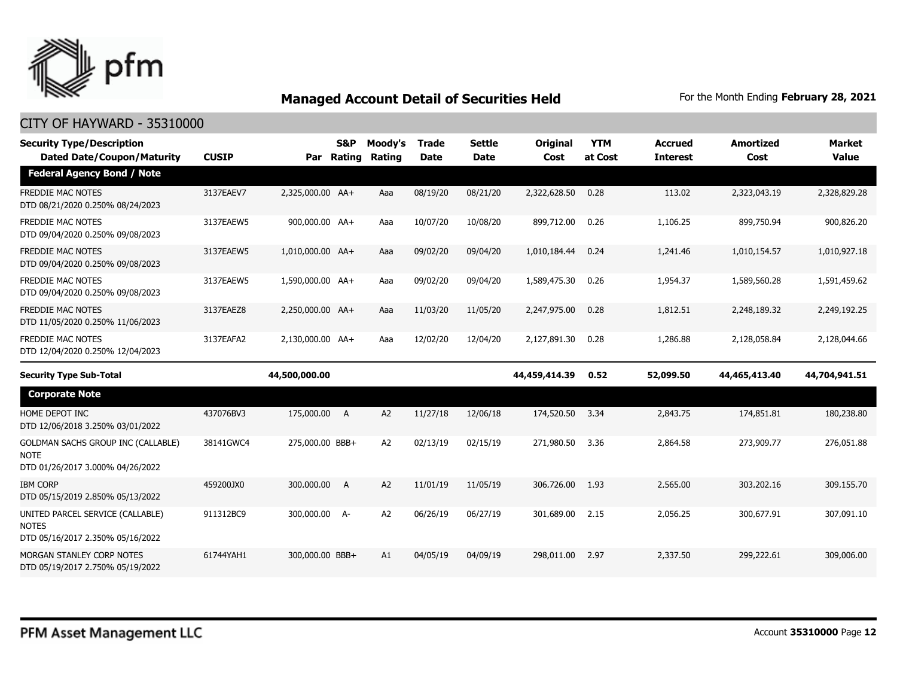## Managed Account Detail of Securities Held

For the Month Ending **February 28, 2021**

CITY OF HAYWARD - 35310000

| Security Type/Description Dated Date/Coupon/Maturity | CUSIP | Par | S&P Rating | Moody's Rating | Trade Date | Settle Date | Original Cost | YTM at Cost | Accrued Interest | Amortized Cost | Market Value |
|---|---|---|---|---|---|---|---|---|---|---|---|
| **Federal Agency Bond / Note** | | | | | | | | | | | |
| FREDDIE MAC NOTES DTD 08/21/2020 0.250% 08/24/2023 | 3137EAEV7 | 2,325,000.00 | AA+ | Aaa | 08/19/20 | 08/21/20 | 2,322,628.50 | 0.28 | 113.02 | 2,323,043.19 | 2,328,829.28 |
| FREDDIE MAC NOTES DTD 09/04/2020 0.250% 09/08/2023 | 3137EAEW5 | 900,000.00 | AA+ | Aaa | 10/07/20 | 10/08/20 | 899,712.00 | 0.26 | 1,106.25 | 899,750.94 | 900,826.20 |
| FREDDIE MAC NOTES DTD 09/04/2020 0.250% 09/08/2023 | 3137EAEW5 | 1,010,000.00 | AA+ | Aaa | 09/02/20 | 09/04/20 | 1,010,184.44 | 0.24 | 1,241.46 | 1,010,154.57 | 1,010,927.18 |
| FREDDIE MAC NOTES DTD 09/04/2020 0.250% 09/08/2023 | 3137EAEW5 | 1,590,000.00 | AA+ | Aaa | 09/02/20 | 09/04/20 | 1,589,475.30 | 0.26 | 1,954.37 | 1,589,560.28 | 1,591,459.62 |
| FREDDIE MAC NOTES DTD 11/05/2020 0.250% 11/06/2023 | 3137EAEZ8 | 2,250,000.00 | AA+ | Aaa | 11/03/20 | 11/05/20 | 2,247,975.00 | 0.28 | 1,812.51 | 2,248,189.32 | 2,249,192.25 |
| FREDDIE MAC NOTES DTD 12/04/2020 0.250% 12/04/2023 | 3137EAFA2 | 2,130,000.00 | AA+ | Aaa | 12/02/20 | 12/04/20 | 2,127,891.30 | 0.28 | 1,286.88 | 2,128,058.84 | 2,128,044.66 |
| **Security Type Sub-Total** | | **44,500,000.00** | | | | | **44,459,414.39** | **0.52** | **52,099.50** | **44,465,413.40** | **44,704,941.51** |
| **Corporate Note** | | | | | | | | | | | |
| HOME DEPOT INC DTD 12/06/2018 3.250% 03/01/2022 | 437076BV3 | 175,000.00 | A | A2 | 11/27/18 | 12/06/18 | 174,520.50 | 3.34 | 2,843.75 | 174,851.81 | 180,238.80 |
| GOLDMAN SACHS GROUP INC (CALLABLE) NOTE DTD 01/26/2017 3.000% 04/26/2022 | 38141GWC4 | 275,000.00 | BBB+ | A2 | 02/13/19 | 02/15/19 | 271,980.50 | 3.36 | 2,864.58 | 273,909.77 | 276,051.88 |
| IBM CORP DTD 05/15/2019 2.850% 05/13/2022 | 459200JX0 | 300,000.00 | A | A2 | 11/01/19 | 11/05/19 | 306,726.00 | 1.93 | 2,565.00 | 303,202.16 | 309,155.70 |
| UNITED PARCEL SERVICE (CALLABLE) NOTES DTD 05/16/2017 2.350% 05/16/2022 | 911312BC9 | 300,000.00 | A- | A2 | 06/26/19 | 06/27/19 | 301,689.00 | 2.15 | 2,056.25 | 300,677.91 | 307,091.10 |
| MORGAN STANLEY CORP NOTES DTD 05/19/2017 2.750% 05/19/2022 | 61744YAH1 | 300,000.00 | BBB+ | A1 | 04/05/19 | 04/09/19 | 298,011.00 | 2.97 | 2,337.50 | 299,222.61 | 309,006.00 |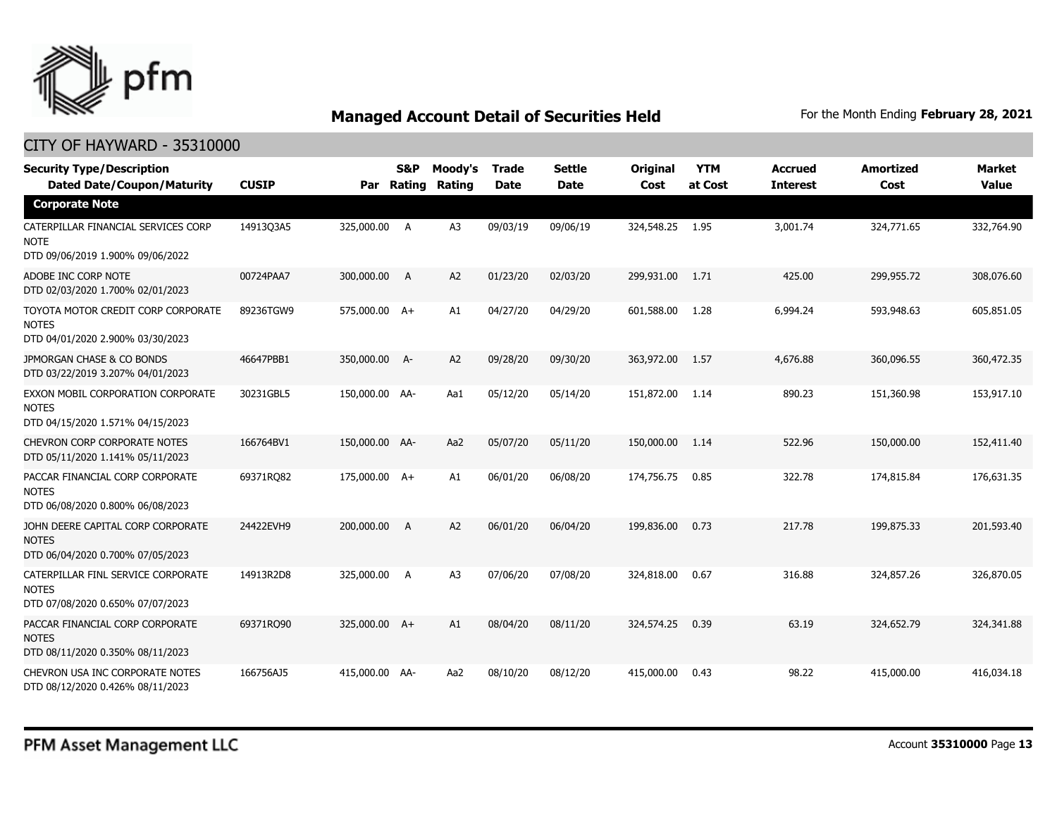# Managed Account Detail of Securities Held

For the Month Ending **February 28, 2021**

## CITY OF HAYWARD - 35310000

| Security Type/Description Dated Date/Coupon/Maturity | CUSIP | Par | S&P Rating | Moody's Rating | Trade Date | Settle Date | Original Cost | YTM at Cost | Accrued Interest | Amortized Cost | Market Value |
|---|---|---|---|---|---|---|---|---|---|---|---|
| **Corporate Note** | | | | | | | | | | | |
| CATERPILLAR FINANCIAL SERVICES CORP NOTE DTD 09/06/2019 1.900% 09/06/2022 | 14913Q3A5 | 325,000.00 | A | A3 | 09/03/19 | 09/06/19 | 324,548.25 | 1.95 | 3,001.74 | 324,771.65 | 332,764.90 |
| ADOBE INC CORP NOTE DTD 02/03/2020 1.700% 02/01/2023 | 00724PAA7 | 300,000.00 | A | A2 | 01/23/20 | 02/03/20 | 299,931.00 | 1.71 | 425.00 | 299,955.72 | 308,076.60 |
| TOYOTA MOTOR CREDIT CORP CORPORATE NOTES DTD 04/01/2020 2.900% 03/30/2023 | 89236TGW9 | 575,000.00 | A+ | A1 | 04/27/20 | 04/29/20 | 601,588.00 | 1.28 | 6,994.24 | 593,948.63 | 605,851.05 |
| JPMORGAN CHASE & CO BONDS DTD 03/22/2019 3.207% 04/01/2023 | 46647PBB1 | 350,000.00 | A- | A2 | 09/28/20 | 09/30/20 | 363,972.00 | 1.57 | 4,676.88 | 360,096.55 | 360,472.35 |
| EXXON MOBIL CORPORATION CORPORATE NOTES DTD 04/15/2020 1.571% 04/15/2023 | 30231GBL5 | 150,000.00 | AA- | Aa1 | 05/12/20 | 05/14/20 | 151,872.00 | 1.14 | 890.23 | 151,360.98 | 153,917.10 |
| CHEVRON CORP CORPORATE NOTES DTD 05/11/2020 1.141% 05/11/2023 | 166764BV1 | 150,000.00 | AA- | Aa2 | 05/07/20 | 05/11/20 | 150,000.00 | 1.14 | 522.96 | 150,000.00 | 152,411.40 |
| PACCAR FINANCIAL CORP CORPORATE NOTES DTD 06/08/2020 0.800% 06/08/2023 | 69371RQ82 | 175,000.00 | A+ | A1 | 06/01/20 | 06/08/20 | 174,756.75 | 0.85 | 322.78 | 174,815.84 | 176,631.35 |
| JOHN DEERE CAPITAL CORP CORPORATE NOTES DTD 06/04/2020 0.700% 07/05/2023 | 24422EVH9 | 200,000.00 | A | A2 | 06/01/20 | 06/04/20 | 199,836.00 | 0.73 | 217.78 | 199,875.33 | 201,593.40 |
| CATERPILLAR FINL SERVICE CORPORATE NOTES DTD 07/08/2020 0.650% 07/07/2023 | 14913R2D8 | 325,000.00 | A | A3 | 07/06/20 | 07/08/20 | 324,818.00 | 0.67 | 316.88 | 324,857.26 | 326,870.05 |
| PACCAR FINANCIAL CORP CORPORATE NOTES DTD 08/11/2020 0.350% 08/11/2023 | 69371RQ90 | 325,000.00 | A+ | A1 | 08/04/20 | 08/11/20 | 324,574.25 | 0.39 | 63.19 | 324,652.79 | 324,341.88 |
| CHEVRON USA INC CORPORATE NOTES DTD 08/12/2020 0.426% 08/11/2023 | 166756AJ5 | 415,000.00 | AA- | Aa2 | 08/10/20 | 08/12/20 | 415,000.00 | 0.43 | 98.22 | 415,000.00 | 416,034.18 |

PFM Asset Management LLC

Account **35310000**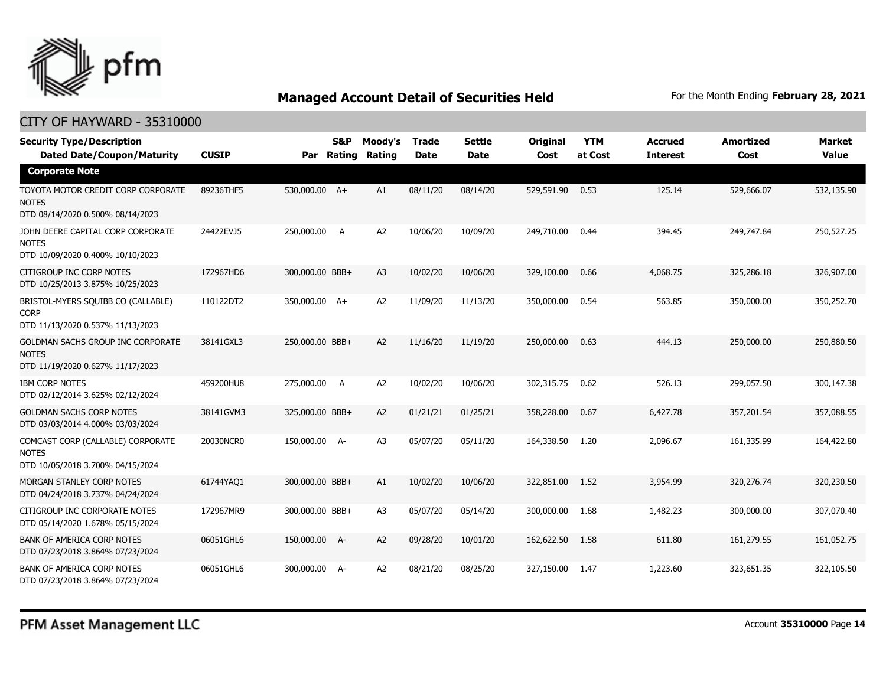# Managed Account Detail of Securities Held

For the Month Ending **February 28, 2021**

## CITY OF HAYWARD - 35310000

| Security Type/Description Dated Date/Coupon/Maturity | CUSIP | Par | S&P Rating | Moody's Rating | Trade Date | Settle Date | Original Cost | YTM at Cost | Accrued Interest | Amortized Cost | Market Value |
|---|---|---|---|---|---|---|---|---|---|---|---|
| **Corporate Note** | | | | | | | | | | | |
| TOYOTA MOTOR CREDIT CORP CORPORATE NOTES DTD 08/14/2020 0.500% 08/14/2023 | 89236THF5 | 530,000.00 | A+ | A1 | 08/11/20 | 08/14/20 | 529,591.90 | 0.53 | 125.14 | 529,666.07 | 532,135.90 |
| JOHN DEERE CAPITAL CORP CORPORATE NOTES DTD 10/09/2020 0.400% 10/10/2023 | 24422EVJ5 | 250,000.00 | A | A2 | 10/06/20 | 10/09/20 | 249,710.00 | 0.44 | 394.45 | 249,747.84 | 250,527.25 |
| CITIGROUP INC CORP NOTES DTD 10/25/2013 3.875% 10/25/2023 | 172967HD6 | 300,000.00 | BBB+ | A3 | 10/02/20 | 10/06/20 | 329,100.00 | 0.66 | 4,068.75 | 325,286.18 | 326,907.00 |
| BRISTOL-MYERS SQUIBB CO (CALLABLE) CORP DTD 11/13/2020 0.537% 11/13/2023 | 110122DT2 | 350,000.00 | A+ | A2 | 11/09/20 | 11/13/20 | 350,000.00 | 0.54 | 563.85 | 350,000.00 | 350,252.70 |
| GOLDMAN SACHS GROUP INC CORPORATE NOTES DTD 11/19/2020 0.627% 11/17/2023 | 38141GXL3 | 250,000.00 | BBB+ | A2 | 11/16/20 | 11/19/20 | 250,000.00 | 0.63 | 444.13 | 250,000.00 | 250,880.50 |
| IBM CORP NOTES DTD 02/12/2014 3.625% 02/12/2024 | 459200HU8 | 275,000.00 | A | A2 | 10/02/20 | 10/06/20 | 302,315.75 | 0.62 | 526.13 | 299,057.50 | 300,147.38 |
| GOLDMAN SACHS CORP NOTES DTD 03/03/2014 4.000% 03/03/2024 | 38141GVM3 | 325,000.00 | BBB+ | A2 | 01/21/21 | 01/25/21 | 358,228.00 | 0.67 | 6,427.78 | 357,201.54 | 357,088.55 |
| COMCAST CORP (CALLABLE) CORPORATE NOTES DTD 10/05/2018 3.700% 04/15/2024 | 20030NCR0 | 150,000.00 | A- | A3 | 05/07/20 | 05/11/20 | 164,338.50 | 1.20 | 2,096.67 | 161,335.99 | 164,422.80 |
| MORGAN STANLEY CORP NOTES DTD 04/24/2018 3.737% 04/24/2024 | 61744YAQ1 | 300,000.00 | BBB+ | A1 | 10/02/20 | 10/06/20 | 322,851.00 | 1.52 | 3,954.99 | 320,276.74 | 320,230.50 |
| CITIGROUP INC CORPORATE NOTES DTD 05/14/2020 1.678% 05/15/2024 | 172967MR9 | 300,000.00 | BBB+ | A3 | 05/07/20 | 05/14/20 | 300,000.00 | 1.68 | 1,482.23 | 300,000.00 | 307,070.40 |
| BANK OF AMERICA CORP NOTES DTD 07/23/2018 3.864% 07/23/2024 | 06051GHL6 | 150,000.00 | A- | A2 | 09/28/20 | 10/01/20 | 162,622.50 | 1.58 | 611.80 | 161,279.55 | 161,052.75 |
| BANK OF AMERICA CORP NOTES DTD 07/23/2018 3.864% 07/23/2024 | 06051GHL6 | 300,000.00 | A- | A2 | 08/21/20 | 08/25/20 | 327,150.00 | 1.47 | 1,223.60 | 323,651.35 | 322,105.50 |

PFM Asset Management LLC

Account **35310000**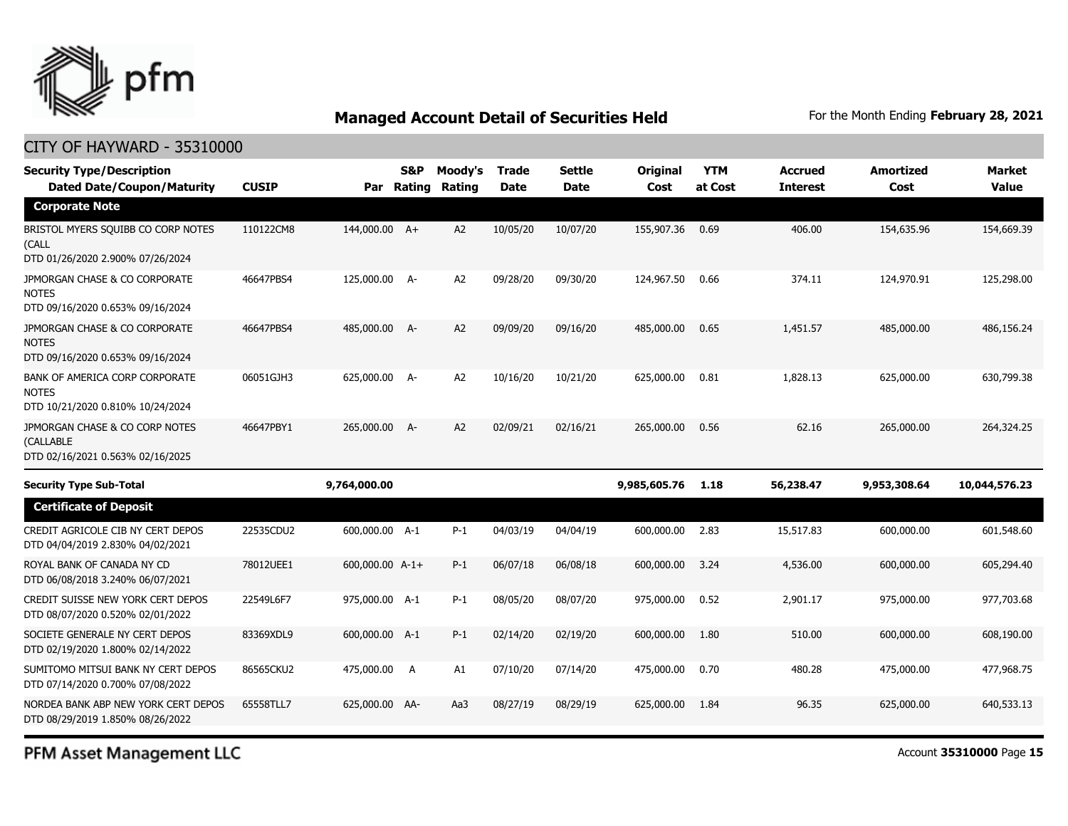# Managed Account Detail of Securities Held

For the Month Ending **February 28, 2021**

## CITY OF HAYWARD - 35310000

| Security Type/Description Dated Date/Coupon/Maturity | CUSIP | Par | S&P Rating | Moody's Rating | Trade Date | Settle Date | Original Cost | YTM at Cost | Accrued Interest | Amortized Cost | Market Value |
|---|---|---|---|---|---|---|---|---|---|---|---|
| **Corporate Note** | | | | | | | | | | | |
| BRISTOL MYERS SQUIBB CO CORP NOTES (CALL DTD 01/26/2020 2.900% 07/26/2024 | 110122CM8 | 144,000.00 | A+ | A2 | 10/05/20 | 10/07/20 | 155,907.36 | 0.69 | 406.00 | 154,635.96 | 154,669.39 |
| JPMORGAN CHASE & CO CORPORATE NOTES DTD 09/16/2020 0.653% 09/16/2024 | 46647PBS4 | 125,000.00 | A- | A2 | 09/28/20 | 09/30/20 | 124,967.50 | 0.66 | 374.11 | 124,970.91 | 125,298.00 |
| JPMORGAN CHASE & CO CORPORATE NOTES DTD 09/16/2020 0.653% 09/16/2024 | 46647PBS4 | 485,000.00 | A- | A2 | 09/09/20 | 09/16/20 | 485,000.00 | 0.65 | 1,451.57 | 485,000.00 | 486,156.24 |
| BANK OF AMERICA CORP CORPORATE NOTES DTD 10/21/2020 0.810% 10/24/2024 | 06051GJH3 | 625,000.00 | A- | A2 | 10/16/20 | 10/21/20 | 625,000.00 | 0.81 | 1,828.13 | 625,000.00 | 630,799.38 |
| JPMORGAN CHASE & CO CORP NOTES (CALLABLE DTD 02/16/2021 0.563% 02/16/2025 | 46647PBY1 | 265,000.00 | A- | A2 | 02/09/21 | 02/16/21 | 265,000.00 | 0.56 | 62.16 | 265,000.00 | 264,324.25 |
| **Security Type Sub-Total** | | **9,764,000.00** | | | | | **9,985,605.76** | **1.18** | **56,238.47** | **9,953,308.64** | **10,044,576.23** |
| **Certificate of Deposit** | | | | | | | | | | | |
| CREDIT AGRICOLE CIB NY CERT DEPOS DTD 04/04/2019 2.830% 04/02/2021 | 22535CDU2 | 600,000.00 | A-1 | P-1 | 04/03/19 | 04/04/19 | 600,000.00 | 2.83 | 15,517.83 | 600,000.00 | 601,548.60 |
| ROYAL BANK OF CANADA NY CD DTD 06/08/2018 3.240% 06/07/2021 | 78012UEE1 | 600,000.00 | A-1+ | P-1 | 06/07/18 | 06/08/18 | 600,000.00 | 3.24 | 4,536.00 | 600,000.00 | 605,294.40 |
| CREDIT SUISSE NEW YORK CERT DEPOS DTD 08/07/2020 0.520% 02/01/2022 | 22549L6F7 | 975,000.00 | A-1 | P-1 | 08/05/20 | 08/07/20 | 975,000.00 | 0.52 | 2,901.17 | 975,000.00 | 977,703.68 |
| SOCIETE GENERALE NY CERT DEPOS DTD 02/19/2020 1.800% 02/14/2022 | 83369XDL9 | 600,000.00 | A-1 | P-1 | 02/14/20 | 02/19/20 | 600,000.00 | 1.80 | 510.00 | 600,000.00 | 608,190.00 |
| SUMITOMO MITSUI BANK NY CERT DEPOS DTD 07/14/2020 0.700% 07/08/2022 | 86565CKU2 | 475,000.00 | A | A1 | 07/10/20 | 07/14/20 | 475,000.00 | 0.70 | 480.28 | 475,000.00 | 477,968.75 |
| NORDEA BANK ABP NEW YORK CERT DEPOS DTD 08/29/2019 1.850% 08/26/2022 | 65558TLL7 | 625,000.00 | AA- | Aa3 | 08/27/19 | 08/29/19 | 625,000.00 | 1.84 | 96.35 | 625,000.00 | 640,533.13 |

PFM Asset Management LLC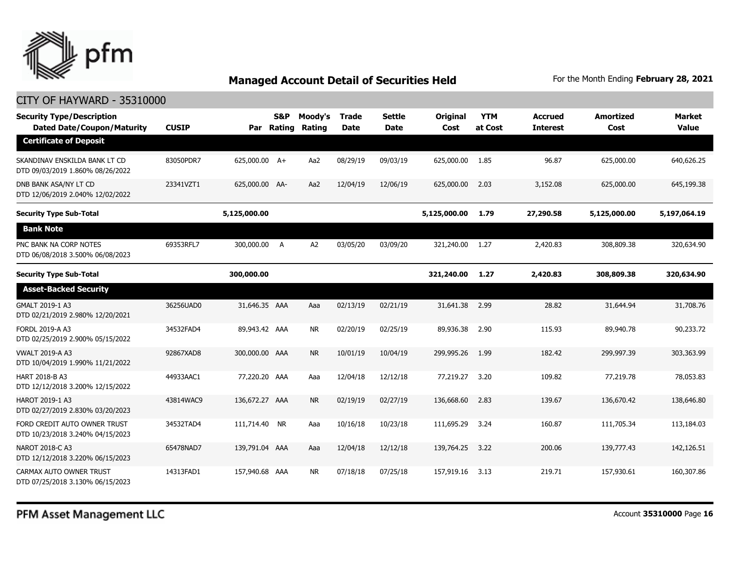## Managed Account Detail of Securities Held

For the Month Ending **February 28, 2021**

CITY OF HAYWARD - 35310000

| Security Type/Description Dated Date/Coupon/Maturity | CUSIP | Par | S&P Rating | Moody's Rating | Trade Date | Settle Date | Original Cost | YTM at Cost | Accrued Interest | Amortized Cost | Market Value |
|---|---|---|---|---|---|---|---|---|---|---|---|
| **Certificate of Deposit** | | | | | | | | | | | |
| SKANDINAV ENSKILDA BANK LT CD DTD 09/03/2019 1.860% 08/26/2022 | 83050PDR7 | 625,000.00 | A+ | Aa2 | 08/29/19 | 09/03/19 | 625,000.00 | 1.85 | 96.87 | 625,000.00 | 640,626.25 |
| DNB BANK ASA/NY LT CD DTD 12/06/2019 2.040% 12/02/2022 | 23341VZT1 | 625,000.00 | AA- | Aa2 | 12/04/19 | 12/06/19 | 625,000.00 | 2.03 | 3,152.08 | 625,000.00 | 645,199.38 |
| **Security Type Sub-Total** | | **5,125,000.00** | | | | | **5,125,000.00** | **1.79** | **27,290.58** | **5,125,000.00** | **5,197,064.19** |
| **Bank Note** | | | | | | | | | | | |
| PNC BANK NA CORP NOTES DTD 06/08/2018 3.500% 06/08/2023 | 69353RFL7 | 300,000.00 | A | A2 | 03/05/20 | 03/09/20 | 321,240.00 | 1.27 | 2,420.83 | 308,809.38 | 320,634.90 |
| **Security Type Sub-Total** | | **300,000.00** | | | | | **321,240.00** | **1.27** | **2,420.83** | **308,809.38** | **320,634.90** |
| **Asset-Backed Security** | | | | | | | | | | | |
| GMALT 2019-1 A3 DTD 02/21/2019 2.980% 12/20/2021 | 36256UAD0 | 31,646.35 | AAA | Aaa | 02/13/19 | 02/21/19 | 31,641.38 | 2.99 | 28.82 | 31,644.94 | 31,708.76 |
| FORDL 2019-A A3 DTD 02/25/2019 2.900% 05/15/2022 | 34532FAD4 | 89,943.42 | AAA | NR | 02/20/19 | 02/25/19 | 89,936.38 | 2.90 | 115.93 | 89,940.78 | 90,233.72 |
| VWALT 2019-A A3 DTD 10/04/2019 1.990% 11/21/2022 | 92867XAD8 | 300,000.00 | AAA | NR | 10/01/19 | 10/04/19 | 299,995.26 | 1.99 | 182.42 | 299,997.39 | 303,363.99 |
| HART 2018-B A3 DTD 12/12/2018 3.200% 12/15/2022 | 44933AAC1 | 77,220.20 | AAA | Aaa | 12/04/18 | 12/12/18 | 77,219.27 | 3.20 | 109.82 | 77,219.78 | 78,053.83 |
| HAROT 2019-1 A3 DTD 02/27/2019 2.830% 03/20/2023 | 43814WAC9 | 136,672.27 | AAA | NR | 02/19/19 | 02/27/19 | 136,668.60 | 2.83 | 139.67 | 136,670.42 | 138,646.80 |
| FORD CREDIT AUTO OWNER TRUST DTD 10/23/2018 3.240% 04/15/2023 | 34532TAD4 | 111,714.40 | NR | Aaa | 10/16/18 | 10/23/18 | 111,695.29 | 3.24 | 160.87 | 111,705.34 | 113,184.03 |
| NAROT 2018-C A3 DTD 12/12/2018 3.220% 06/15/2023 | 65478NAD7 | 139,791.04 | AAA | Aaa | 12/04/18 | 12/12/18 | 139,764.25 | 3.22 | 200.06 | 139,777.43 | 142,126.51 |
| CARMAX AUTO OWNER TRUST DTD 07/25/2018 3.130% 06/15/2023 | 14313FAD1 | 157,940.68 | AAA | NR | 07/18/18 | 07/25/18 | 157,919.16 | 3.13 | 219.71 | 157,930.61 | 160,307.86 |

PFM Asset Management LLC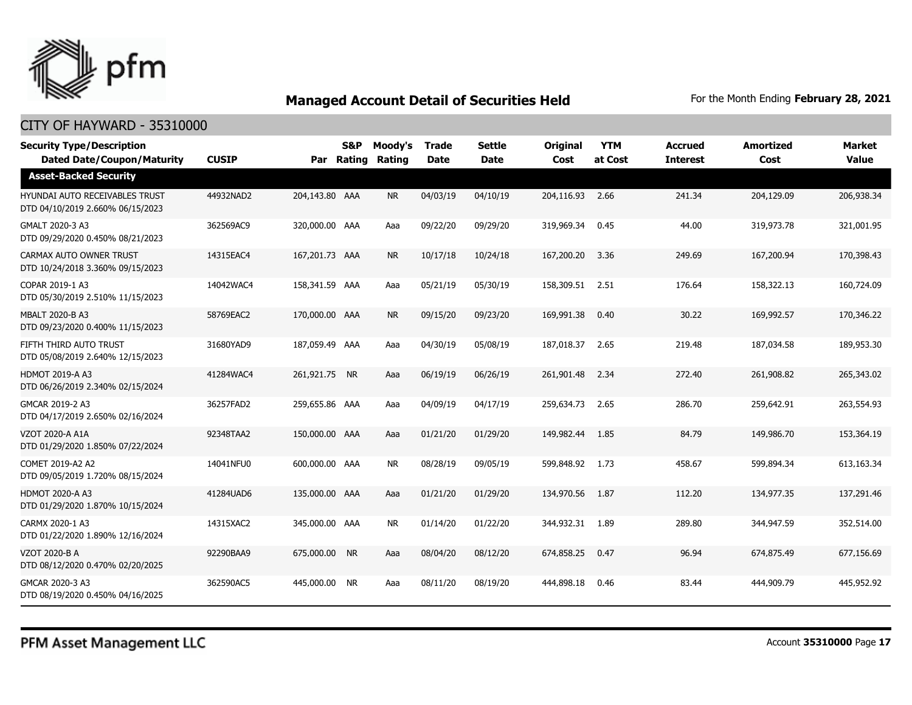## Managed Account Detail of Securities Held

For the Month Ending **February 28, 2021**

CITY OF HAYWARD - 35310000

| Security Type/Description<br>Dated Date/Coupon/Maturity | CUSIP | Par | S&P Rating | Moody's Rating | Trade Date | Settle Date | Original Cost | YTM at Cost | Accrued Interest | Amortized Cost | Market Value |
|---|---|---|---|---|---|---|---|---|---|---|---|
| **Asset-Backed Security** | | | | | | | | | | | |
| HYUNDAI AUTO RECEIVABLES TRUST<br>DTD 04/10/2019 2.660% 06/15/2023 | 44932NAD2 | 204,143.80 | AAA | NR | 04/03/19 | 04/10/19 | 204,116.93 | 2.66 | 241.34 | 204,129.09 | 206,938.34 |
| GMALT 2020-3 A3<br>DTD 09/29/2020 0.450% 08/21/2023 | 362569AC9 | 320,000.00 | AAA | Aaa | 09/22/20 | 09/29/20 | 319,969.34 | 0.45 | 44.00 | 319,973.78 | 321,001.95 |
| CARMAX AUTO OWNER TRUST<br>DTD 10/24/2018 3.360% 09/15/2023 | 14315EAC4 | 167,201.73 | AAA | NR | 10/17/18 | 10/24/18 | 167,200.20 | 3.36 | 249.69 | 167,200.94 | 170,398.43 |
| COPAR 2019-1 A3<br>DTD 05/30/2019 2.510% 11/15/2023 | 14042WAC4 | 158,341.59 | AAA | Aaa | 05/21/19 | 05/30/19 | 158,309.51 | 2.51 | 176.64 | 158,322.13 | 160,724.09 |
| MBALT 2020-B A3<br>DTD 09/23/2020 0.400% 11/15/2023 | 58769EAC2 | 170,000.00 | AAA | NR | 09/15/20 | 09/23/20 | 169,991.38 | 0.40 | 30.22 | 169,992.57 | 170,346.22 |
| FIFTH THIRD AUTO TRUST<br>DTD 05/08/2019 2.640% 12/15/2023 | 31680YAD9 | 187,059.49 | AAA | Aaa | 04/30/19 | 05/08/19 | 187,018.37 | 2.65 | 219.48 | 187,034.58 | 189,953.30 |
| HDMOT 2019-A A3<br>DTD 06/26/2019 2.340% 02/15/2024 | 41284WAC4 | 261,921.75 | NR | Aaa | 06/19/19 | 06/26/19 | 261,901.48 | 2.34 | 272.40 | 261,908.82 | 265,343.02 |
| GMCAR 2019-2 A3<br>DTD 04/17/2019 2.650% 02/16/2024 | 36257FAD2 | 259,655.86 | AAA | Aaa | 04/09/19 | 04/17/19 | 259,634.73 | 2.65 | 286.70 | 259,642.91 | 263,554.93 |
| VZOT 2020-A A1A<br>DTD 01/29/2020 1.850% 07/22/2024 | 92348TAA2 | 150,000.00 | AAA | Aaa | 01/21/20 | 01/29/20 | 149,982.44 | 1.85 | 84.79 | 149,986.70 | 153,364.19 |
| COMET 2019-A2 A2<br>DTD 09/05/2019 1.720% 08/15/2024 | 14041NFU0 | 600,000.00 | AAA | NR | 08/28/19 | 09/05/19 | 599,848.92 | 1.73 | 458.67 | 599,894.34 | 613,163.34 |
| HDMOT 2020-A A3<br>DTD 01/29/2020 1.870% 10/15/2024 | 41284UAD6 | 135,000.00 | AAA | Aaa | 01/21/20 | 01/29/20 | 134,970.56 | 1.87 | 112.20 | 134,977.35 | 137,291.46 |
| CARMX 2020-1 A3<br>DTD 01/22/2020 1.890% 12/16/2024 | 14315XAC2 | 345,000.00 | AAA | NR | 01/14/20 | 01/22/20 | 344,932.31 | 1.89 | 289.80 | 344,947.59 | 352,514.00 |
| VZOT 2020-B A<br>DTD 08/12/2020 0.470% 02/20/2025 | 92290BAA9 | 675,000.00 | NR | Aaa | 08/04/20 | 08/12/20 | 674,858.25 | 0.47 | 96.94 | 674,875.49 | 677,156.69 |
| GMCAR 2020-3 A3<br>DTD 08/19/2020 0.450% 04/16/2025 | 362590AC5 | 445,000.00 | NR | Aaa | 08/11/20 | 08/19/20 | 444,898.18 | 0.46 | 83.44 | 444,909.79 | 445,952.92 |

PFM Asset Management LLC

Account **35310000** Page **17**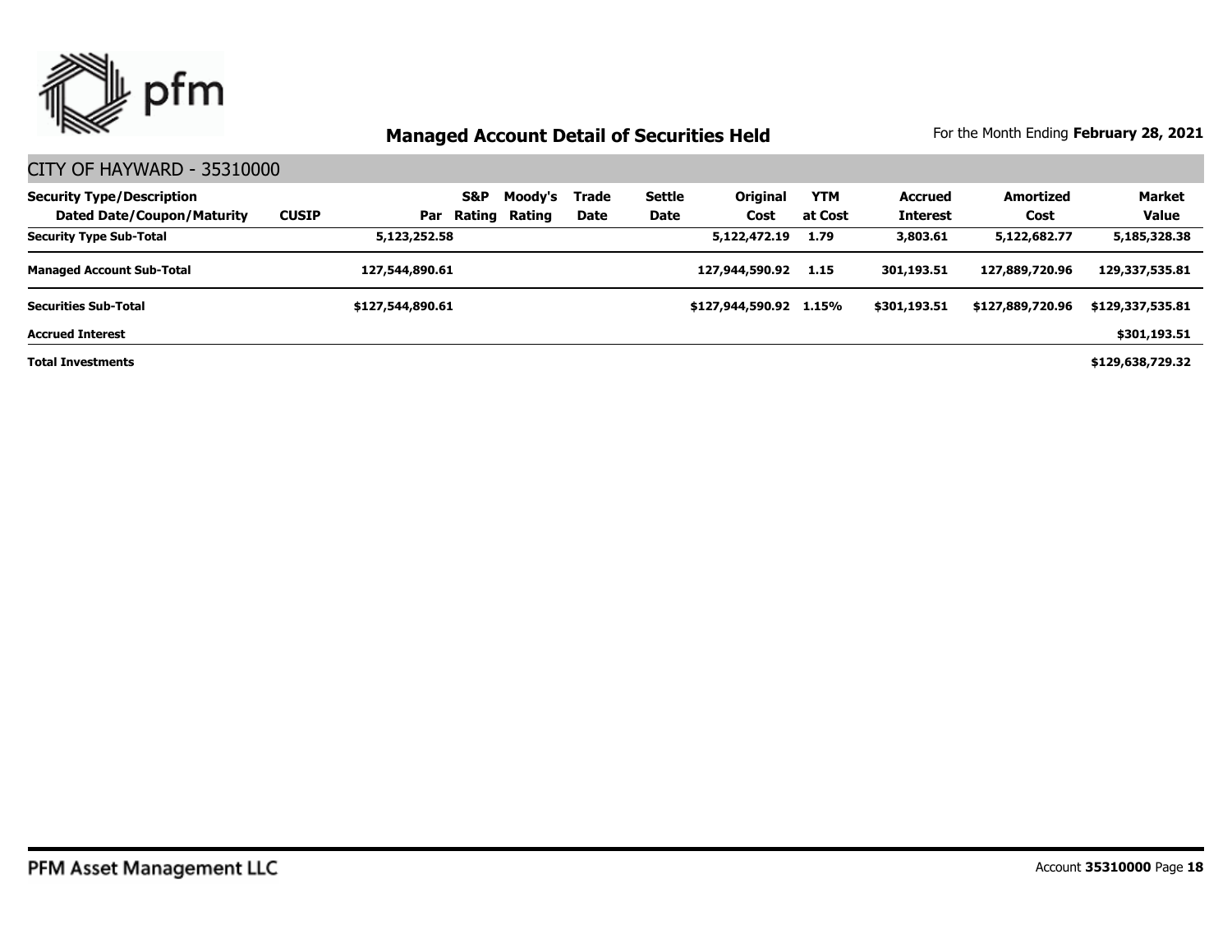## Managed Account Detail of Securities Held

For the Month Ending **February 28, 2021**

### CITY OF HAYWARD - 35310000

| Security Type/Description Dated Date/Coupon/Maturity | CUSIP | Par | S&P Rating | Moody's Rating | Trade Date | Settle Date | Original Cost | YTM at Cost | Accrued Interest | Amortized Cost | Market Value |
|---|---|---|---|---|---|---|---|---|---|---|---|
| **Security Type Sub-Total** | | **5,123,252.58** | | | | | **5,122,472.19** | **1.79** | **3,803.61** | **5,122,682.77** | **5,185,328.38** |
| **Managed Account Sub-Total** | | **127,544,890.61** | | | | | **127,944,590.92** | **1.15** | **301,193.51** | **127,889,720.96** | **129,337,535.81** |
| **Securities Sub-Total** | | **$127,544,890.61** | | | | | **$127,944,590.92** | **1.15%** | **$301,193.51** | **$127,889,720.96** | **$129,337,535.81** |
| **Accrued Interest** | | | | | | | | | | | **$301,193.51** |
| **Total Investments** | | | | | | | | | | | **$129,638,729.32** |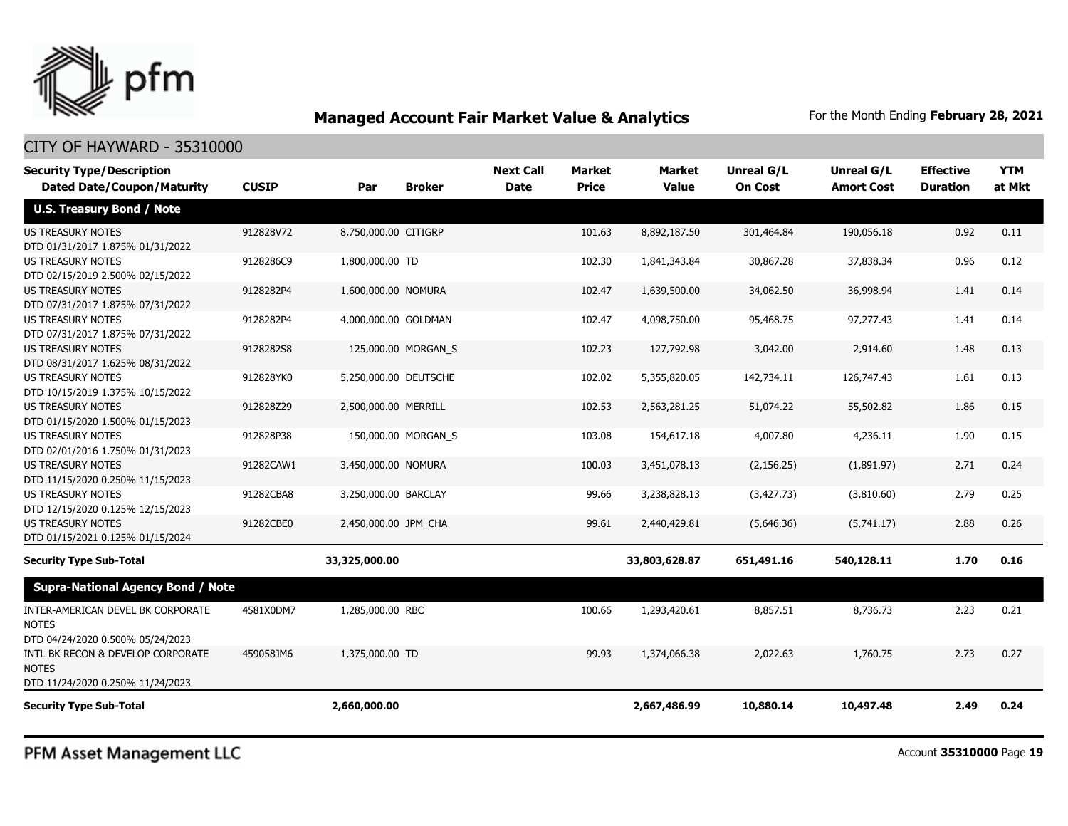# Managed Account Fair Market Value & Analytics

For the Month Ending **February 28, 2021**

CITY OF HAYWARD - 35310000

| Security Type/Description Dated Date/Coupon/Maturity | CUSIP | Par | Broker | Next Call Date | Market Price | Market Value | Unreal G/L On Cost | Unreal G/L Amort Cost | Effective Duration | YTM at Mkt |
|---|---|---|---|---|---|---|---|---|---|---|
| **U.S. Treasury Bond / Note** | | | | | | | | | | |
| US TREASURY NOTES DTD 01/31/2017 1.875% 01/31/2022 | 912828V72 | 8,750,000.00 | CITIGRP | | 101.63 | 8,892,187.50 | 301,464.84 | 190,056.18 | 0.92 | 0.11 |
| US TREASURY NOTES DTD 02/15/2019 2.500% 02/15/2022 | 9128286C9 | 1,800,000.00 | TD | | 102.30 | 1,841,343.84 | 30,867.28 | 37,838.34 | 0.96 | 0.12 |
| US TREASURY NOTES DTD 07/31/2017 1.875% 07/31/2022 | 9128282P4 | 1,600,000.00 | NOMURA | | 102.47 | 1,639,500.00 | 34,062.50 | 36,998.94 | 1.41 | 0.14 |
| US TREASURY NOTES DTD 07/31/2017 1.875% 07/31/2022 | 9128282P4 | 4,000,000.00 | GOLDMAN | | 102.47 | 4,098,750.00 | 95,468.75 | 97,277.43 | 1.41 | 0.14 |
| US TREASURY NOTES DTD 08/31/2017 1.625% 08/31/2022 | 9128282S8 | 125,000.00 | MORGAN_S | | 102.23 | 127,792.98 | 3,042.00 | 2,914.60 | 1.48 | 0.13 |
| US TREASURY NOTES DTD 10/15/2019 1.375% 10/15/2022 | 912828YK0 | 5,250,000.00 | DEUTSCHE | | 102.02 | 5,355,820.05 | 142,734.11 | 126,747.43 | 1.61 | 0.13 |
| US TREASURY NOTES DTD 01/15/2020 1.500% 01/15/2023 | 912828Z29 | 2,500,000.00 | MERRILL | | 102.53 | 2,563,281.25 | 51,074.22 | 55,502.82 | 1.86 | 0.15 |
| US TREASURY NOTES DTD 02/01/2016 1.750% 01/31/2023 | 912828P38 | 150,000.00 | MORGAN_S | | 103.08 | 154,617.18 | 4,007.80 | 4,236.11 | 1.90 | 0.15 |
| US TREASURY NOTES DTD 11/15/2020 0.250% 11/15/2023 | 91282CAW1 | 3,450,000.00 | NOMURA | | 100.03 | 3,451,078.13 | (2,156.25) | (1,891.97) | 2.71 | 0.24 |
| US TREASURY NOTES DTD 12/15/2020 0.125% 12/15/2023 | 91282CBA8 | 3,250,000.00 | BARCLAY | | 99.66 | 3,238,828.13 | (3,427.73) | (3,810.60) | 2.79 | 0.25 |
| US TREASURY NOTES DTD 01/15/2021 0.125% 01/15/2024 | 91282CBE0 | 2,450,000.00 | JPM_CHA | | 99.61 | 2,440,429.81 | (5,646.36) | (5,741.17) | 2.88 | 0.26 |
| **Security Type Sub-Total** | | **33,325,000.00** | | | | **33,803,628.87** | **651,491.16** | **540,128.11** | **1.70** | **0.16** |
| **Supra-National Agency Bond / Note** | | | | | | | | | | |
| INTER-AMERICAN DEVEL BK CORPORATE NOTES DTD 04/24/2020 0.500% 05/24/2023 | 4581X0DM7 | 1,285,000.00 | RBC | | 100.66 | 1,293,420.61 | 8,857.51 | 8,736.73 | 2.23 | 0.21 |
| INTL BK RECON & DEVELOP CORPORATE NOTES DTD 11/24/2020 0.250% 11/24/2023 | 459058JM6 | 1,375,000.00 | TD | | 99.93 | 1,374,066.38 | 2,022.63 | 1,760.75 | 2.73 | 0.27 |
| **Security Type Sub-Total** | | **2,660,000.00** | | | | **2,667,486.99** | **10,880.14** | **10,497.48** | **2.49** | **0.24** |

PFM Asset Management LLC

Account **35310000**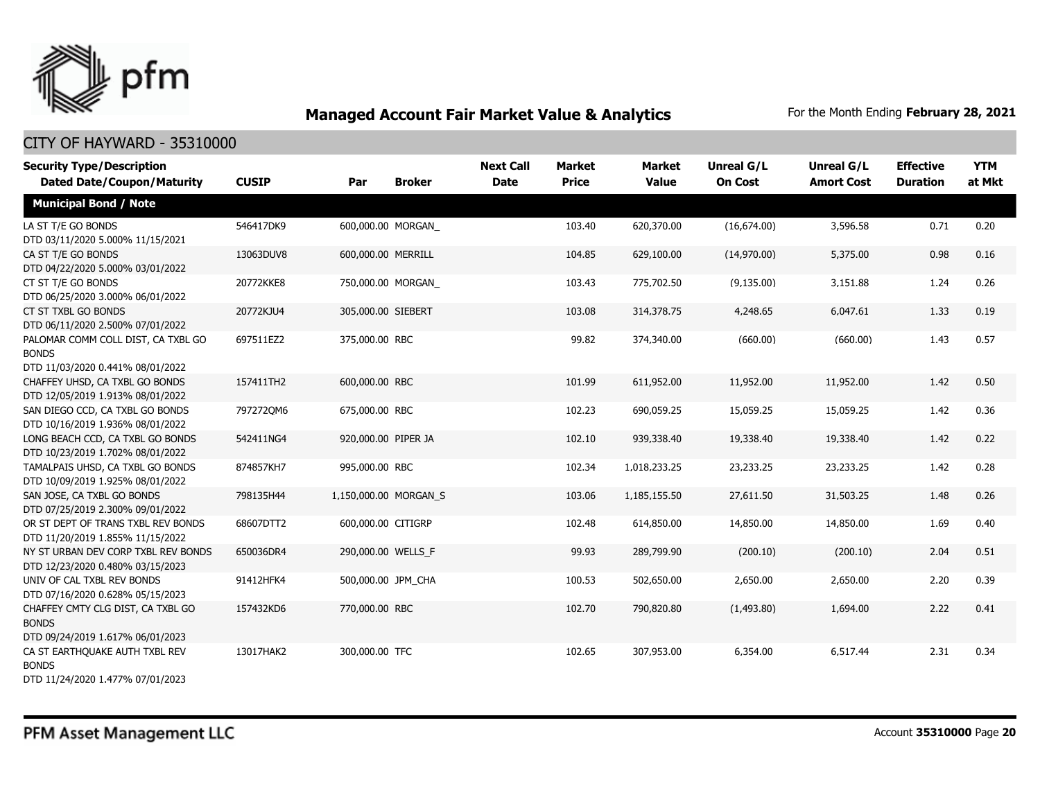## Managed Account Fair Market Value & Analytics

For the Month Ending **February 28, 2021**

CITY OF HAYWARD - 35310000

| Security Type/Description Dated Date/Coupon/Maturity | CUSIP | Par | Broker | Next Call Date | Market Price | Market Value | Unreal G/L On Cost | Unreal G/L Amort Cost | Effective Duration | YTM at Mkt |
|---|---|---|---|---|---|---|---|---|---|---|
| **Municipal Bond / Note** | | | | | | | | | | |
| LA ST T/E GO BONDS DTD 03/11/2020 5.000% 11/15/2021 | 546417DK9 | 600,000.00 | MORGAN_ | | 103.40 | 620,370.00 | (16,674.00) | 3,596.58 | 0.71 | 0.20 |
| CA ST T/E GO BONDS DTD 04/22/2020 5.000% 03/01/2022 | 13063DUV8 | 600,000.00 | MERRILL | | 104.85 | 629,100.00 | (14,970.00) | 5,375.00 | 0.98 | 0.16 |
| CT ST T/E GO BONDS DTD 06/25/2020 3.000% 06/01/2022 | 20772KKE8 | 750,000.00 | MORGAN_ | | 103.43 | 775,702.50 | (9,135.00) | 3,151.88 | 1.24 | 0.26 |
| CT ST TXBL GO BONDS DTD 06/11/2020 2.500% 07/01/2022 | 20772KJU4 | 305,000.00 | SIEBERT | | 103.08 | 314,378.75 | 4,248.65 | 6,047.61 | 1.33 | 0.19 |
| PALOMAR COMM COLL DIST, CA TXBL GO BONDS DTD 11/03/2020 0.441% 08/01/2022 | 697511EZ2 | 375,000.00 | RBC | | 99.82 | 374,340.00 | (660.00) | (660.00) | 1.43 | 0.57 |
| CHAFFEY UHSD, CA TXBL GO BONDS DTD 12/05/2019 1.913% 08/01/2022 | 157411TH2 | 600,000.00 | RBC | | 101.99 | 611,952.00 | 11,952.00 | 11,952.00 | 1.42 | 0.50 |
| SAN DIEGO CCD, CA TXBL GO BONDS DTD 10/16/2019 1.936% 08/01/2022 | 797272QM6 | 675,000.00 | RBC | | 102.23 | 690,059.25 | 15,059.25 | 15,059.25 | 1.42 | 0.36 |
| LONG BEACH CCD, CA TXBL GO BONDS DTD 10/23/2019 1.702% 08/01/2022 | 542411NG4 | 920,000.00 | PIPER JA | | 102.10 | 939,338.40 | 19,338.40 | 19,338.40 | 1.42 | 0.22 |
| TAMALPAIS UHSD, CA TXBL GO BONDS DTD 10/09/2019 1.925% 08/01/2022 | 874857KH7 | 995,000.00 | RBC | | 102.34 | 1,018,233.25 | 23,233.25 | 23,233.25 | 1.42 | 0.28 |
| SAN JOSE, CA TXBL GO BONDS DTD 07/25/2019 2.300% 09/01/2022 | 798135H44 | 1,150,000.00 | MORGAN_S | | 103.06 | 1,185,155.50 | 27,611.50 | 31,503.25 | 1.48 | 0.26 |
| OR ST DEPT OF TRANS TXBL REV BONDS DTD 11/20/2019 1.855% 11/15/2022 | 68607DTT2 | 600,000.00 | CITIGRP | | 102.48 | 614,850.00 | 14,850.00 | 14,850.00 | 1.69 | 0.40 |
| NY ST URBAN DEV CORP TXBL REV BONDS DTD 12/23/2020 0.480% 03/15/2023 | 650036DR4 | 290,000.00 | WELLS_F | | 99.93 | 289,799.90 | (200.10) | (200.10) | 2.04 | 0.51 |
| UNIV OF CAL TXBL REV BONDS DTD 07/16/2020 0.628% 05/15/2023 | 91412HFK4 | 500,000.00 | JPM_CHA | | 100.53 | 502,650.00 | 2,650.00 | 2,650.00 | 2.20 | 0.39 |
| CHAFFEY CMTY CLG DIST, CA TXBL GO BONDS DTD 09/24/2019 1.617% 06/01/2023 | 157432KD6 | 770,000.00 | RBC | | 102.70 | 790,820.80 | (1,493.80) | 1,694.00 | 2.22 | 0.41 |
| CA ST EARTHQUAKE AUTH TXBL REV BONDS DTD 11/24/2020 1.477% 07/01/2023 | 13017HAK2 | 300,000.00 | TFC | | 102.65 | 307,953.00 | 6,354.00 | 6,517.44 | 2.31 | 0.34 |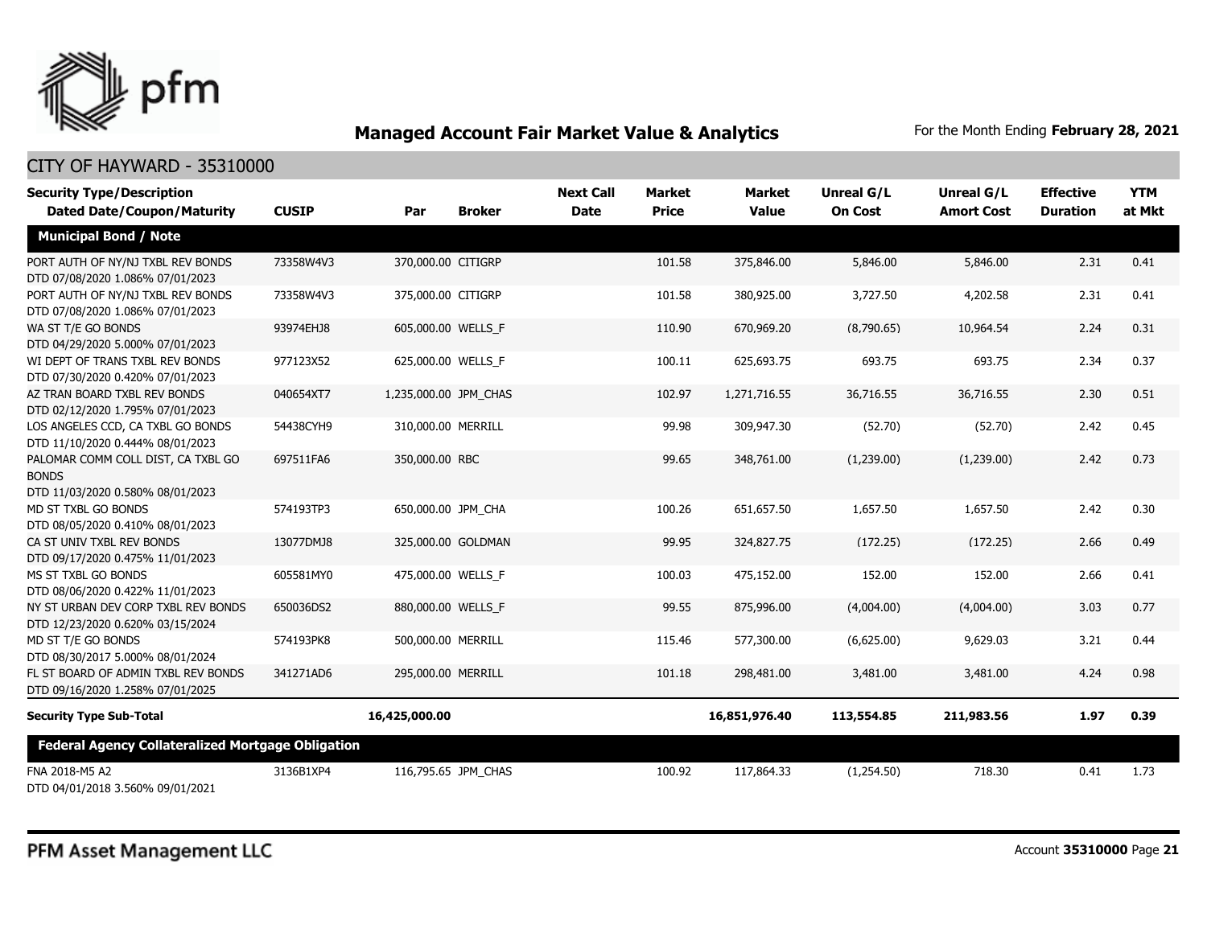## Managed Account Fair Market Value & Analytics

For the Month Ending **February 28, 2021**

CITY OF HAYWARD - 35310000

| Security Type/Description Dated Date/Coupon/Maturity | CUSIP | Par | Broker | Next Call Date | Market Price | Market Value | Unreal G/L On Cost | Unreal G/L Amort Cost | Effective Duration | YTM at Mkt |
|---|---|---|---|---|---|---|---|---|---|---|
| **Municipal Bond / Note** | | | | | | | | | | |
| PORT AUTH OF NY/NJ TXBL REV BONDS DTD 07/08/2020 1.086% 07/01/2023 | 73358W4V3 | 370,000.00 | CITIGRP | | 101.58 | 375,846.00 | 5,846.00 | 5,846.00 | 2.31 | 0.41 |
| PORT AUTH OF NY/NJ TXBL REV BONDS DTD 07/08/2020 1.086% 07/01/2023 | 73358W4V3 | 375,000.00 | CITIGRP | | 101.58 | 380,925.00 | 3,727.50 | 4,202.58 | 2.31 | 0.41 |
| WA ST T/E GO BONDS DTD 04/29/2020 5.000% 07/01/2023 | 93974EHJ8 | 605,000.00 | WELLS_F | | 110.90 | 670,969.20 | (8,790.65) | 10,964.54 | 2.24 | 0.31 |
| WI DEPT OF TRANS TXBL REV BONDS DTD 07/30/2020 0.420% 07/01/2023 | 977123X52 | 625,000.00 | WELLS_F | | 100.11 | 625,693.75 | 693.75 | 693.75 | 2.34 | 0.37 |
| AZ TRAN BOARD TXBL REV BONDS DTD 02/12/2020 1.795% 07/01/2023 | 040654XT7 | 1,235,000.00 | JPM_CHAS | | 102.97 | 1,271,716.55 | 36,716.55 | 36,716.55 | 2.30 | 0.51 |
| LOS ANGELES CCD, CA TXBL GO BONDS DTD 11/10/2020 0.444% 08/01/2023 | 54438CYH9 | 310,000.00 | MERRILL | | 99.98 | 309,947.30 | (52.70) | (52.70) | 2.42 | 0.45 |
| PALOMAR COMM COLL DIST, CA TXBL GO BONDS DTD 11/03/2020 0.580% 08/01/2023 | 697511FA6 | 350,000.00 | RBC | | 99.65 | 348,761.00 | (1,239.00) | (1,239.00) | 2.42 | 0.73 |
| MD ST TXBL GO BONDS DTD 08/05/2020 0.410% 08/01/2023 | 574193TP3 | 650,000.00 | JPM_CHA | | 100.26 | 651,657.50 | 1,657.50 | 1,657.50 | 2.42 | 0.30 |
| CA ST UNIV TXBL REV BONDS DTD 09/17/2020 0.475% 11/01/2023 | 13077DMJ8 | 325,000.00 | GOLDMAN | | 99.95 | 324,827.75 | (172.25) | (172.25) | 2.66 | 0.49 |
| MS ST TXBL GO BONDS DTD 08/06/2020 0.422% 11/01/2023 | 605581MY0 | 475,000.00 | WELLS_F | | 100.03 | 475,152.00 | 152.00 | 152.00 | 2.66 | 0.41 |
| NY ST URBAN DEV CORP TXBL REV BONDS DTD 12/23/2020 0.620% 03/15/2024 | 650036DS2 | 880,000.00 | WELLS_F | | 99.55 | 875,996.00 | (4,004.00) | (4,004.00) | 3.03 | 0.77 |
| MD ST T/E GO BONDS DTD 08/30/2017 5.000% 08/01/2024 | 574193PK8 | 500,000.00 | MERRILL | | 115.46 | 577,300.00 | (6,625.00) | 9,629.03 | 3.21 | 0.44 |
| FL ST BOARD OF ADMIN TXBL REV BONDS DTD 09/16/2020 1.258% 07/01/2025 | 341271AD6 | 295,000.00 | MERRILL | | 101.18 | 298,481.00 | 3,481.00 | 3,481.00 | 4.24 | 0.98 |
| **Security Type Sub-Total** | | **16,425,000.00** | | | | **16,851,976.40** | **113,554.85** | **211,983.56** | **1.97** | **0.39** |
| **Federal Agency Collateralized Mortgage Obligation** | | | | | | | | | | |
| FNA 2018-M5 A2 DTD 04/01/2018 3.560% 09/01/2021 | 3136B1XP4 | 116,795.65 | JPM_CHAS | | 100.92 | 117,864.33 | (1,254.50) | 718.30 | 0.41 | 1.73 |

PFM Asset Management LLC

Account **35310000**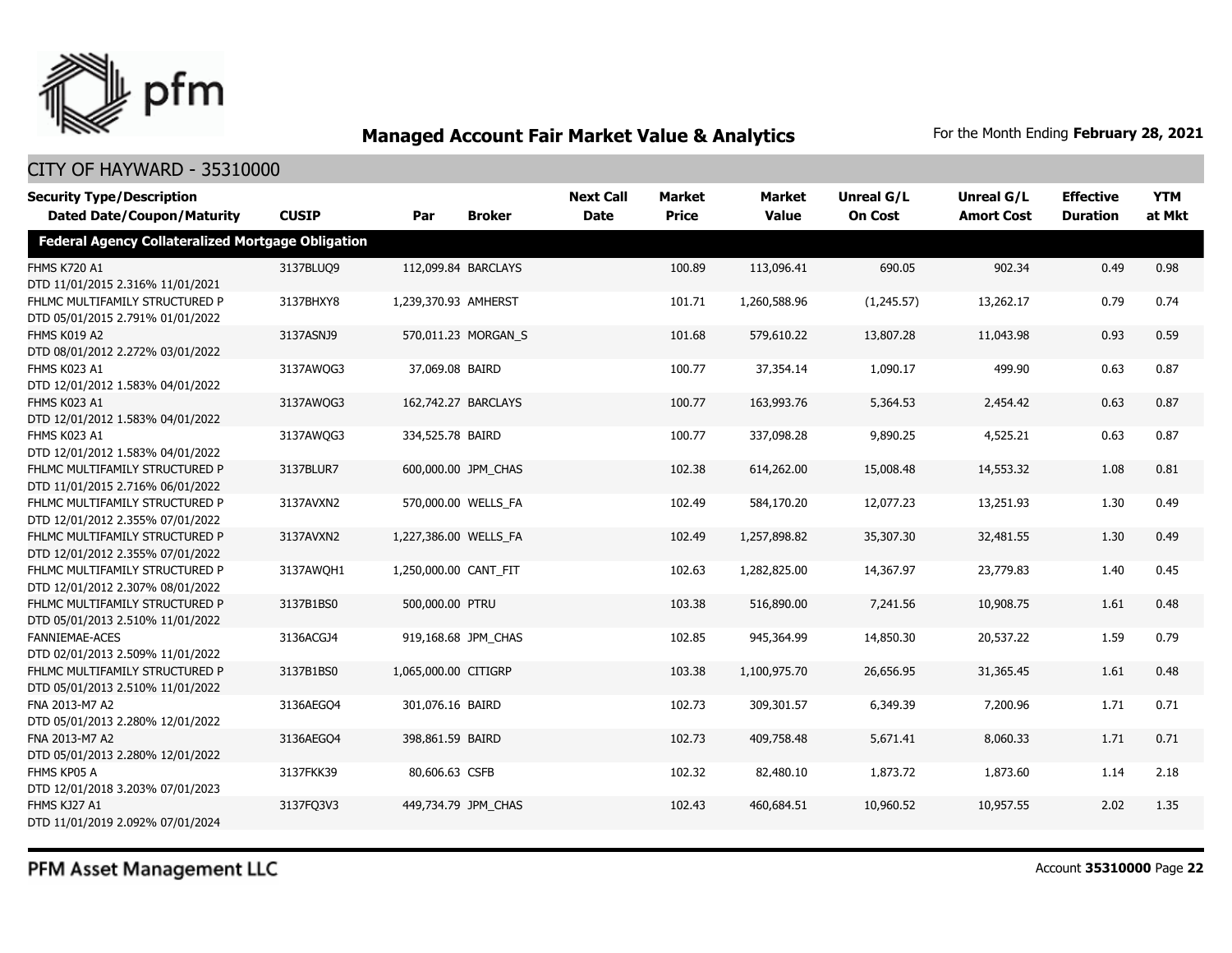# Managed Account Fair Market Value & Analytics

For the Month Ending **February 28, 2021**

## CITY OF HAYWARD - 35310000

| Security Type/Description Dated Date/Coupon/Maturity | CUSIP | Par | Broker | Next Call Date | Market Price | Market Value | Unreal G/L On Cost | Unreal G/L Amort Cost | Effective Duration | YTM at Mkt |
|---|---|---|---|---|---|---|---|---|---|---|
| **Federal Agency Collateralized Mortgage Obligation** | | | | | | | | | | |
| FHMS K720 A1 DTD 11/01/2015 2.316% 11/01/2021 | 3137BLUQ9 | 112,099.84 | BARCLAYS | | 100.89 | 113,096.41 | 690.05 | 902.34 | 0.49 | 0.98 |
| FHLMC MULTIFAMILY STRUCTURED P DTD 05/01/2015 2.791% 01/01/2022 | 3137BHXY8 | 1,239,370.93 | AMHERST | | 101.71 | 1,260,588.96 | (1,245.57) | 13,262.17 | 0.79 | 0.74 |
| FHMS K019 A2 DTD 08/01/2012 2.272% 03/01/2022 | 3137ASNJ9 | 570,011.23 | MORGAN_S | | 101.68 | 579,610.22 | 13,807.28 | 11,043.98 | 0.93 | 0.59 |
| FHMS K023 A1 DTD 12/01/2012 1.583% 04/01/2022 | 3137AWQG3 | 37,069.08 | BAIRD | | 100.77 | 37,354.14 | 1,090.17 | 499.90 | 0.63 | 0.87 |
| FHMS K023 A1 DTD 12/01/2012 1.583% 04/01/2022 | 3137AWQG3 | 162,742.27 | BARCLAYS | | 100.77 | 163,993.76 | 5,364.53 | 2,454.42 | 0.63 | 0.87 |
| FHMS K023 A1 DTD 12/01/2012 1.583% 04/01/2022 | 3137AWQG3 | 334,525.78 | BAIRD | | 100.77 | 337,098.28 | 9,890.25 | 4,525.21 | 0.63 | 0.87 |
| FHLMC MULTIFAMILY STRUCTURED P DTD 11/01/2015 2.716% 06/01/2022 | 3137BLUR7 | 600,000.00 | JPM_CHAS | | 102.38 | 614,262.00 | 15,008.48 | 14,553.32 | 1.08 | 0.81 |
| FHLMC MULTIFAMILY STRUCTURED P DTD 12/01/2012 2.355% 07/01/2022 | 3137AVXN2 | 570,000.00 | WELLS_FA | | 102.49 | 584,170.20 | 12,077.23 | 13,251.93 | 1.30 | 0.49 |
| FHLMC MULTIFAMILY STRUCTURED P DTD 12/01/2012 2.355% 07/01/2022 | 3137AVXN2 | 1,227,386.00 | WELLS_FA | | 102.49 | 1,257,898.82 | 35,307.30 | 32,481.55 | 1.30 | 0.49 |
| FHLMC MULTIFAMILY STRUCTURED P DTD 12/01/2012 2.307% 08/01/2022 | 3137AWQH1 | 1,250,000.00 | CANT_FIT | | 102.63 | 1,282,825.00 | 14,367.97 | 23,779.83 | 1.40 | 0.45 |
| FHLMC MULTIFAMILY STRUCTURED P DTD 05/01/2013 2.510% 11/01/2022 | 3137B1BS0 | 500,000.00 | PTRU | | 103.38 | 516,890.00 | 7,241.56 | 10,908.75 | 1.61 | 0.48 |
| FANNIEMAE-ACES DTD 02/01/2013 2.509% 11/01/2022 | 3136ACGJ4 | 919,168.68 | JPM_CHAS | | 102.85 | 945,364.99 | 14,850.30 | 20,537.22 | 1.59 | 0.79 |
| FHLMC MULTIFAMILY STRUCTURED P DTD 05/01/2013 2.510% 11/01/2022 | 3137B1BS0 | 1,065,000.00 | CITIGRP | | 103.38 | 1,100,975.70 | 26,656.95 | 31,365.45 | 1.61 | 0.48 |
| FNA 2013-M7 A2 DTD 05/01/2013 2.280% 12/01/2022 | 3136AEGO4 | 301,076.16 | BAIRD | | 102.73 | 309,301.57 | 6,349.39 | 7,200.96 | 1.71 | 0.71 |
| FNA 2013-M7 A2 DTD 05/01/2013 2.280% 12/01/2022 | 3136AEGO4 | 398,861.59 | BAIRD | | 102.73 | 409,758.48 | 5,671.41 | 8,060.33 | 1.71 | 0.71 |
| FHMS KP05 A DTD 12/01/2018 3.203% 07/01/2023 | 3137FKK39 | 80,606.63 | CSFB | | 102.32 | 82,480.10 | 1,873.72 | 1,873.60 | 1.14 | 2.18 |
| FHMS KJ27 A1 DTD 11/01/2019 2.092% 07/01/2024 | 3137FQ3V3 | 449,734.79 | JPM_CHAS | | 102.43 | 460,684.51 | 10,960.52 | 10,957.55 | 2.02 | 1.35 |

PFM Asset Management LLC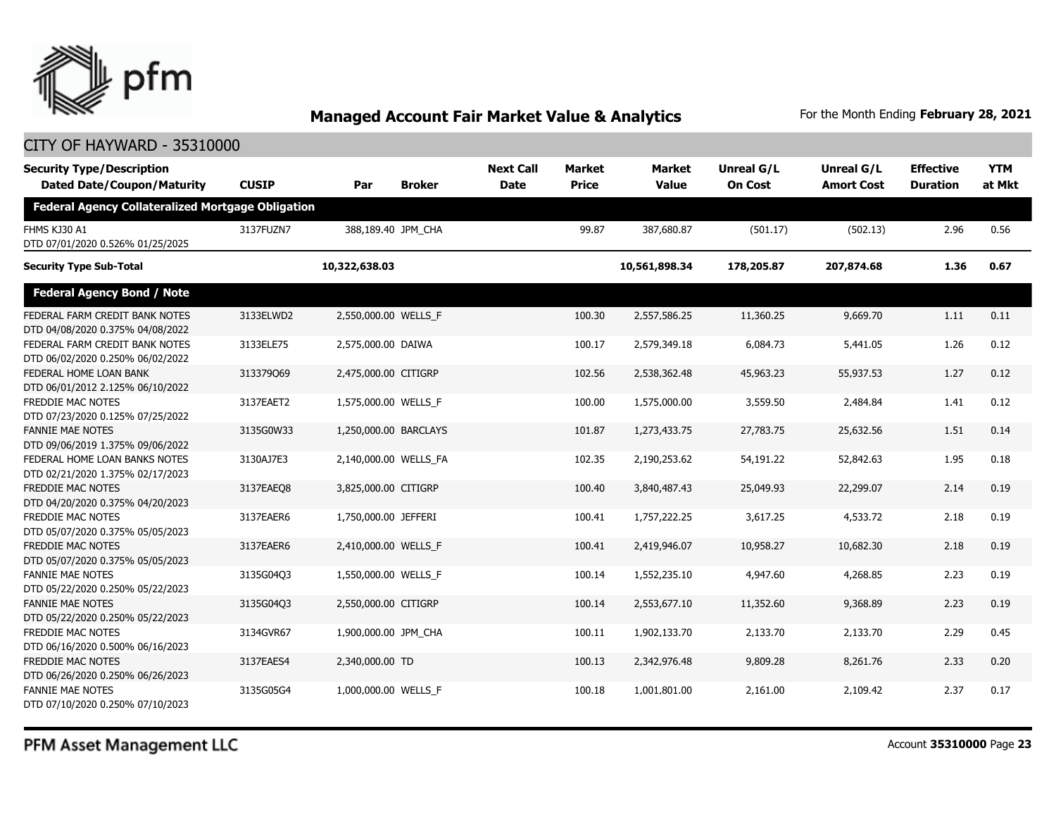## Managed Account Fair Market Value & Analytics

For the Month Ending **February 28, 2021**

CITY OF HAYWARD - 35310000

| Security Type/Description Dated Date/Coupon/Maturity | CUSIP | Par | Broker | Next Call Date | Market Price | Market Value | Unreal G/L On Cost | Unreal G/L Amort Cost | Effective Duration | YTM at Mkt |
|---|---|---|---|---|---|---|---|---|---|---|
| **Federal Agency Collateralized Mortgage Obligation** | | | | | | | | | | |
| FHMS KJ30 A1 DTD 07/01/2020 0.526% 01/25/2025 | 3137FUZN7 | 388,189.40 | JPM_CHA | | 99.87 | 387,680.87 | (501.17) | (502.13) | 2.96 | 0.56 |
| **Security Type Sub-Total** | | **10,322,638.03** | | | | **10,561,898.34** | **178,205.87** | **207,874.68** | **1.36** | **0.67** |
| **Federal Agency Bond / Note** | | | | | | | | | | |
| FEDERAL FARM CREDIT BANK NOTES DTD 04/08/2020 0.375% 04/08/2022 | 3133ELWD2 | 2,550,000.00 | WELLS_F | | 100.30 | 2,557,586.25 | 11,360.25 | 9,669.70 | 1.11 | 0.11 |
| FEDERAL FARM CREDIT BANK NOTES DTD 06/02/2020 0.250% 06/02/2022 | 3133ELE75 | 2,575,000.00 | DAIWA | | 100.17 | 2,579,349.18 | 6,084.73 | 5,441.05 | 1.26 | 0.12 |
| FEDERAL HOME LOAN BANK DTD 06/01/2012 2.125% 06/10/2022 | 313379Q69 | 2,475,000.00 | CITIGRP | | 102.56 | 2,538,362.48 | 45,963.23 | 55,937.53 | 1.27 | 0.12 |
| FREDDIE MAC NOTES DTD 07/23/2020 0.125% 07/25/2022 | 3137EAET2 | 1,575,000.00 | WELLS_F | | 100.00 | 1,575,000.00 | 3,559.50 | 2,484.84 | 1.41 | 0.12 |
| FANNIE MAE NOTES DTD 09/06/2019 1.375% 09/06/2022 | 3135G0W33 | 1,250,000.00 | BARCLAYS | | 101.87 | 1,273,433.75 | 27,783.75 | 25,632.56 | 1.51 | 0.14 |
| FEDERAL HOME LOAN BANKS NOTES DTD 02/21/2020 1.375% 02/17/2023 | 3130AJ7E3 | 2,140,000.00 | WELLS_FA | | 102.35 | 2,190,253.62 | 54,191.22 | 52,842.63 | 1.95 | 0.18 |
| FREDDIE MAC NOTES DTD 04/20/2020 0.375% 04/20/2023 | 3137EAEQ8 | 3,825,000.00 | CITIGRP | | 100.40 | 3,840,487.43 | 25,049.93 | 22,299.07 | 2.14 | 0.19 |
| FREDDIE MAC NOTES DTD 05/07/2020 0.375% 05/05/2023 | 3137EAER6 | 1,750,000.00 | JEFFERI | | 100.41 | 1,757,222.25 | 3,617.25 | 4,533.72 | 2.18 | 0.19 |
| FREDDIE MAC NOTES DTD 05/07/2020 0.375% 05/05/2023 | 3137EAER6 | 2,410,000.00 | WELLS_F | | 100.41 | 2,419,946.07 | 10,958.27 | 10,682.30 | 2.18 | 0.19 |
| FANNIE MAE NOTES DTD 05/22/2020 0.250% 05/22/2023 | 3135G04Q3 | 1,550,000.00 | WELLS_F | | 100.14 | 1,552,235.10 | 4,947.60 | 4,268.85 | 2.23 | 0.19 |
| FANNIE MAE NOTES DTD 05/22/2020 0.250% 05/22/2023 | 3135G04Q3 | 2,550,000.00 | CITIGRP | | 100.14 | 2,553,677.10 | 11,352.60 | 9,368.89 | 2.23 | 0.19 |
| FREDDIE MAC NOTES DTD 06/16/2020 0.500% 06/16/2023 | 3134GVR67 | 1,900,000.00 | JPM_CHA | | 100.11 | 1,902,133.70 | 2,133.70 | 2,133.70 | 2.29 | 0.45 |
| FREDDIE MAC NOTES DTD 06/26/2020 0.250% 06/26/2023 | 3137EAES4 | 2,340,000.00 | TD | | 100.13 | 2,342,976.48 | 9,809.28 | 8,261.76 | 2.33 | 0.20 |
| FANNIE MAE NOTES DTD 07/10/2020 0.250% 07/10/2023 | 3135G05G4 | 1,000,000.00 | WELLS_F | | 100.18 | 1,001,801.00 | 2,161.00 | 2,109.42 | 2.37 | 0.17 |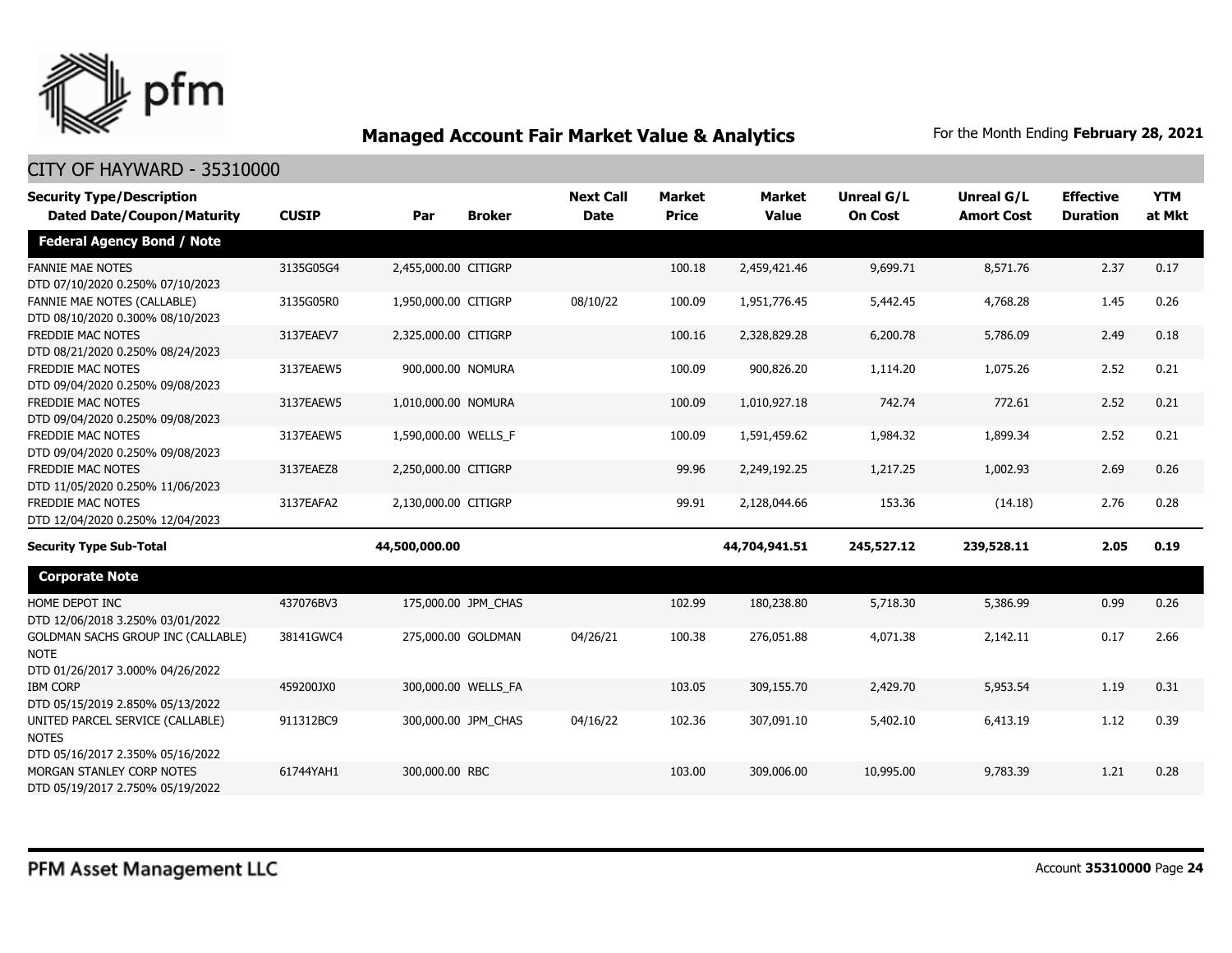## Managed Account Fair Market Value & Analytics

For the Month Ending **February 28, 2021**

CITY OF HAYWARD - 35310000

| Security Type/Description Dated Date/Coupon/Maturity | CUSIP | Par | Broker | Next Call Date | Market Price | Market Value | Unreal G/L On Cost | Unreal G/L Amort Cost | Effective Duration | YTM at Mkt |
|---|---|---|---|---|---|---|---|---|---|---|
| **Federal Agency Bond / Note** | | | | | | | | | | |
| FANNIE MAE NOTES DTD 07/10/2020 0.250% 07/10/2023 | 3135G05G4 | 2,455,000.00 | CITIGRP | | 100.18 | 2,459,421.46 | 9,699.71 | 8,571.76 | 2.37 | 0.17 |
| FANNIE MAE NOTES (CALLABLE) DTD 08/10/2020 0.300% 08/10/2023 | 3135G05R0 | 1,950,000.00 | CITIGRP | 08/10/22 | 100.09 | 1,951,776.45 | 5,442.45 | 4,768.28 | 1.45 | 0.26 |
| FREDDIE MAC NOTES DTD 08/21/2020 0.250% 08/24/2023 | 3137EAEV7 | 2,325,000.00 | CITIGRP | | 100.16 | 2,328,829.28 | 6,200.78 | 5,786.09 | 2.49 | 0.18 |
| FREDDIE MAC NOTES DTD 09/04/2020 0.250% 09/08/2023 | 3137EAEW5 | 900,000.00 | NOMURA | | 100.09 | 900,826.20 | 1,114.20 | 1,075.26 | 2.52 | 0.21 |
| FREDDIE MAC NOTES DTD 09/04/2020 0.250% 09/08/2023 | 3137EAEW5 | 1,010,000.00 | NOMURA | | 100.09 | 1,010,927.18 | 742.74 | 772.61 | 2.52 | 0.21 |
| FREDDIE MAC NOTES DTD 09/04/2020 0.250% 09/08/2023 | 3137EAEW5 | 1,590,000.00 | WELLS_F | | 100.09 | 1,591,459.62 | 1,984.32 | 1,899.34 | 2.52 | 0.21 |
| FREDDIE MAC NOTES DTD 11/05/2020 0.250% 11/06/2023 | 3137EAEZ8 | 2,250,000.00 | CITIGRP | | 99.96 | 2,249,192.25 | 1,217.25 | 1,002.93 | 2.69 | 0.26 |
| FREDDIE MAC NOTES DTD 12/04/2020 0.250% 12/04/2023 | 3137EAFA2 | 2,130,000.00 | CITIGRP | | 99.91 | 2,128,044.66 | 153.36 | (14.18) | 2.76 | 0.28 |
| **Security Type Sub-Total** | | **44,500,000.00** | | | | **44,704,941.51** | **245,527.12** | **239,528.11** | **2.05** | **0.19** |
| **Corporate Note** | | | | | | | | | | |
| HOME DEPOT INC DTD 12/06/2018 3.250% 03/01/2022 | 437076BV3 | 175,000.00 | JPM_CHAS | | 102.99 | 180,238.80 | 5,718.30 | 5,386.99 | 0.99 | 0.26 |
| GOLDMAN SACHS GROUP INC (CALLABLE) NOTE DTD 01/26/2017 3.000% 04/26/2022 | 38141GWC4 | 275,000.00 | GOLDMAN | 04/26/21 | 100.38 | 276,051.88 | 4,071.38 | 2,142.11 | 0.17 | 2.66 |
| IBM CORP DTD 05/15/2019 2.850% 05/13/2022 | 459200JX0 | 300,000.00 | WELLS_FA | | 103.05 | 309,155.70 | 2,429.70 | 5,953.54 | 1.19 | 0.31 |
| UNITED PARCEL SERVICE (CALLABLE) NOTES DTD 05/16/2017 2.350% 05/16/2022 | 911312BC9 | 300,000.00 | JPM_CHAS | 04/16/22 | 102.36 | 307,091.10 | 5,402.10 | 6,413.19 | 1.12 | 0.39 |
| MORGAN STANLEY CORP NOTES DTD 05/19/2017 2.750% 05/19/2022 | 61744YAH1 | 300,000.00 | RBC | | 103.00 | 309,006.00 | 10,995.00 | 9,783.39 | 1.21 | 0.28 |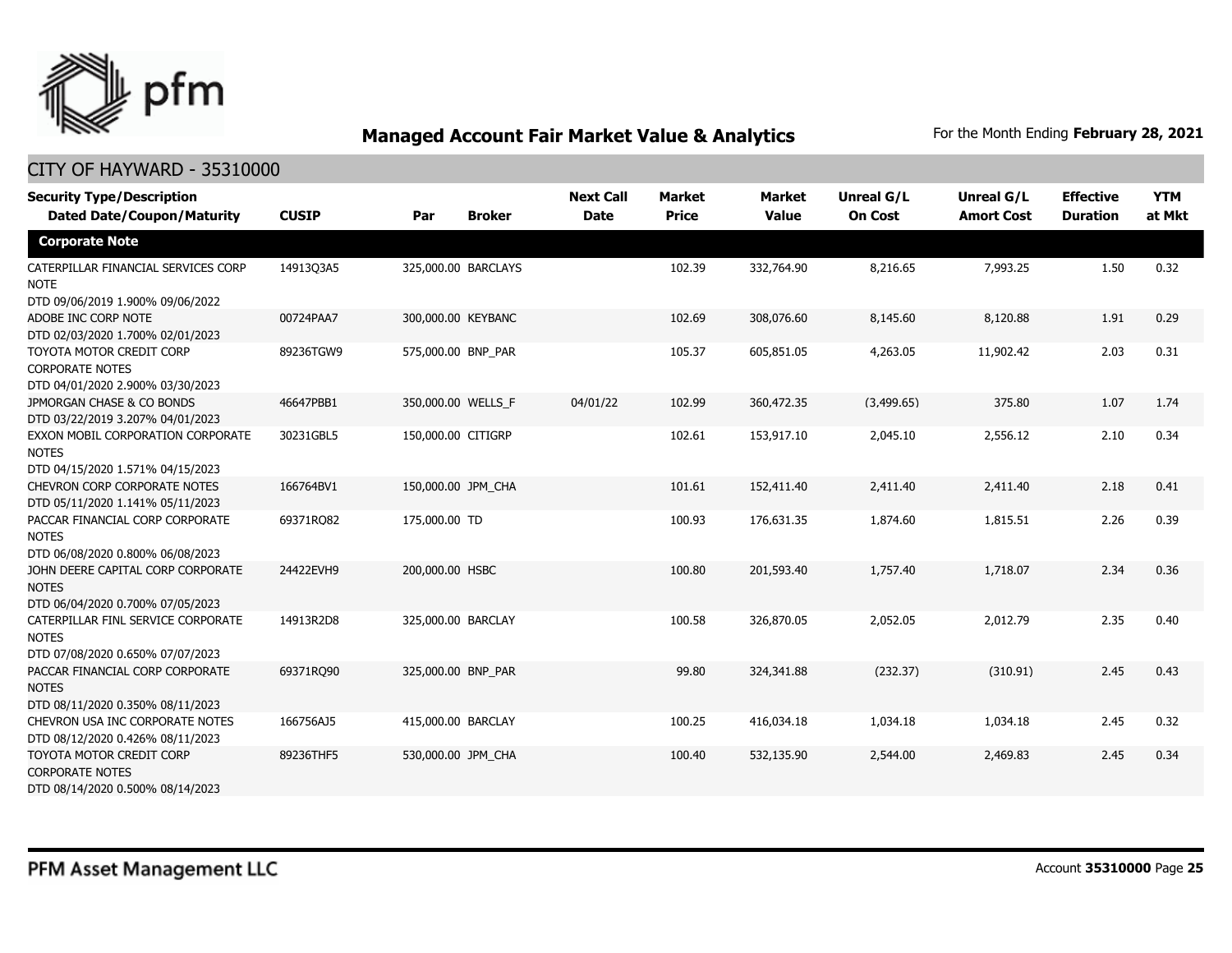## Managed Account Fair Market Value & Analytics

For the Month Ending **February 28, 2021**

CITY OF HAYWARD - 35310000

| Security Type/Description<br>Dated Date/Coupon/Maturity | CUSIP | Par | Broker | Next Call Date | Market Price | Market Value | Unreal G/L On Cost | Unreal G/L Amort Cost | Effective Duration | YTM at Mkt |
|---|---|---|---|---|---|---|---|---|---|---|
| **Corporate Note** | | | | | | | | | | |
| CATERPILLAR FINANCIAL SERVICES CORP NOTE<br>DTD 09/06/2019 1.900% 09/06/2022 | 14913Q3A5 | 325,000.00 | BARCLAYS | | 102.39 | 332,764.90 | 8,216.65 | 7,993.25 | 1.50 | 0.32 |
| ADOBE INC CORP NOTE<br>DTD 02/03/2020 1.700% 02/01/2023 | 00724PAA7 | 300,000.00 | KEYBANC | | 102.69 | 308,076.60 | 8,145.60 | 8,120.88 | 1.91 | 0.29 |
| TOYOTA MOTOR CREDIT CORP CORPORATE NOTES<br>DTD 04/01/2020 2.900% 03/30/2023 | 89236TGW9 | 575,000.00 | BNP_PAR | | 105.37 | 605,851.05 | 4,263.05 | 11,902.42 | 2.03 | 0.31 |
| JPMORGAN CHASE & CO BONDS<br>DTD 03/22/2019 3.207% 04/01/2023 | 46647PBB1 | 350,000.00 | WELLS_F | 04/01/22 | 102.99 | 360,472.35 | (3,499.65) | 375.80 | 1.07 | 1.74 |
| EXXON MOBIL CORPORATION CORPORATE NOTES<br>DTD 04/15/2020 1.571% 04/15/2023 | 30231GBL5 | 150,000.00 | CITIGRP | | 102.61 | 153,917.10 | 2,045.10 | 2,556.12 | 2.10 | 0.34 |
| CHEVRON CORP CORPORATE NOTES<br>DTD 05/11/2020 1.141% 05/11/2023 | 166764BV1 | 150,000.00 | JPM_CHA | | 101.61 | 152,411.40 | 2,411.40 | 2,411.40 | 2.18 | 0.41 |
| PACCAR FINANCIAL CORP CORPORATE NOTES<br>DTD 06/08/2020 0.800% 06/08/2023 | 69371RQ82 | 175,000.00 | TD | | 100.93 | 176,631.35 | 1,874.60 | 1,815.51 | 2.26 | 0.39 |
| JOHN DEERE CAPITAL CORP CORPORATE NOTES<br>DTD 06/04/2020 0.700% 07/05/2023 | 24422EVH9 | 200,000.00 | HSBC | | 100.80 | 201,593.40 | 1,757.40 | 1,718.07 | 2.34 | 0.36 |
| CATERPILLAR FINL SERVICE CORPORATE NOTES<br>DTD 07/08/2020 0.650% 07/07/2023 | 14913R2D8 | 325,000.00 | BARCLAY | | 100.58 | 326,870.05 | 2,052.05 | 2,012.79 | 2.35 | 0.40 |
| PACCAR FINANCIAL CORP CORPORATE NOTES<br>DTD 08/11/2020 0.350% 08/11/2023 | 69371RQ90 | 325,000.00 | BNP_PAR | | 99.80 | 324,341.88 | (232.37) | (310.91) | 2.45 | 0.43 |
| CHEVRON USA INC CORPORATE NOTES<br>DTD 08/12/2020 0.426% 08/11/2023 | 166756AJ5 | 415,000.00 | BARCLAY | | 100.25 | 416,034.18 | 1,034.18 | 1,034.18 | 2.45 | 0.32 |
| TOYOTA MOTOR CREDIT CORP CORPORATE NOTES<br>DTD 08/14/2020 0.500% 08/14/2023 | 89236THF5 | 530,000.00 | JPM_CHA | | 100.40 | 532,135.90 | 2,544.00 | 2,469.83 | 2.45 | 0.34 |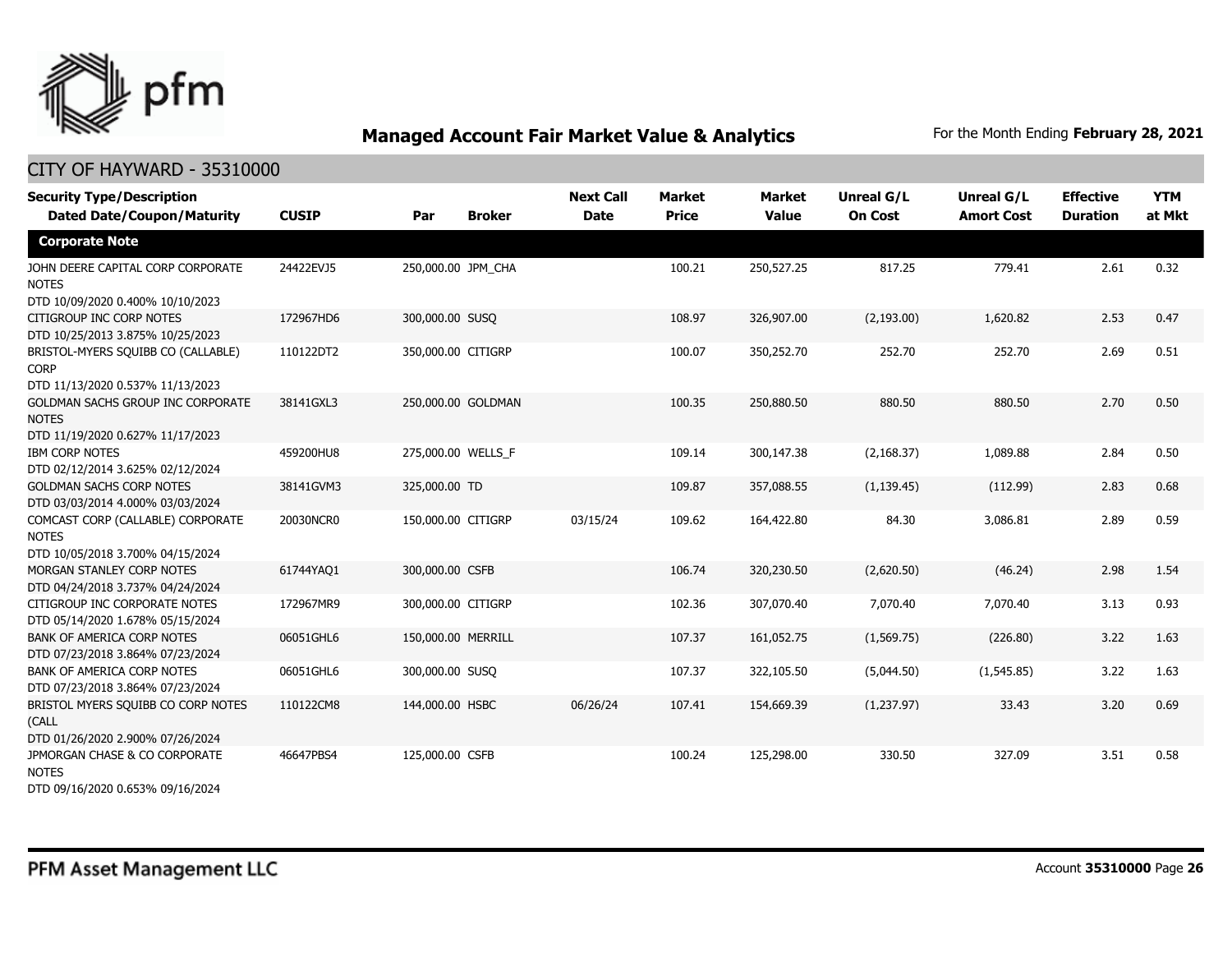# Managed Account Fair Market Value & Analytics

For the Month Ending **February 28, 2021**

## CITY OF HAYWARD - 35310000

| Security Type/Description<br>Dated Date/Coupon/Maturity | CUSIP | Par | Broker | Next Call Date | Market Price | Market Value | Unreal G/L On Cost | Unreal G/L Amort Cost | Effective Duration | YTM at Mkt |
|---|---|---|---|---|---|---|---|---|---|---|
| **Corporate Note** | | | | | | | | | | |
| JOHN DEERE CAPITAL CORP CORPORATE NOTES<br>DTD 10/09/2020 0.400% 10/10/2023 | 24422EVJ5 | 250,000.00 | JPM_CHA | | 100.21 | 250,527.25 | 817.25 | 779.41 | 2.61 | 0.32 |
| CITIGROUP INC CORP NOTES<br>DTD 10/25/2013 3.875% 10/25/2023 | 172967HD6 | 300,000.00 | SUSQ | | 108.97 | 326,907.00 | (2,193.00) | 1,620.82 | 2.53 | 0.47 |
| BRISTOL-MYERS SQUIBB CO (CALLABLE) CORP<br>DTD 11/13/2020 0.537% 11/13/2023 | 110122DT2 | 350,000.00 | CITIGRP | | 100.07 | 350,252.70 | 252.70 | 252.70 | 2.69 | 0.51 |
| GOLDMAN SACHS GROUP INC CORPORATE NOTES<br>DTD 11/19/2020 0.627% 11/17/2023 | 38141GXL3 | 250,000.00 | GOLDMAN | | 100.35 | 250,880.50 | 880.50 | 880.50 | 2.70 | 0.50 |
| IBM CORP NOTES<br>DTD 02/12/2014 3.625% 02/12/2024 | 459200HU8 | 275,000.00 | WELLS_F | | 109.14 | 300,147.38 | (2,168.37) | 1,089.88 | 2.84 | 0.50 |
| GOLDMAN SACHS CORP NOTES<br>DTD 03/03/2014 4.000% 03/03/2024 | 38141GVM3 | 325,000.00 | TD | | 109.87 | 357,088.55 | (1,139.45) | (112.99) | 2.83 | 0.68 |
| COMCAST CORP (CALLABLE) CORPORATE NOTES<br>DTD 10/05/2018 3.700% 04/15/2024 | 20030NCR0 | 150,000.00 | CITIGRP | 03/15/24 | 109.62 | 164,422.80 | 84.30 | 3,086.81 | 2.89 | 0.59 |
| MORGAN STANLEY CORP NOTES<br>DTD 04/24/2018 3.737% 04/24/2024 | 61744YAQ1 | 300,000.00 | CSFB | | 106.74 | 320,230.50 | (2,620.50) | (46.24) | 2.98 | 1.54 |
| CITIGROUP INC CORPORATE NOTES<br>DTD 05/14/2020 1.678% 05/15/2024 | 172967MR9 | 300,000.00 | CITIGRP | | 102.36 | 307,070.40 | 7,070.40 | 7,070.40 | 3.13 | 0.93 |
| BANK OF AMERICA CORP NOTES<br>DTD 07/23/2018 3.864% 07/23/2024 | 06051GHL6 | 150,000.00 | MERRILL | | 107.37 | 161,052.75 | (1,569.75) | (226.80) | 3.22 | 1.63 |
| BANK OF AMERICA CORP NOTES<br>DTD 07/23/2018 3.864% 07/23/2024 | 06051GHL6 | 300,000.00 | SUSQ | | 107.37 | 322,105.50 | (5,044.50) | (1,545.85) | 3.22 | 1.63 |
| BRISTOL MYERS SQUIBB CO CORP NOTES (CALL<br>DTD 01/26/2020 2.900% 07/26/2024 | 110122CM8 | 144,000.00 | HSBC | 06/26/24 | 107.41 | 154,669.39 | (1,237.97) | 33.43 | 3.20 | 0.69 |
| JPMORGAN CHASE & CO CORPORATE NOTES<br>DTD 09/16/2020 0.653% 09/16/2024 | 46647PBS4 | 125,000.00 | CSFB | | 100.24 | 125,298.00 | 330.50 | 327.09 | 3.51 | 0.58 |

PFM Asset Management LLC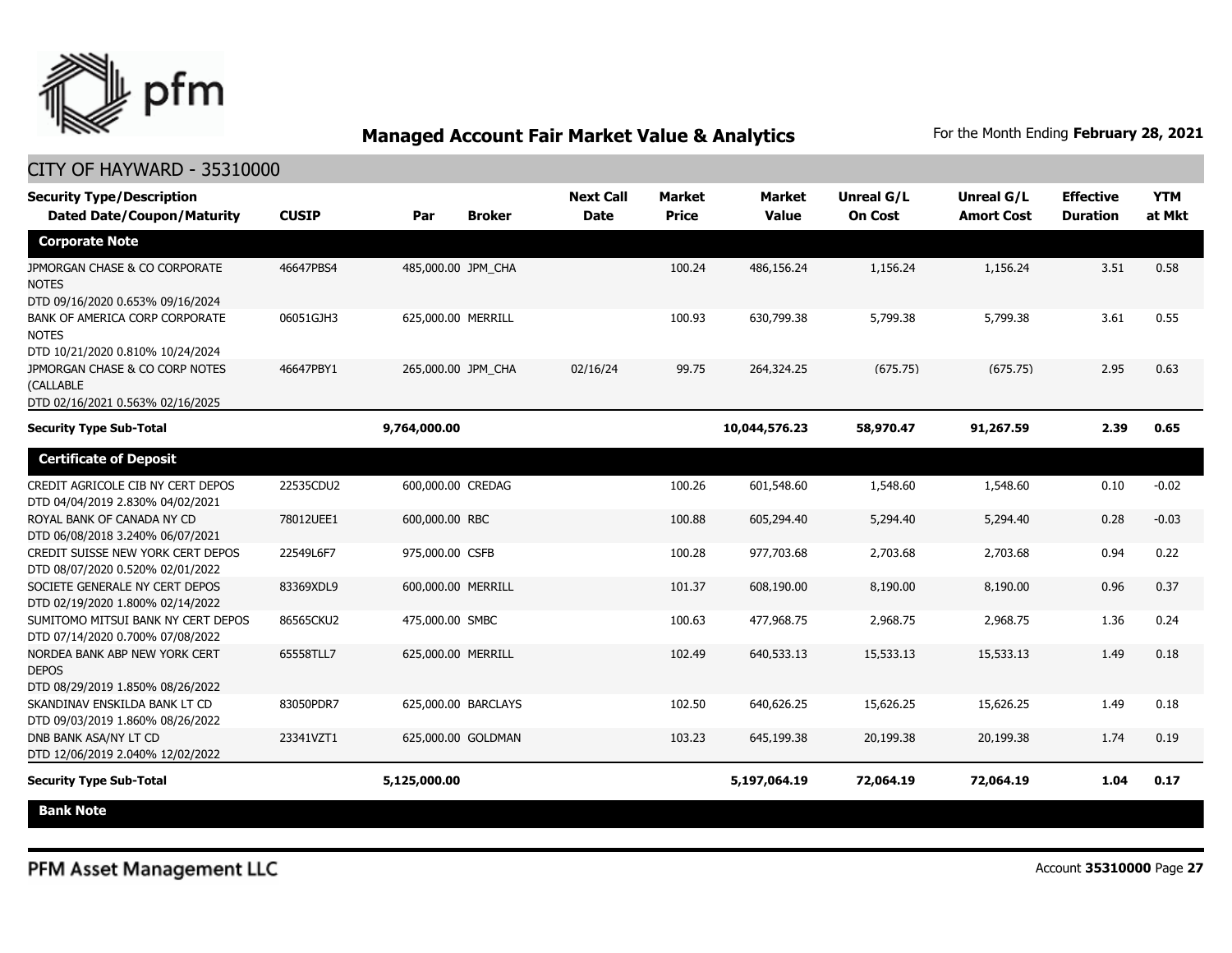## Managed Account Fair Market Value & Analytics

For the Month Ending **February 28, 2021**

CITY OF HAYWARD - 35310000

| Security Type/Description Dated Date/Coupon/Maturity | CUSIP | Par | Broker | Next Call Date | Market Price | Market Value | Unreal G/L On Cost | Unreal G/L Amort Cost | Effective Duration | YTM at Mkt |
|---|---|---|---|---|---|---|---|---|---|---|
| **Corporate Note** | | | | | | | | | | |
| JPMORGAN CHASE & CO CORPORATE NOTES DTD 09/16/2020 0.653% 09/16/2024 | 46647PBS4 | 485,000.00 | JPM_CHA | | 100.24 | 486,156.24 | 1,156.24 | 1,156.24 | 3.51 | 0.58 |
| BANK OF AMERICA CORP CORPORATE NOTES DTD 10/21/2020 0.810% 10/24/2024 | 06051GJH3 | 625,000.00 | MERRILL | | 100.93 | 630,799.38 | 5,799.38 | 5,799.38 | 3.61 | 0.55 |
| JPMORGAN CHASE & CO CORP NOTES (CALLABLE DTD 02/16/2021 0.563% 02/16/2025 | 46647PBY1 | 265,000.00 | JPM_CHA | 02/16/24 | 99.75 | 264,324.25 | (675.75) | (675.75) | 2.95 | 0.63 |
| **Security Type Sub-Total** | | **9,764,000.00** | | | | **10,044,576.23** | **58,970.47** | **91,267.59** | **2.39** | **0.65** |
| **Certificate of Deposit** | | | | | | | | | | |
| CREDIT AGRICOLE CIB NY CERT DEPOS DTD 04/04/2019 2.830% 04/02/2021 | 22535CDU2 | 600,000.00 | CREDAG | | 100.26 | 601,548.60 | 1,548.60 | 1,548.60 | 0.10 | -0.02 |
| ROYAL BANK OF CANADA NY CD DTD 06/08/2018 3.240% 06/07/2021 | 78012UEE1 | 600,000.00 | RBC | | 100.88 | 605,294.40 | 5,294.40 | 5,294.40 | 0.28 | -0.03 |
| CREDIT SUISSE NEW YORK CERT DEPOS DTD 08/07/2020 0.520% 02/01/2022 | 22549L6F7 | 975,000.00 | CSFB | | 100.28 | 977,703.68 | 2,703.68 | 2,703.68 | 0.94 | 0.22 |
| SOCIETE GENERALE NY CERT DEPOS DTD 02/19/2020 1.800% 02/14/2022 | 83369XDL9 | 600,000.00 | MERRILL | | 101.37 | 608,190.00 | 8,190.00 | 8,190.00 | 0.96 | 0.37 |
| SUMITOMO MITSUI BANK NY CERT DEPOS DTD 07/14/2020 0.700% 07/08/2022 | 86565CKU2 | 475,000.00 | SMBC | | 100.63 | 477,968.75 | 2,968.75 | 2,968.75 | 1.36 | 0.24 |
| NORDEA BANK ABP NEW YORK CERT DEPOS DTD 08/29/2019 1.850% 08/26/2022 | 65558TLL7 | 625,000.00 | MERRILL | | 102.49 | 640,533.13 | 15,533.13 | 15,533.13 | 1.49 | 0.18 |
| SKANDINAV ENSKILDA BANK LT CD DTD 09/03/2019 1.860% 08/26/2022 | 83050PDR7 | 625,000.00 | BARCLAYS | | 102.50 | 640,626.25 | 15,626.25 | 15,626.25 | 1.49 | 0.18 |
| DNB BANK ASA/NY LT CD DTD 12/06/2019 2.040% 12/02/2022 | 23341VZT1 | 625,000.00 | GOLDMAN | | 103.23 | 645,199.38 | 20,199.38 | 20,199.38 | 1.74 | 0.19 |
| **Security Type Sub-Total** | | **5,125,000.00** | | | | **5,197,064.19** | **72,064.19** | **72,064.19** | **1.04** | **0.17** |
| **Bank Note** | | | | | | | | | | |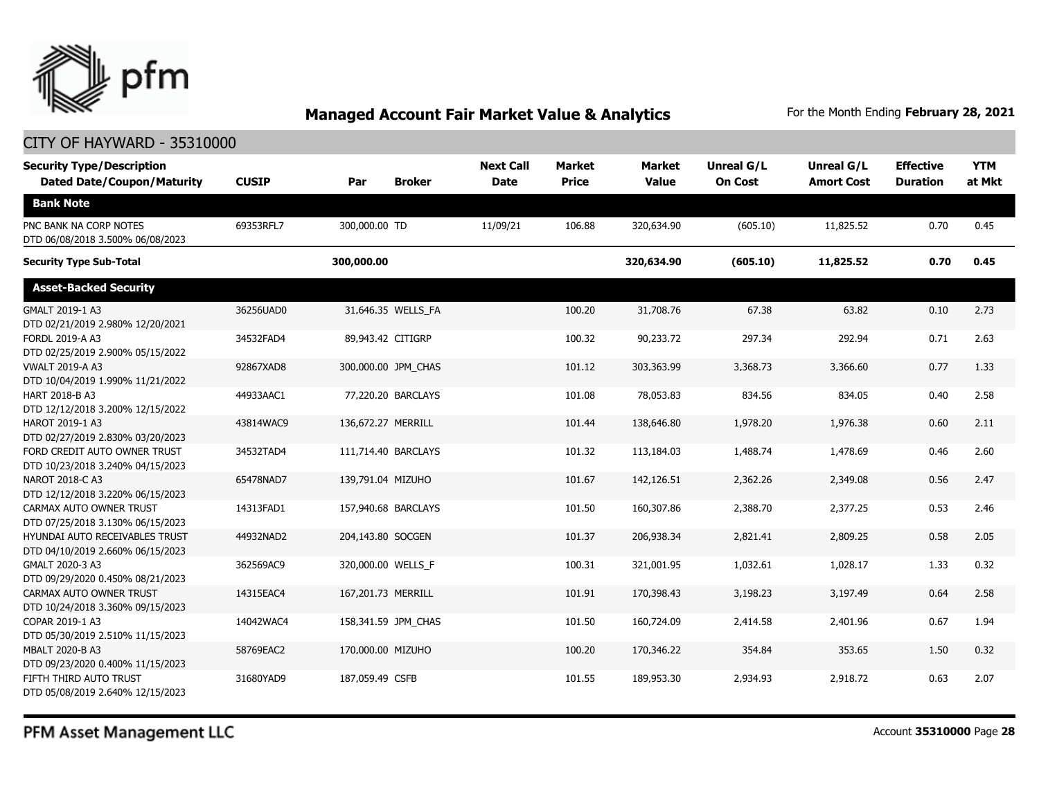## Managed Account Fair Market Value & Analytics

For the Month Ending **February 28, 2021**

CITY OF HAYWARD - 35310000

| Security Type/Description Dated Date/Coupon/Maturity | CUSIP | Par | Broker | Next Call Date | Market Price | Market Value | Unreal G/L On Cost | Unreal G/L Amort Cost | Effective Duration | YTM at Mkt |
|---|---|---|---|---|---|---|---|---|---|---|
| **Bank Note** | | | | | | | | | | |
| PNC BANK NA CORP NOTES DTD 06/08/2018 3.500% 06/08/2023 | 69353RFL7 | 300,000.00 | TD | 11/09/21 | 106.88 | 320,634.90 | (605.10) | 11,825.52 | 0.70 | 0.45 |
| **Security Type Sub-Total** | | **300,000.00** | | | | **320,634.90** | **(605.10)** | **11,825.52** | **0.70** | **0.45** |
| **Asset-Backed Security** | | | | | | | | | | |
| GMALT 2019-1 A3 DTD 02/21/2019 2.980% 12/20/2021 | 36256UAD0 | 31,646.35 | WELLS_FA | | 100.20 | 31,708.76 | 67.38 | 63.82 | 0.10 | 2.73 |
| FORDL 2019-A A3 DTD 02/25/2019 2.900% 05/15/2022 | 34532FAD4 | 89,943.42 | CITIGRP | | 100.32 | 90,233.72 | 297.34 | 292.94 | 0.71 | 2.63 |
| VWALT 2019-A A3 DTD 10/04/2019 1.990% 11/21/2022 | 92867XAD8 | 300,000.00 | JPM_CHAS | | 101.12 | 303,363.99 | 3,368.73 | 3,366.60 | 0.77 | 1.33 |
| HART 2018-B A3 DTD 12/12/2018 3.200% 12/15/2022 | 44933AAC1 | 77,220.20 | BARCLAYS | | 101.08 | 78,053.83 | 834.56 | 834.05 | 0.40 | 2.58 |
| HAROT 2019-1 A3 DTD 02/27/2019 2.830% 03/20/2023 | 43814WAC9 | 136,672.27 | MERRILL | | 101.44 | 138,646.80 | 1,978.20 | 1,976.38 | 0.60 | 2.11 |
| FORD CREDIT AUTO OWNER TRUST DTD 10/23/2018 3.240% 04/15/2023 | 34532TAD4 | 111,714.40 | BARCLAYS | | 101.32 | 113,184.03 | 1,488.74 | 1,478.69 | 0.46 | 2.60 |
| NAROT 2018-C A3 DTD 12/12/2018 3.220% 06/15/2023 | 65478NAD7 | 139,791.04 | MIZUHO | | 101.67 | 142,126.51 | 2,362.26 | 2,349.08 | 0.56 | 2.47 |
| CARMAX AUTO OWNER TRUST DTD 07/25/2018 3.130% 06/15/2023 | 14313FAD1 | 157,940.68 | BARCLAYS | | 101.50 | 160,307.86 | 2,388.70 | 2,377.25 | 0.53 | 2.46 |
| HYUNDAI AUTO RECEIVABLES TRUST DTD 04/10/2019 2.660% 06/15/2023 | 44932NAD2 | 204,143.80 | SOCGEN | | 101.37 | 206,938.34 | 2,821.41 | 2,809.25 | 0.58 | 2.05 |
| GMALT 2020-3 A3 DTD 09/29/2020 0.450% 08/21/2023 | 362569AC9 | 320,000.00 | WELLS_F | | 100.31 | 321,001.95 | 1,032.61 | 1,028.17 | 1.33 | 0.32 |
| CARMAX AUTO OWNER TRUST DTD 10/24/2018 3.360% 09/15/2023 | 14315EAC4 | 167,201.73 | MERRILL | | 101.91 | 170,398.43 | 3,198.23 | 3,197.49 | 0.64 | 2.58 |
| COPAR 2019-1 A3 DTD 05/30/2019 2.510% 11/15/2023 | 14042WAC4 | 158,341.59 | JPM_CHAS | | 101.50 | 160,724.09 | 2,414.58 | 2,401.96 | 0.67 | 1.94 |
| MBALT 2020-B A3 DTD 09/23/2020 0.400% 11/15/2023 | 58769EAC2 | 170,000.00 | MIZUHO | | 100.20 | 170,346.22 | 354.84 | 353.65 | 1.50 | 0.32 |
| FIFTH THIRD AUTO TRUST DTD 05/08/2019 2.640% 12/15/2023 | 31680YAD9 | 187,059.49 | CSFB | | 101.55 | 189,953.30 | 2,934.93 | 2,918.72 | 0.63 | 2.07 |

PFM Asset Management LLC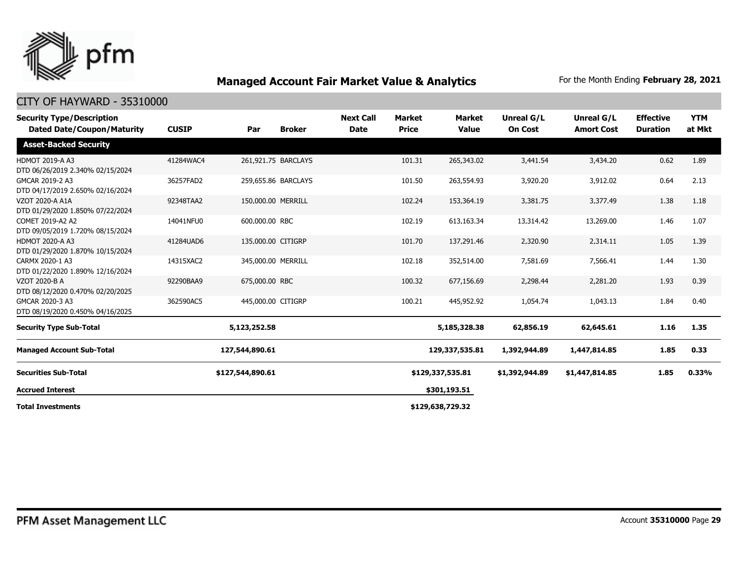## Managed Account Fair Market Value & Analytics

For the Month Ending **February 28, 2021**

CITY OF HAYWARD - 35310000

| Security Type/Description Dated Date/Coupon/Maturity | CUSIP | Par | Broker | Next Call Date | Market Price | Market Value | Unreal G/L On Cost | Unreal G/L Amort Cost | Effective Duration | YTM at Mkt |
|---|---|---|---|---|---|---|---|---|---|---|
| **Asset-Backed Security** | | | | | | | | | | |
| HDMOT 2019-A A3 DTD 06/26/2019 2.340% 02/15/2024 | 41284WAC4 | 261,921.75 | BARCLAYS | | 101.31 | 265,343.02 | 3,441.54 | 3,434.20 | 0.62 | 1.89 |
| GMCAR 2019-2 A3 DTD 04/17/2019 2.650% 02/16/2024 | 36257FAD2 | 259,655.86 | BARCLAYS | | 101.50 | 263,554.93 | 3,920.20 | 3,912.02 | 0.64 | 2.13 |
| VZOT 2020-A A1A DTD 01/29/2020 1.850% 07/22/2024 | 92348TAA2 | 150,000.00 | MERRILL | | 102.24 | 153,364.19 | 3,381.75 | 3,377.49 | 1.38 | 1.18 |
| COMET 2019-A2 A2 DTD 09/05/2019 1.720% 08/15/2024 | 14041NFU0 | 600,000.00 | RBC | | 102.19 | 613,163.34 | 13,314.42 | 13,269.00 | 1.46 | 1.07 |
| HDMOT 2020-A A3 DTD 01/29/2020 1.870% 10/15/2024 | 41284UAD6 | 135,000.00 | CITIGRP | | 101.70 | 137,291.46 | 2,320.90 | 2,314.11 | 1.05 | 1.39 |
| CARMX 2020-1 A3 DTD 01/22/2020 1.890% 12/16/2024 | 14315XAC2 | 345,000.00 | MERRILL | | 102.18 | 352,514.00 | 7,581.69 | 7,566.41 | 1.44 | 1.30 |
| VZOT 2020-B A DTD 08/12/2020 0.470% 02/20/2025 | 92290BAA9 | 675,000.00 | RBC | | 100.32 | 677,156.69 | 2,298.44 | 2,281.20 | 1.93 | 0.39 |
| GMCAR 2020-3 A3 DTD 08/19/2020 0.450% 04/16/2025 | 362590AC5 | 445,000.00 | CITIGRP | | 100.21 | 445,952.92 | 1,054.74 | 1,043.13 | 1.84 | 0.40 |
| **Security Type Sub-Total** | | **5,123,252.58** | | | | **5,185,328.38** | **62,856.19** | **62,645.61** | **1.16** | **1.35** |
| **Managed Account Sub-Total** | | **127,544,890.61** | | | | **129,337,535.81** | **1,392,944.89** | **1,447,814.85** | **1.85** | **0.33** |
| **Securities Sub-Total** | | **$127,544,890.61** | | | | **$129,337,535.81** | **$1,392,944.89** | **$1,447,814.85** | **1.85** | **0.33%** |
| **Accrued Interest** | | | | | | **$301,193.51** | | | | |
| **Total Investments** | | | | | | **$129,638,729.32** | | | | |

PFM Asset Management LLC

Account **35310000**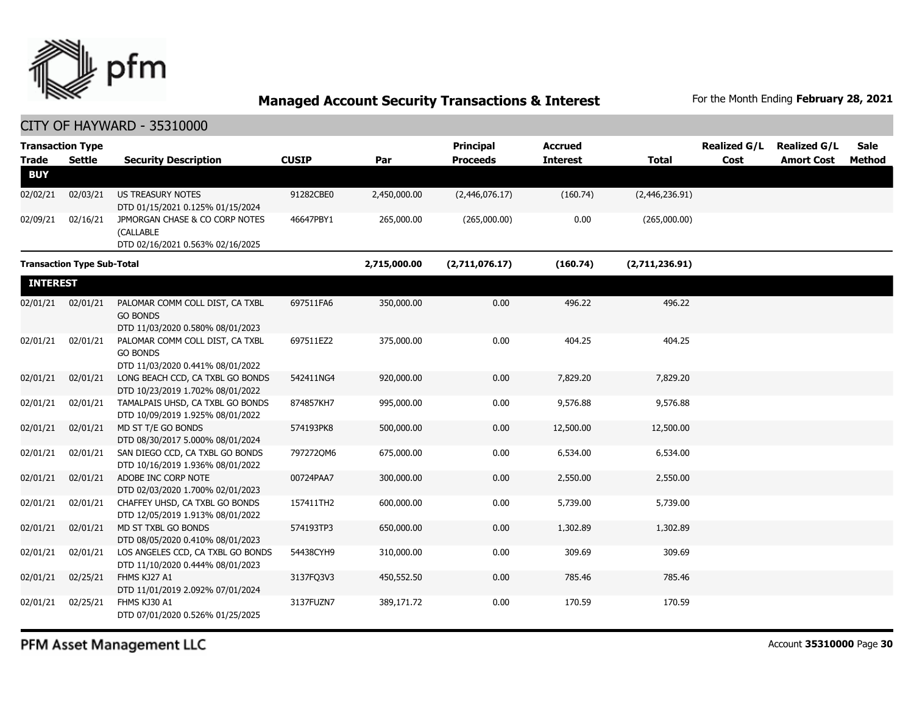# Managed Account Security Transactions & Interest

For the Month Ending **February 28, 2021**

## CITY OF HAYWARD - 35310000

| Transaction Type Trade | Settle | Security Description | CUSIP | Par | Principal Proceeds | Accrued Interest | Total | Realized G/L Cost | Realized G/L Amort Cost | Sale Method |
|---|---|---|---|---|---|---|---|---|---|---|
| **BUY** | | | | | | | | | | |
| 02/02/21 | 02/03/21 | US TREASURY NOTES DTD 01/15/2021 0.125% 01/15/2024 | 91282CBE0 | 2,450,000.00 | (2,446,076.17) | (160.74) | (2,446,236.91) | | | |
| 02/09/21 | 02/16/21 | JPMORGAN CHASE & CO CORP NOTES (CALLABLE DTD 02/16/2021 0.563% 02/16/2025 | 46647PBY1 | 265,000.00 | (265,000.00) | 0.00 | (265,000.00) | | | |
| **Transaction Type Sub-Total** | | | | **2,715,000.00** | **(2,711,076.17)** | **(160.74)** | **(2,711,236.91)** | | | |
| **INTEREST** | | | | | | | | | | |
| 02/01/21 | 02/01/21 | PALOMAR COMM COLL DIST, CA TXBL GO BONDS DTD 11/03/2020 0.580% 08/01/2023 | 697511FA6 | 350,000.00 | 0.00 | 496.22 | 496.22 | | | |
| 02/01/21 | 02/01/21 | PALOMAR COMM COLL DIST, CA TXBL GO BONDS DTD 11/03/2020 0.441% 08/01/2022 | 697511EZ2 | 375,000.00 | 0.00 | 404.25 | 404.25 | | | |
| 02/01/21 | 02/01/21 | LONG BEACH CCD, CA TXBL GO BONDS DTD 10/23/2019 1.702% 08/01/2022 | 542411NG4 | 920,000.00 | 0.00 | 7,829.20 | 7,829.20 | | | |
| 02/01/21 | 02/01/21 | TAMALPAIS UHSD, CA TXBL GO BONDS DTD 10/09/2019 1.925% 08/01/2022 | 874857KH7 | 995,000.00 | 0.00 | 9,576.88 | 9,576.88 | | | |
| 02/01/21 | 02/01/21 | MD ST T/E GO BONDS DTD 08/30/2017 5.000% 08/01/2024 | 574193PK8 | 500,000.00 | 0.00 | 12,500.00 | 12,500.00 | | | |
| 02/01/21 | 02/01/21 | SAN DIEGO CCD, CA TXBL GO BONDS DTD 10/16/2019 1.936% 08/01/2022 | 797272QM6 | 675,000.00 | 0.00 | 6,534.00 | 6,534.00 | | | |
| 02/01/21 | 02/01/21 | ADOBE INC CORP NOTE DTD 02/03/2020 1.700% 02/01/2023 | 00724PAA7 | 300,000.00 | 0.00 | 2,550.00 | 2,550.00 | | | |
| 02/01/21 | 02/01/21 | CHAFFEY UHSD, CA TXBL GO BONDS DTD 12/05/2019 1.913% 08/01/2022 | 157411TH2 | 600,000.00 | 0.00 | 5,739.00 | 5,739.00 | | | |
| 02/01/21 | 02/01/21 | MD ST TXBL GO BONDS DTD 08/05/2020 0.410% 08/01/2023 | 574193TP3 | 650,000.00 | 0.00 | 1,302.89 | 1,302.89 | | | |
| 02/01/21 | 02/01/21 | LOS ANGELES CCD, CA TXBL GO BONDS DTD 11/10/2020 0.444% 08/01/2023 | 54438CYH9 | 310,000.00 | 0.00 | 309.69 | 309.69 | | | |
| 02/01/21 | 02/25/21 | FHMS KJ27 A1 DTD 11/01/2019 2.092% 07/01/2024 | 3137FQ3V3 | 450,552.50 | 0.00 | 785.46 | 785.46 | | | |
| 02/01/21 | 02/25/21 | FHMS KJ30 A1 DTD 07/01/2020 0.526% 01/25/2025 | 3137FUZN7 | 389,171.72 | 0.00 | 170.59 | 170.59 | | | |

PFM Asset Management LLC

Account **35310000**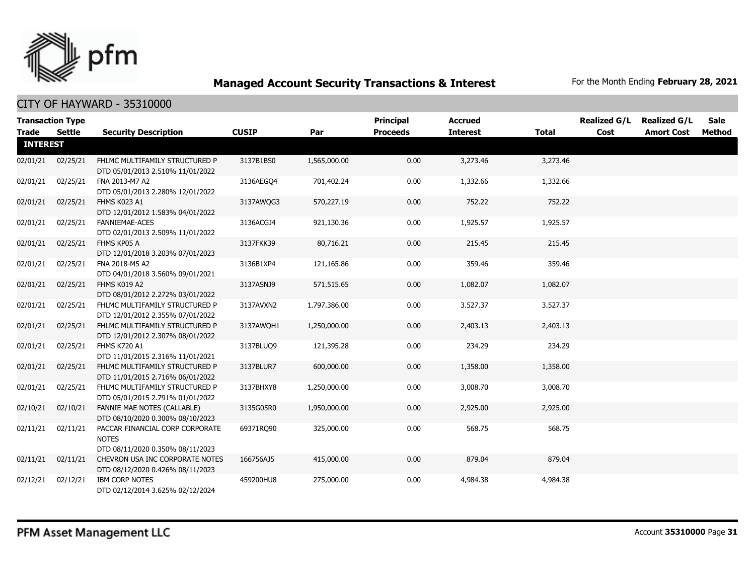## Managed Account Security Transactions & Interest

For the Month Ending **February 28, 2021**

CITY OF HAYWARD - 35310000

| Transaction Type | | | | | Principal | Accrued | | Realized G/L | Realized G/L | Sale |
|---|---|---|---|---|---|---|---|---|---|---|
| **Trade** | **Settle** | **Security Description** | **CUSIP** | **Par** | **Proceeds** | **Interest** | **Total** | **Cost** | **Amort Cost** | **Method** |
| **INTEREST** | | | | | | | | | | |
| 02/01/21 | 02/25/21 | FHLMC MULTIFAMILY STRUCTURED P DTD 05/01/2013 2.510% 11/01/2022 | 3137B1BS0 | 1,565,000.00 | 0.00 | 3,273.46 | 3,273.46 | | | |
| 02/01/21 | 02/25/21 | FNA 2013-M7 A2 DTD 05/01/2013 2.280% 12/01/2022 | 3136AEGQ4 | 701,402.24 | 0.00 | 1,332.66 | 1,332.66 | | | |
| 02/01/21 | 02/25/21 | FHMS K023 A1 DTD 12/01/2012 1.583% 04/01/2022 | 3137AWQG3 | 570,227.19 | 0.00 | 752.22 | 752.22 | | | |
| 02/01/21 | 02/25/21 | FANNIEMAE-ACES DTD 02/01/2013 2.509% 11/01/2022 | 3136ACGJ4 | 921,130.36 | 0.00 | 1,925.57 | 1,925.57 | | | |
| 02/01/21 | 02/25/21 | FHMS KP05 A DTD 12/01/2018 3.203% 07/01/2023 | 3137FKK39 | 80,716.21 | 0.00 | 215.45 | 215.45 | | | |
| 02/01/21 | 02/25/21 | FNA 2018-M5 A2 DTD 04/01/2018 3.560% 09/01/2021 | 3136B1XP4 | 121,165.86 | 0.00 | 359.46 | 359.46 | | | |
| 02/01/21 | 02/25/21 | FHMS K019 A2 DTD 08/01/2012 2.272% 03/01/2022 | 3137ASNJ9 | 571,515.65 | 0.00 | 1,082.07 | 1,082.07 | | | |
| 02/01/21 | 02/25/21 | FHLMC MULTIFAMILY STRUCTURED P DTD 12/01/2012 2.355% 07/01/2022 | 3137AVXN2 | 1,797,386.00 | 0.00 | 3,527.37 | 3,527.37 | | | |
| 02/01/21 | 02/25/21 | FHLMC MULTIFAMILY STRUCTURED P DTD 12/01/2012 2.307% 08/01/2022 | 3137AWQH1 | 1,250,000.00 | 0.00 | 2,403.13 | 2,403.13 | | | |
| 02/01/21 | 02/25/21 | FHMS K720 A1 DTD 11/01/2015 2.316% 11/01/2021 | 3137BLUQ9 | 121,395.28 | 0.00 | 234.29 | 234.29 | | | |
| 02/01/21 | 02/25/21 | FHLMC MULTIFAMILY STRUCTURED P DTD 11/01/2015 2.716% 06/01/2022 | 3137BLUR7 | 600,000.00 | 0.00 | 1,358.00 | 1,358.00 | | | |
| 02/01/21 | 02/25/21 | FHLMC MULTIFAMILY STRUCTURED P DTD 05/01/2015 2.791% 01/01/2022 | 3137BHXY8 | 1,250,000.00 | 0.00 | 3,008.70 | 3,008.70 | | | |
| 02/10/21 | 02/10/21 | FANNIE MAE NOTES (CALLABLE) DTD 08/10/2020 0.300% 08/10/2023 | 3135G05R0 | 1,950,000.00 | 0.00 | 2,925.00 | 2,925.00 | | | |
| 02/11/21 | 02/11/21 | PACCAR FINANCIAL CORP CORPORATE NOTES DTD 08/11/2020 0.350% 08/11/2023 | 69371RQ90 | 325,000.00 | 0.00 | 568.75 | 568.75 | | | |
| 02/11/21 | 02/11/21 | CHEVRON USA INC CORPORATE NOTES DTD 08/12/2020 0.426% 08/11/2023 | 166756AJ5 | 415,000.00 | 0.00 | 879.04 | 879.04 | | | |
| 02/12/21 | 02/12/21 | IBM CORP NOTES DTD 02/12/2014 3.625% 02/12/2024 | 459200HU8 | 275,000.00 | 0.00 | 4,984.38 | 4,984.38 | | | |

PFM Asset Management LLC

Account **35310000** Page **31**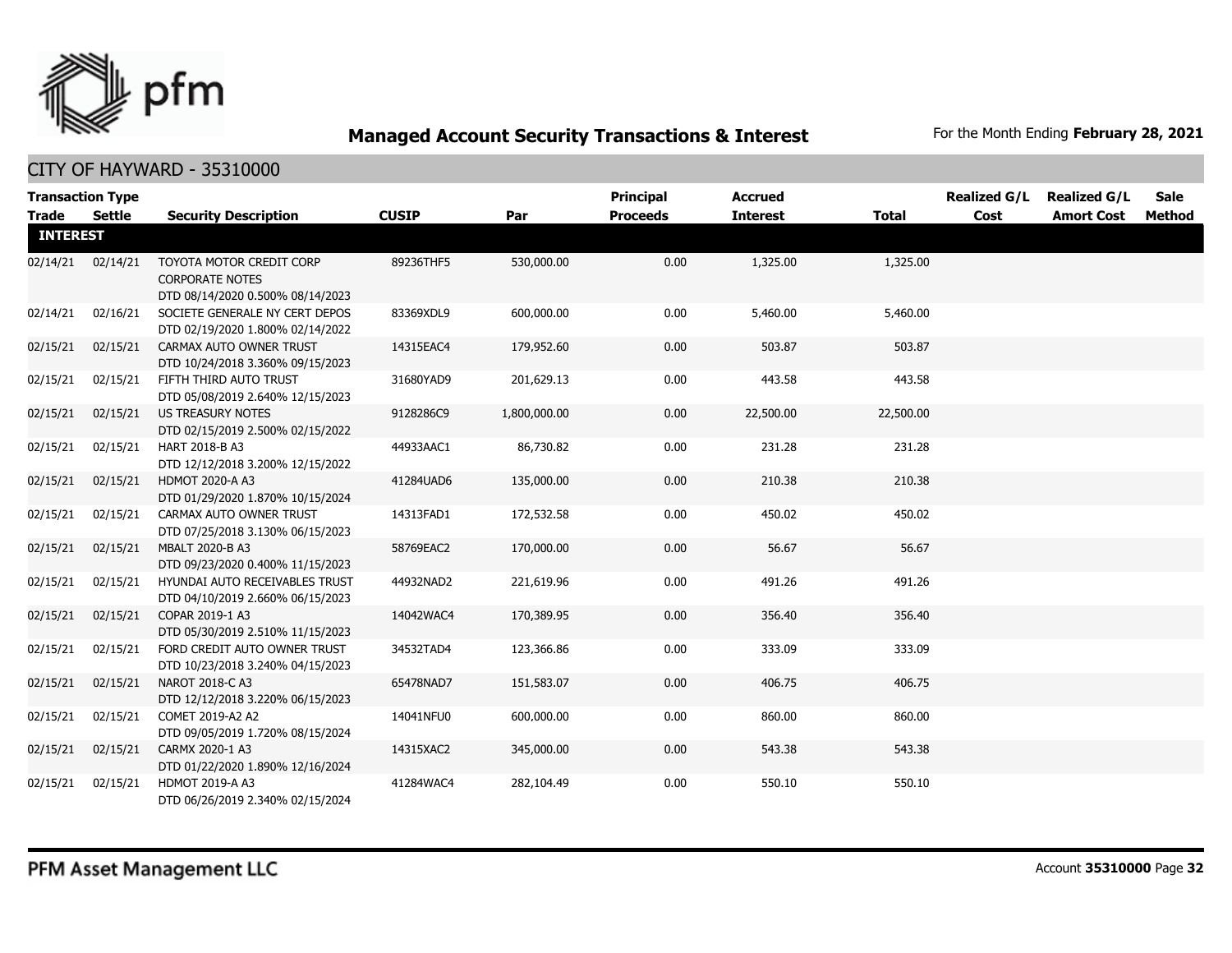## Managed Account Security Transactions & Interest

For the Month Ending **February 28, 2021**

CITY OF HAYWARD - 35310000

| Transaction Type Trade | Settle | Security Description | CUSIP | Par | Principal Proceeds | Accrued Interest | Total | Realized G/L Cost | Realized G/L Amort Cost | Sale Method |
|---|---|---|---|---|---|---|---|---|---|---|
| **INTEREST** | | | | | | | | | | |
| 02/14/21 | 02/14/21 | TOYOTA MOTOR CREDIT CORP CORPORATE NOTES DTD 08/14/2020 0.500% 08/14/2023 | 89236THF5 | 530,000.00 | 0.00 | 1,325.00 | 1,325.00 | | | |
| 02/14/21 | 02/16/21 | SOCIETE GENERALE NY CERT DEPOS DTD 02/19/2020 1.800% 02/14/2022 | 83369XDL9 | 600,000.00 | 0.00 | 5,460.00 | 5,460.00 | | | |
| 02/15/21 | 02/15/21 | CARMAX AUTO OWNER TRUST DTD 10/24/2018 3.360% 09/15/2023 | 14315EAC4 | 179,952.60 | 0.00 | 503.87 | 503.87 | | | |
| 02/15/21 | 02/15/21 | FIFTH THIRD AUTO TRUST DTD 05/08/2019 2.640% 12/15/2023 | 31680YAD9 | 201,629.13 | 0.00 | 443.58 | 443.58 | | | |
| 02/15/21 | 02/15/21 | US TREASURY NOTES DTD 02/15/2019 2.500% 02/15/2022 | 9128286C9 | 1,800,000.00 | 0.00 | 22,500.00 | 22,500.00 | | | |
| 02/15/21 | 02/15/21 | HART 2018-B A3 DTD 12/12/2018 3.200% 12/15/2022 | 44933AAC1 | 86,730.82 | 0.00 | 231.28 | 231.28 | | | |
| 02/15/21 | 02/15/21 | HDMOT 2020-A A3 DTD 01/29/2020 1.870% 10/15/2024 | 41284UAD6 | 135,000.00 | 0.00 | 210.38 | 210.38 | | | |
| 02/15/21 | 02/15/21 | CARMAX AUTO OWNER TRUST DTD 07/25/2018 3.130% 06/15/2023 | 14313FAD1 | 172,532.58 | 0.00 | 450.02 | 450.02 | | | |
| 02/15/21 | 02/15/21 | MBALT 2020-B A3 DTD 09/23/2020 0.400% 11/15/2023 | 58769EAC2 | 170,000.00 | 0.00 | 56.67 | 56.67 | | | |
| 02/15/21 | 02/15/21 | HYUNDAI AUTO RECEIVABLES TRUST DTD 04/10/2019 2.660% 06/15/2023 | 44932NAD2 | 221,619.96 | 0.00 | 491.26 | 491.26 | | | |
| 02/15/21 | 02/15/21 | COPAR 2019-1 A3 DTD 05/30/2019 2.510% 11/15/2023 | 14042WAC4 | 170,389.95 | 0.00 | 356.40 | 356.40 | | | |
| 02/15/21 | 02/15/21 | FORD CREDIT AUTO OWNER TRUST DTD 10/23/2018 3.240% 04/15/2023 | 34532TAD4 | 123,366.86 | 0.00 | 333.09 | 333.09 | | | |
| 02/15/21 | 02/15/21 | NAROT 2018-C A3 DTD 12/12/2018 3.220% 06/15/2023 | 65478NAD7 | 151,583.07 | 0.00 | 406.75 | 406.75 | | | |
| 02/15/21 | 02/15/21 | COMET 2019-A2 A2 DTD 09/05/2019 1.720% 08/15/2024 | 14041NFU0 | 600,000.00 | 0.00 | 860.00 | 860.00 | | | |
| 02/15/21 | 02/15/21 | CARMX 2020-1 A3 DTD 01/22/2020 1.890% 12/16/2024 | 14315XAC2 | 345,000.00 | 0.00 | 543.38 | 543.38 | | | |
| 02/15/21 | 02/15/21 | HDMOT 2019-A A3 DTD 06/26/2019 2.340% 02/15/2024 | 41284WAC4 | 282,104.49 | 0.00 | 550.10 | 550.10 | | | |

PFM Asset Management LLC

Account **35310000** Page **32**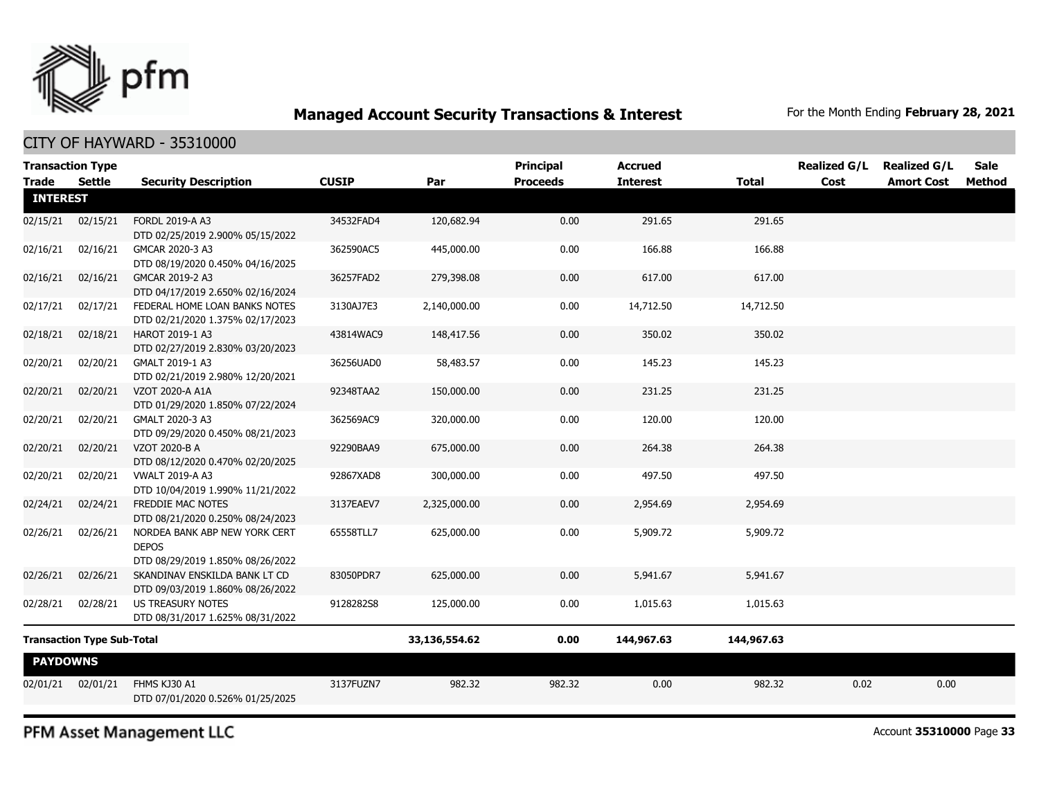## Managed Account Security Transactions & Interest

For the Month Ending **February 28, 2021**

CITY OF HAYWARD - 35310000

| Transaction Type Trade | Settle | Security Description | CUSIP | Par | Principal Proceeds | Accrued Interest | Total | Realized G/L Cost | Realized G/L Amort Cost | Sale Method |
|---|---|---|---|---|---|---|---|---|---|---|
| **INTEREST** | | | | | | | | | | |
| 02/15/21 | 02/15/21 | FORDL 2019-A A3 DTD 02/25/2019 2.900% 05/15/2022 | 34532FAD4 | 120,682.94 | 0.00 | 291.65 | 291.65 | | | |
| 02/16/21 | 02/16/21 | GMCAR 2020-3 A3 DTD 08/19/2020 0.450% 04/16/2025 | 362590AC5 | 445,000.00 | 0.00 | 166.88 | 166.88 | | | |
| 02/16/21 | 02/16/21 | GMCAR 2019-2 A3 DTD 04/17/2019 2.650% 02/16/2024 | 36257FAD2 | 279,398.08 | 0.00 | 617.00 | 617.00 | | | |
| 02/17/21 | 02/17/21 | FEDERAL HOME LOAN BANKS NOTES DTD 02/21/2020 1.375% 02/17/2023 | 3130AJ7E3 | 2,140,000.00 | 0.00 | 14,712.50 | 14,712.50 | | | |
| 02/18/21 | 02/18/21 | HAROT 2019-1 A3 DTD 02/27/2019 2.830% 03/20/2023 | 43814WAC9 | 148,417.56 | 0.00 | 350.02 | 350.02 | | | |
| 02/20/21 | 02/20/21 | GMALT 2019-1 A3 DTD 02/21/2019 2.980% 12/20/2021 | 36256UAD0 | 58,483.57 | 0.00 | 145.23 | 145.23 | | | |
| 02/20/21 | 02/20/21 | VZOT 2020-A A1A DTD 01/29/2020 1.850% 07/22/2024 | 92348TAA2 | 150,000.00 | 0.00 | 231.25 | 231.25 | | | |
| 02/20/21 | 02/20/21 | GMALT 2020-3 A3 DTD 09/29/2020 0.450% 08/21/2023 | 362569AC9 | 320,000.00 | 0.00 | 120.00 | 120.00 | | | |
| 02/20/21 | 02/20/21 | VZOT 2020-B A DTD 08/12/2020 0.470% 02/20/2025 | 92290BAA9 | 675,000.00 | 0.00 | 264.38 | 264.38 | | | |
| 02/20/21 | 02/20/21 | VWALT 2019-A A3 DTD 10/04/2019 1.990% 11/21/2022 | 92867XAD8 | 300,000.00 | 0.00 | 497.50 | 497.50 | | | |
| 02/24/21 | 02/24/21 | FREDDIE MAC NOTES DTD 08/21/2020 0.250% 08/24/2023 | 3137EAEV7 | 2,325,000.00 | 0.00 | 2,954.69 | 2,954.69 | | | |
| 02/26/21 | 02/26/21 | NORDEA BANK ABP NEW YORK CERT DEPOS DTD 08/29/2019 1.850% 08/26/2022 | 65558TLL7 | 625,000.00 | 0.00 | 5,909.72 | 5,909.72 | | | |
| 02/26/21 | 02/26/21 | SKANDINAV ENSKILDA BANK LT CD DTD 09/03/2019 1.860% 08/26/2022 | 83050PDR7 | 625,000.00 | 0.00 | 5,941.67 | 5,941.67 | | | |
| 02/28/21 | 02/28/21 | US TREASURY NOTES DTD 08/31/2017 1.625% 08/31/2022 | 9128282S8 | 125,000.00 | 0.00 | 1,015.63 | 1,015.63 | | | |
| **Transaction Type Sub-Total** | | | | **33,136,554.62** | **0.00** | **144,967.63** | **144,967.63** | | | |
| **PAYDOWNS** | | | | | | | | | | |
| 02/01/21 | 02/01/21 | FHMS KJ30 A1 DTD 07/01/2020 0.526% 01/25/2025 | 3137FUZN7 | 982.32 | 982.32 | 0.00 | 982.32 | 0.02 | 0.00 | |

PFM Asset Management LLC

Account **35310000**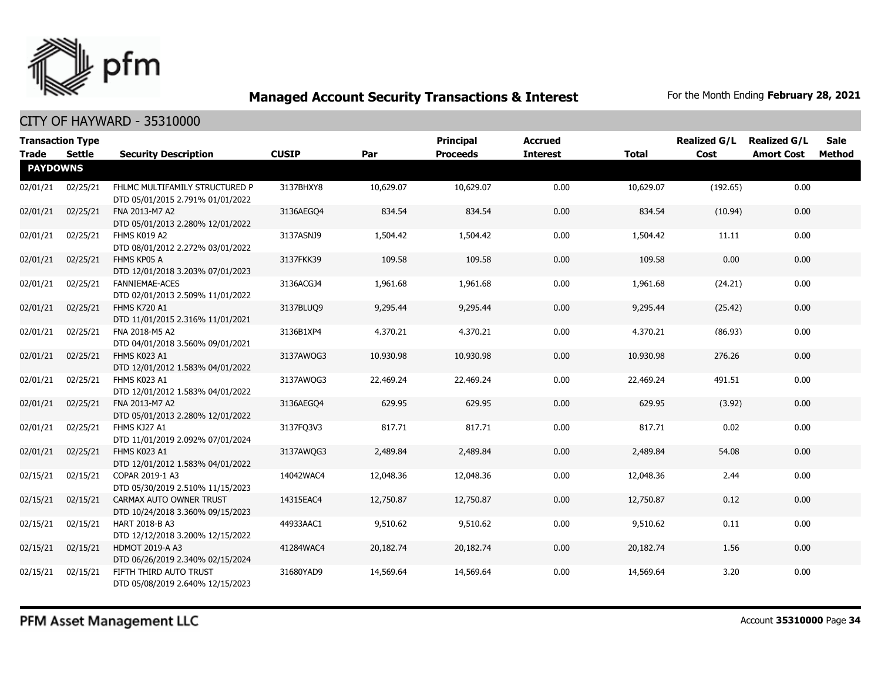# Managed Account Security Transactions & Interest

For the Month Ending **February 28, 2021**

## CITY OF HAYWARD - 35310000

| Transaction Type Trade | Settle | Security Description | CUSIP | Par | Principal Proceeds | Accrued Interest | Total | Realized G/L Cost | Realized G/L Amort Cost | Sale Method |
|---|---|---|---|---|---|---|---|---|---|---|
| **PAYDOWNS** | | | | | | | | | | |
| 02/01/21 | 02/25/21 | FHLMC MULTIFAMILY STRUCTURED P DTD 05/01/2015 2.791% 01/01/2022 | 3137BHXY8 | 10,629.07 | 10,629.07 | 0.00 | 10,629.07 | (192.65) | 0.00 | |
| 02/01/21 | 02/25/21 | FNA 2013-M7 A2 DTD 05/01/2013 2.280% 12/01/2022 | 3136AEGQ4 | 834.54 | 834.54 | 0.00 | 834.54 | (10.94) | 0.00 | |
| 02/01/21 | 02/25/21 | FHMS K019 A2 DTD 08/01/2012 2.272% 03/01/2022 | 3137ASNJ9 | 1,504.42 | 1,504.42 | 0.00 | 1,504.42 | 11.11 | 0.00 | |
| 02/01/21 | 02/25/21 | FHMS KP05 A DTD 12/01/2018 3.203% 07/01/2023 | 3137FKK39 | 109.58 | 109.58 | 0.00 | 109.58 | 0.00 | 0.00 | |
| 02/01/21 | 02/25/21 | FANNIEMAE-ACES DTD 02/01/2013 2.509% 11/01/2022 | 3136ACGJ4 | 1,961.68 | 1,961.68 | 0.00 | 1,961.68 | (24.21) | 0.00 | |
| 02/01/21 | 02/25/21 | FHMS K720 A1 DTD 11/01/2015 2.316% 11/01/2021 | 3137BLUQ9 | 9,295.44 | 9,295.44 | 0.00 | 9,295.44 | (25.42) | 0.00 | |
| 02/01/21 | 02/25/21 | FNA 2018-M5 A2 DTD 04/01/2018 3.560% 09/01/2021 | 3136B1XP4 | 4,370.21 | 4,370.21 | 0.00 | 4,370.21 | (86.93) | 0.00 | |
| 02/01/21 | 02/25/21 | FHMS K023 A1 DTD 12/01/2012 1.583% 04/01/2022 | 3137AWQG3 | 10,930.98 | 10,930.98 | 0.00 | 10,930.98 | 276.26 | 0.00 | |
| 02/01/21 | 02/25/21 | FHMS K023 A1 DTD 12/01/2012 1.583% 04/01/2022 | 3137AWQG3 | 22,469.24 | 22,469.24 | 0.00 | 22,469.24 | 491.51 | 0.00 | |
| 02/01/21 | 02/25/21 | FNA 2013-M7 A2 DTD 05/01/2013 2.280% 12/01/2022 | 3136AEGQ4 | 629.95 | 629.95 | 0.00 | 629.95 | (3.92) | 0.00 | |
| 02/01/21 | 02/25/21 | FHMS KJ27 A1 DTD 11/01/2019 2.092% 07/01/2024 | 3137FQ3V3 | 817.71 | 817.71 | 0.00 | 817.71 | 0.02 | 0.00 | |
| 02/01/21 | 02/25/21 | FHMS K023 A1 DTD 12/01/2012 1.583% 04/01/2022 | 3137AWQG3 | 2,489.84 | 2,489.84 | 0.00 | 2,489.84 | 54.08 | 0.00 | |
| 02/15/21 | 02/15/21 | COPAR 2019-1 A3 DTD 05/30/2019 2.510% 11/15/2023 | 14042WAC4 | 12,048.36 | 12,048.36 | 0.00 | 12,048.36 | 2.44 | 0.00 | |
| 02/15/21 | 02/15/21 | CARMAX AUTO OWNER TRUST DTD 10/24/2018 3.360% 09/15/2023 | 14315EAC4 | 12,750.87 | 12,750.87 | 0.00 | 12,750.87 | 0.12 | 0.00 | |
| 02/15/21 | 02/15/21 | HART 2018-B A3 DTD 12/12/2018 3.200% 12/15/2022 | 44933AAC1 | 9,510.62 | 9,510.62 | 0.00 | 9,510.62 | 0.11 | 0.00 | |
| 02/15/21 | 02/15/21 | HDMOT 2019-A A3 DTD 06/26/2019 2.340% 02/15/2024 | 41284WAC4 | 20,182.74 | 20,182.74 | 0.00 | 20,182.74 | 1.56 | 0.00 | |
| 02/15/21 | 02/15/21 | FIFTH THIRD AUTO TRUST DTD 05/08/2019 2.640% 12/15/2023 | 31680YAD9 | 14,569.64 | 14,569.64 | 0.00 | 14,569.64 | 3.20 | 0.00 | |

PFM Asset Management LLC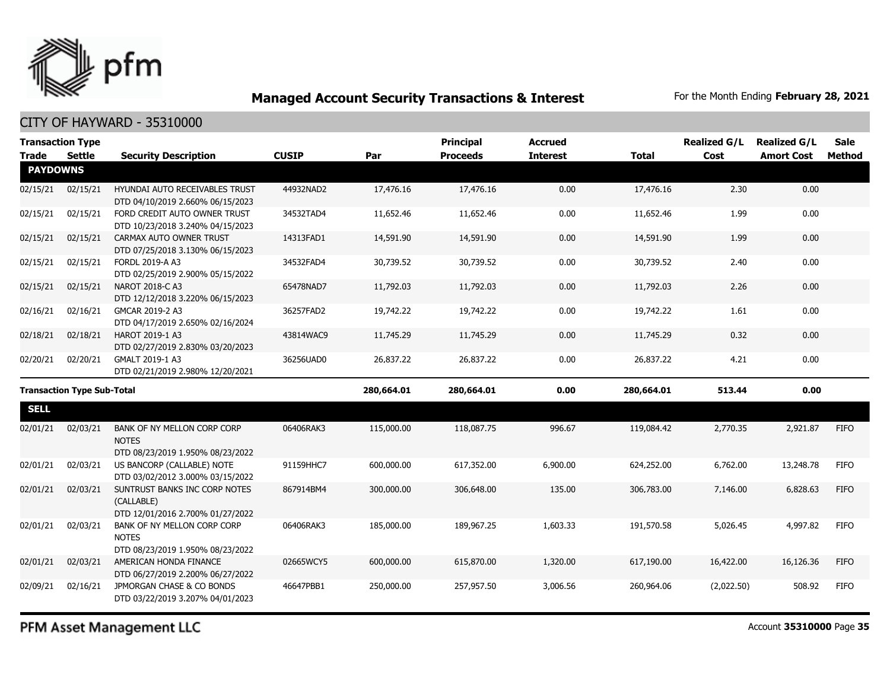# Managed Account Security Transactions & Interest

For the Month Ending **February 28, 2021**

## CITY OF HAYWARD - 35310000

| Transaction Type Trade | Settle | Security Description | CUSIP | Par | Principal Proceeds | Accrued Interest | Total | Realized G/L Cost | Realized G/L Amort Cost | Sale Method |
|---|---|---|---|---|---|---|---|---|---|---|
| **PAYDOWNS** | | | | | | | | | | |
| 02/15/21 | 02/15/21 | HYUNDAI AUTO RECEIVABLES TRUST DTD 04/10/2019 2.660% 06/15/2023 | 44932NAD2 | 17,476.16 | 17,476.16 | 0.00 | 17,476.16 | 2.30 | 0.00 | |
| 02/15/21 | 02/15/21 | FORD CREDIT AUTO OWNER TRUST DTD 10/23/2018 3.240% 04/15/2023 | 34532TAD4 | 11,652.46 | 11,652.46 | 0.00 | 11,652.46 | 1.99 | 0.00 | |
| 02/15/21 | 02/15/21 | CARMAX AUTO OWNER TRUST DTD 07/25/2018 3.130% 06/15/2023 | 14313FAD1 | 14,591.90 | 14,591.90 | 0.00 | 14,591.90 | 1.99 | 0.00 | |
| 02/15/21 | 02/15/21 | FORDL 2019-A A3 DTD 02/25/2019 2.900% 05/15/2022 | 34532FAD4 | 30,739.52 | 30,739.52 | 0.00 | 30,739.52 | 2.40 | 0.00 | |
| 02/15/21 | 02/15/21 | NAROT 2018-C A3 DTD 12/12/2018 3.220% 06/15/2023 | 65478NAD7 | 11,792.03 | 11,792.03 | 0.00 | 11,792.03 | 2.26 | 0.00 | |
| 02/16/21 | 02/16/21 | GMCAR 2019-2 A3 DTD 04/17/2019 2.650% 02/16/2024 | 36257FAD2 | 19,742.22 | 19,742.22 | 0.00 | 19,742.22 | 1.61 | 0.00 | |
| 02/18/21 | 02/18/21 | HAROT 2019-1 A3 DTD 02/27/2019 2.830% 03/20/2023 | 43814WAC9 | 11,745.29 | 11,745.29 | 0.00 | 11,745.29 | 0.32 | 0.00 | |
| 02/20/21 | 02/20/21 | GMALT 2019-1 A3 DTD 02/21/2019 2.980% 12/20/2021 | 36256UAD0 | 26,837.22 | 26,837.22 | 0.00 | 26,837.22 | 4.21 | 0.00 | |
| **Transaction Type Sub-Total** | | | | **280,664.01** | **280,664.01** | **0.00** | **280,664.01** | **513.44** | **0.00** | |
| **SELL** | | | | | | | | | | |
| 02/01/21 | 02/03/21 | BANK OF NY MELLON CORP CORP NOTES DTD 08/23/2019 1.950% 08/23/2022 | 06406RAK3 | 115,000.00 | 118,087.75 | 996.67 | 119,084.42 | 2,770.35 | 2,921.87 | FIFO |
| 02/01/21 | 02/03/21 | US BANCORP (CALLABLE) NOTE DTD 03/02/2012 3.000% 03/15/2022 | 91159HHC7 | 600,000.00 | 617,352.00 | 6,900.00 | 624,252.00 | 6,762.00 | 13,248.78 | FIFO |
| 02/01/21 | 02/03/21 | SUNTRUST BANKS INC CORP NOTES (CALLABLE) DTD 12/01/2016 2.700% 01/27/2022 | 867914BM4 | 300,000.00 | 306,648.00 | 135.00 | 306,783.00 | 7,146.00 | 6,828.63 | FIFO |
| 02/01/21 | 02/03/21 | BANK OF NY MELLON CORP CORP NOTES DTD 08/23/2019 1.950% 08/23/2022 | 06406RAK3 | 185,000.00 | 189,967.25 | 1,603.33 | 191,570.58 | 5,026.45 | 4,997.82 | FIFO |
| 02/01/21 | 02/03/21 | AMERICAN HONDA FINANCE DTD 06/27/2019 2.200% 06/27/2022 | 02665WCY5 | 600,000.00 | 615,870.00 | 1,320.00 | 617,190.00 | 16,422.00 | 16,126.36 | FIFO |
| 02/09/21 | 02/16/21 | JPMORGAN CHASE & CO BONDS DTD 03/22/2019 3.207% 04/01/2023 | 46647PBB1 | 250,000.00 | 257,957.50 | 3,006.56 | 260,964.06 | (2,022.50) | 508.92 | FIFO |

PFM Asset Management LLC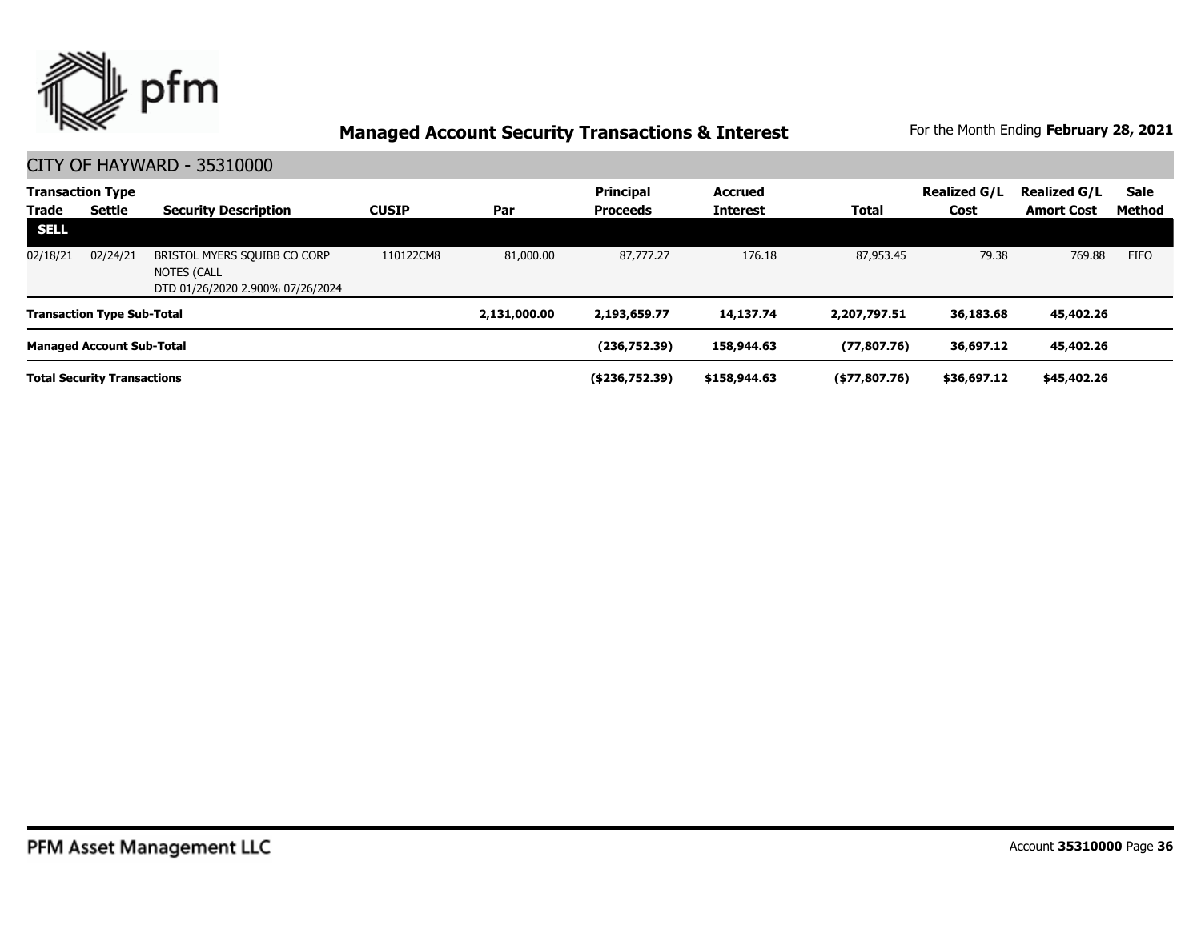## Managed Account Security Transactions & Interest

For the Month Ending **February 28, 2021**

### CITY OF HAYWARD - 35310000

| Transaction Type Trade | Settle | Security Description | CUSIP | Par | Principal Proceeds | Accrued Interest | Total | Realized G/L Cost | Realized G/L Amort Cost | Sale Method |
|---|---|---|---|---|---|---|---|---|---|---|
| **SELL** | | | | | | | | | | |
| 02/18/21 | 02/24/21 | BRISTOL MYERS SQUIBB CO CORP NOTES (CALL DTD 01/26/2020 2.900% 07/26/2024 | 110122CM8 | 81,000.00 | 87,777.27 | 176.18 | 87,953.45 | 79.38 | 769.88 | FIFO |
| **Transaction Type Sub-Total** | | | | **2,131,000.00** | **2,193,659.77** | **14,137.74** | **2,207,797.51** | **36,183.68** | **45,402.26** | |
| **Managed Account Sub-Total** | | | | | **(236,752.39)** | **158,944.63** | **(77,807.76)** | **36,697.12** | **45,402.26** | |
| **Total Security Transactions** | | | | | **($236,752.39)** | **$158,944.63** | **($77,807.76)** | **$36,697.12** | **$45,402.26** | |